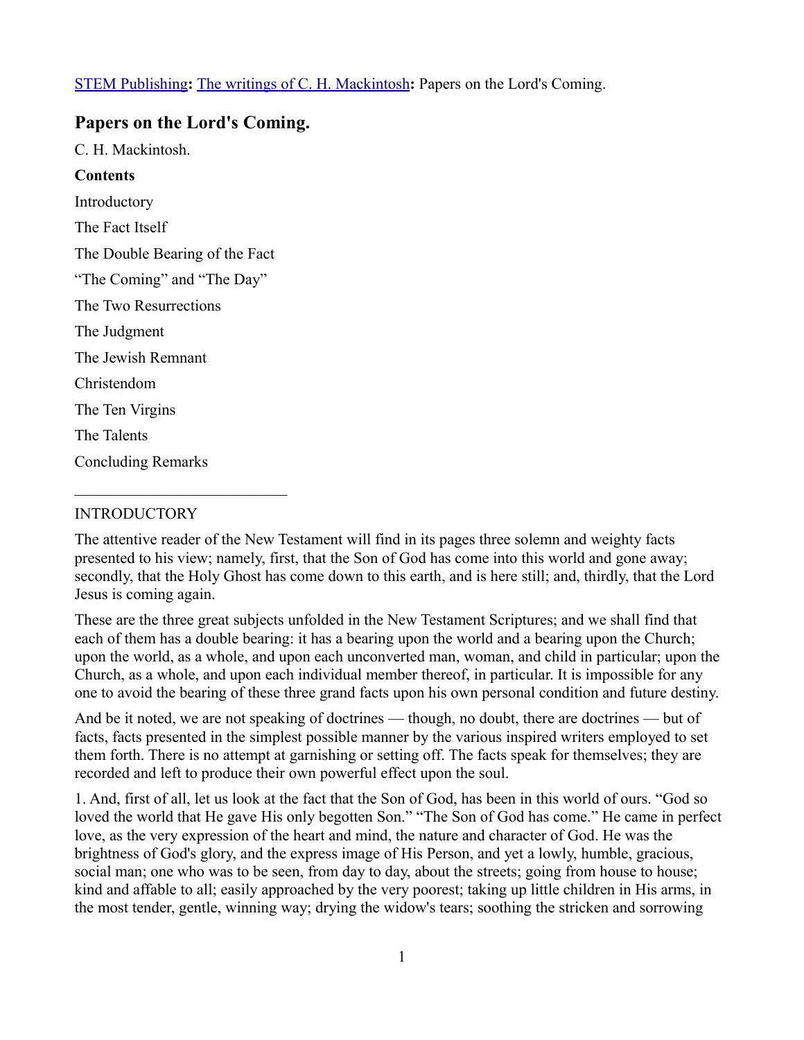[STEM Publishing](#): [The writings of C. H. Mackintosh](#): Papers on the Lord's Coming.

## Papers on the Lord's Coming.

C. H. Mackintosh.

**Contents**

Introductory

The Fact Itself

The Double Bearing of the Fact

"The Coming" and "The Day"

The Two Resurrections

The Judgment

The Jewish Remnant

Christendom

The Ten Virgins

The Talents

Concluding Remarks

---

INTRODUCTORY

The attentive reader of the New Testament will find in its pages three solemn and weighty facts presented to his view; namely, first, that the Son of God has come into this world and gone away; secondly, that the Holy Ghost has come down to this earth, and is here still; and, thirdly, that the Lord Jesus is coming again.

These are the three great subjects unfolded in the New Testament Scriptures; and we shall find that each of them has a double bearing: it has a bearing upon the world and a bearing upon the Church; upon the world, as a whole, and upon each unconverted man, woman, and child in particular; upon the Church, as a whole, and upon each individual member thereof, in particular. It is impossible for any one to avoid the bearing of these three grand facts upon his own personal condition and future destiny.

And be it noted, we are not speaking of doctrines — though, no doubt, there are doctrines — but of facts, facts presented in the simplest possible manner by the various inspired writers employed to set them forth. There is no attempt at garnishing or setting off. The facts speak for themselves; they are recorded and left to produce their own powerful effect upon the soul.

1. And, first of all, let us look at the fact that the Son of God, has been in this world of ours. "God so loved the world that He gave His only begotten Son." "The Son of God has come." He came in perfect love, as the very expression of the heart and mind, the nature and character of God. He was the brightness of God's glory, and the express image of His Person, and yet a lowly, humble, gracious, social man; one who was to be seen, from day to day, about the streets; going from house to house; kind and affable to all; easily approached by the very poorest; taking up little children in His arms, in the most tender, gentle, winning way; drying the widow's tears; soothing the stricken and sorrowing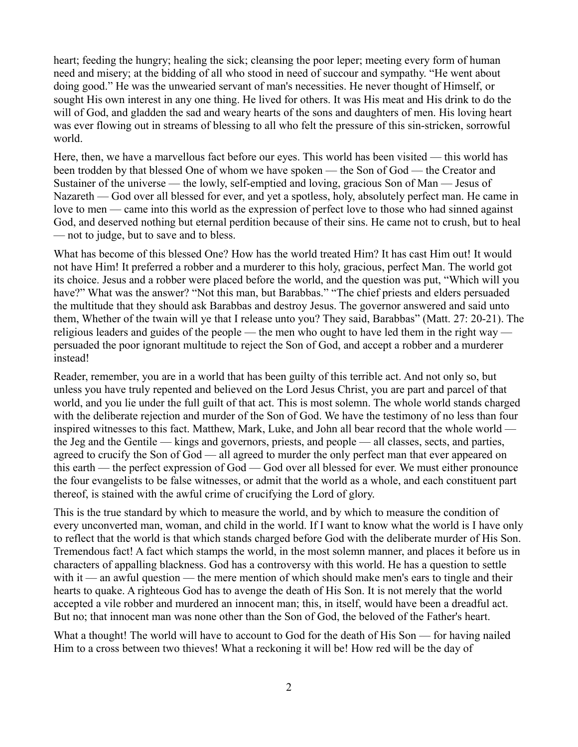heart; feeding the hungry; healing the sick; cleansing the poor leper; meeting every form of human need and misery; at the bidding of all who stood in need of succour and sympathy. "He went about doing good." He was the unwearied servant of man's necessities. He never thought of Himself, or sought His own interest in any one thing. He lived for others. It was His meat and His drink to do the will of God, and gladden the sad and weary hearts of the sons and daughters of men. His loving heart was ever flowing out in streams of blessing to all who felt the pressure of this sin-stricken, sorrowful world.

Here, then, we have a marvellous fact before our eyes. This world has been visited — this world has been trodden by that blessed One of whom we have spoken — the Son of God — the Creator and Sustainer of the universe — the lowly, self-emptied and loving, gracious Son of Man — Jesus of Nazareth — God over all blessed for ever, and yet a spotless, holy, absolutely perfect man. He came in love to men — came into this world as the expression of perfect love to those who had sinned against God, and deserved nothing but eternal perdition because of their sins. He came not to crush, but to heal — not to judge, but to save and to bless.

What has become of this blessed One? How has the world treated Him? It has cast Him out! It would not have Him! It preferred a robber and a murderer to this holy, gracious, perfect Man. The world got its choice. Jesus and a robber were placed before the world, and the question was put, "Which will you have?" What was the answer? "Not this man, but Barabbas." "The chief priests and elders persuaded the multitude that they should ask Barabbas and destroy Jesus. The governor answered and said unto them, Whether of the twain will ye that I release unto you? They said, Barabbas" (Matt. 27: 20-21). The religious leaders and guides of the people — the men who ought to have led them in the right way — persuaded the poor ignorant multitude to reject the Son of God, and accept a robber and a murderer instead!

Reader, remember, you are in a world that has been guilty of this terrible act. And not only so, but unless you have truly repented and believed on the Lord Jesus Christ, you are part and parcel of that world, and you lie under the full guilt of that act. This is most solemn. The whole world stands charged with the deliberate rejection and murder of the Son of God. We have the testimony of no less than four inspired witnesses to this fact. Matthew, Mark, Luke, and John all bear record that the whole world — the Jeg and the Gentile — kings and governors, priests, and people — all classes, sects, and parties, agreed to crucify the Son of God — all agreed to murder the only perfect man that ever appeared on this earth — the perfect expression of God — God over all blessed for ever. We must either pronounce the four evangelists to be false witnesses, or admit that the world as a whole, and each constituent part thereof, is stained with the awful crime of crucifying the Lord of glory.

This is the true standard by which to measure the world, and by which to measure the condition of every unconverted man, woman, and child in the world. If I want to know what the world is I have only to reflect that the world is that which stands charged before God with the deliberate murder of His Son. Tremendous fact! A fact which stamps the world, in the most solemn manner, and places it before us in characters of appalling blackness. God has a controversy with this world. He has a question to settle with it — an awful question — the mere mention of which should make men's ears to tingle and their hearts to quake. A righteous God has to avenge the death of His Son. It is not merely that the world accepted a vile robber and murdered an innocent man; this, in itself, would have been a dreadful act. But no; that innocent man was none other than the Son of God, the beloved of the Father's heart.

What a thought! The world will have to account to God for the death of His Son — for having nailed Him to a cross between two thieves! What a reckoning it will be! How red will be the day of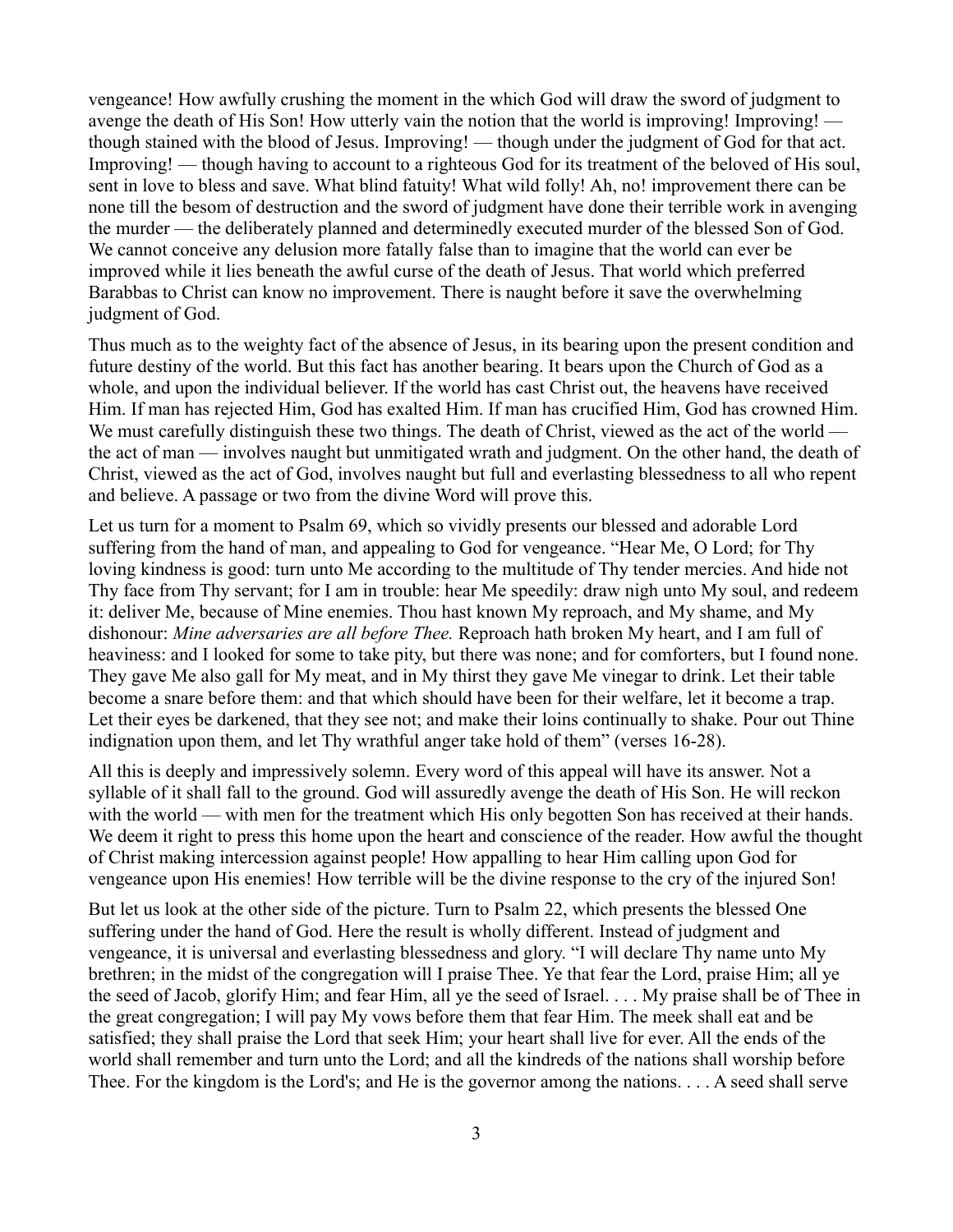vengeance! How awfully crushing the moment in the which God will draw the sword of judgment to avenge the death of His Son! How utterly vain the notion that the world is improving! Improving! — though stained with the blood of Jesus. Improving! — though under the judgment of God for that act. Improving! — though having to account to a righteous God for its treatment of the beloved of His soul, sent in love to bless and save. What blind fatuity! What wild folly! Ah, no! improvement there can be none till the besom of destruction and the sword of judgment have done their terrible work in avenging the murder — the deliberately planned and determinedly executed murder of the blessed Son of God. We cannot conceive any delusion more fatally false than to imagine that the world can ever be improved while it lies beneath the awful curse of the death of Jesus. That world which preferred Barabbas to Christ can know no improvement. There is naught before it save the overwhelming judgment of God.

Thus much as to the weighty fact of the absence of Jesus, in its bearing upon the present condition and future destiny of the world. But this fact has another bearing. It bears upon the Church of God as a whole, and upon the individual believer. If the world has cast Christ out, the heavens have received Him. If man has rejected Him, God has exalted Him. If man has crucified Him, God has crowned Him. We must carefully distinguish these two things. The death of Christ, viewed as the act of the world — the act of man — involves naught but unmitigated wrath and judgment. On the other hand, the death of Christ, viewed as the act of God, involves naught but full and everlasting blessedness to all who repent and believe. A passage or two from the divine Word will prove this.

Let us turn for a moment to Psalm 69, which so vividly presents our blessed and adorable Lord suffering from the hand of man, and appealing to God for vengeance. "Hear Me, O Lord; for Thy loving kindness is good: turn unto Me according to the multitude of Thy tender mercies. And hide not Thy face from Thy servant; for I am in trouble: hear Me speedily: draw nigh unto My soul, and redeem it: deliver Me, because of Mine enemies. Thou hast known My reproach, and My shame, and My dishonour: *Mine adversaries are all before Thee.* Reproach hath broken My heart, and I am full of heaviness: and I looked for some to take pity, but there was none; and for comforters, but I found none. They gave Me also gall for My meat, and in My thirst they gave Me vinegar to drink. Let their table become a snare before them: and that which should have been for their welfare, let it become a trap. Let their eyes be darkened, that they see not; and make their loins continually to shake. Pour out Thine indignation upon them, and let Thy wrathful anger take hold of them" (verses 16-28).

All this is deeply and impressively solemn. Every word of this appeal will have its answer. Not a syllable of it shall fall to the ground. God will assuredly avenge the death of His Son. He will reckon with the world — with men for the treatment which His only begotten Son has received at their hands. We deem it right to press this home upon the heart and conscience of the reader. How awful the thought of Christ making intercession against people! How appalling to hear Him calling upon God for vengeance upon His enemies! How terrible will be the divine response to the cry of the injured Son!

But let us look at the other side of the picture. Turn to Psalm 22, which presents the blessed One suffering under the hand of God. Here the result is wholly different. Instead of judgment and vengeance, it is universal and everlasting blessedness and glory. "I will declare Thy name unto My brethren; in the midst of the congregation will I praise Thee. Ye that fear the Lord, praise Him; all ye the seed of Jacob, glorify Him; and fear Him, all ye the seed of Israel. . . . My praise shall be of Thee in the great congregation; I will pay My vows before them that fear Him. The meek shall eat and be satisfied; they shall praise the Lord that seek Him; your heart shall live for ever. All the ends of the world shall remember and turn unto the Lord; and all the kindreds of the nations shall worship before Thee. For the kingdom is the Lord's; and He is the governor among the nations. . . . A seed shall serve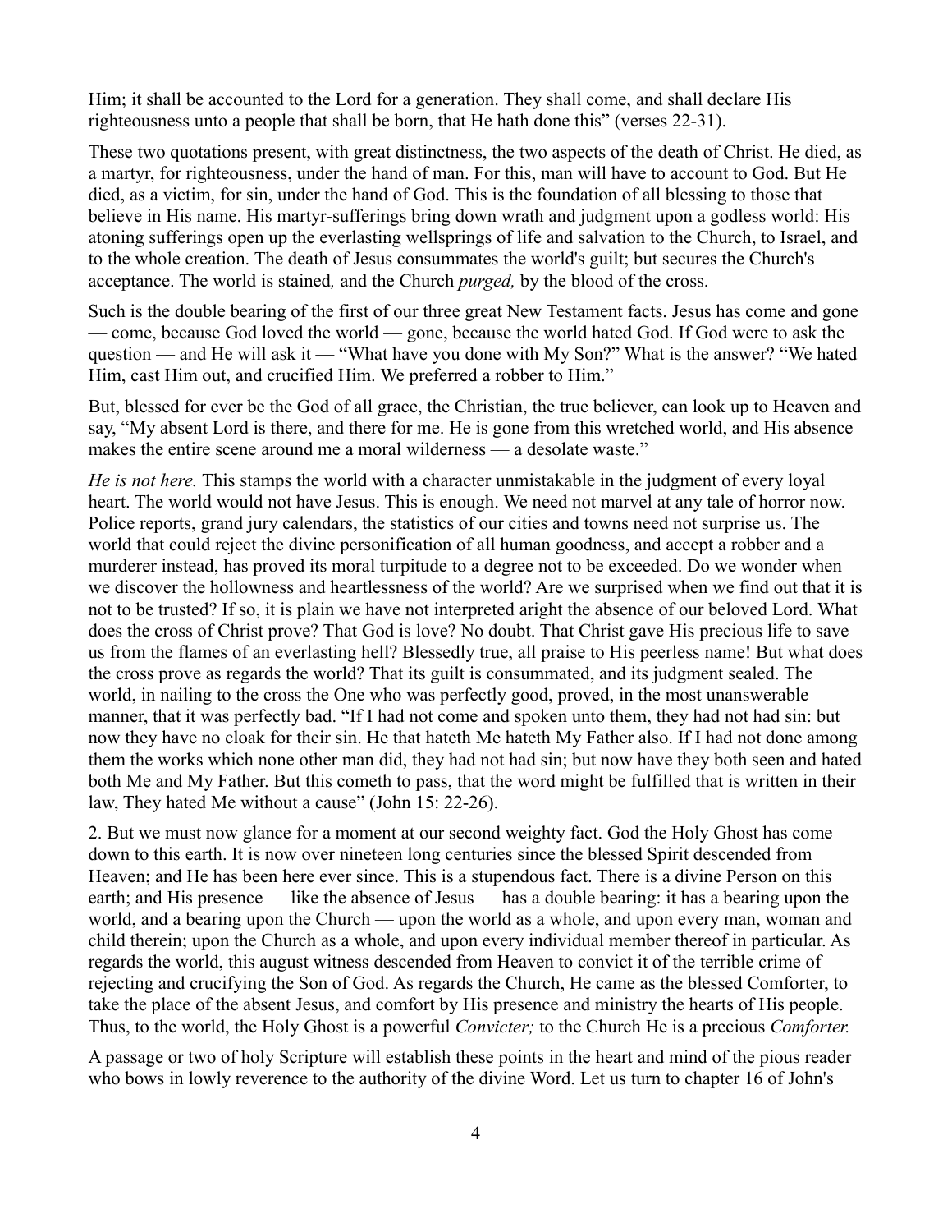Him; it shall be accounted to the Lord for a generation. They shall come, and shall declare His righteousness unto a people that shall be born, that He hath done this" (verses 22-31).

These two quotations present, with great distinctness, the two aspects of the death of Christ. He died, as a martyr, for righteousness, under the hand of man. For this, man will have to account to God. But He died, as a victim, for sin, under the hand of God. This is the foundation of all blessing to those that believe in His name. His martyr-sufferings bring down wrath and judgment upon a godless world: His atoning sufferings open up the everlasting wellsprings of life and salvation to the Church, to Israel, and to the whole creation. The death of Jesus consummates the world's guilt; but secures the Church's acceptance. The world is stained*,* and the Church *purged,* by the blood of the cross.

Such is the double bearing of the first of our three great New Testament facts. Jesus has come and gone — come, because God loved the world — gone, because the world hated God. If God were to ask the question — and He will ask it — "What have you done with My Son?" What is the answer? "We hated Him, cast Him out, and crucified Him. We preferred a robber to Him."

But, blessed for ever be the God of all grace, the Christian, the true believer, can look up to Heaven and say, "My absent Lord is there, and there for me. He is gone from this wretched world, and His absence makes the entire scene around me a moral wilderness — a desolate waste."

*He is not here.* This stamps the world with a character unmistakable in the judgment of every loyal heart. The world would not have Jesus. This is enough. We need not marvel at any tale of horror now. Police reports, grand jury calendars, the statistics of our cities and towns need not surprise us. The world that could reject the divine personification of all human goodness, and accept a robber and a murderer instead, has proved its moral turpitude to a degree not to be exceeded. Do we wonder when we discover the hollowness and heartlessness of the world? Are we surprised when we find out that it is not to be trusted? If so, it is plain we have not interpreted aright the absence of our beloved Lord. What does the cross of Christ prove? That God is love? No doubt. That Christ gave His precious life to save us from the flames of an everlasting hell? Blessedly true, all praise to His peerless name! But what does the cross prove as regards the world? That its guilt is consummated, and its judgment sealed. The world, in nailing to the cross the One who was perfectly good, proved, in the most unanswerable manner, that it was perfectly bad. "If I had not come and spoken unto them, they had not had sin: but now they have no cloak for their sin. He that hateth Me hateth My Father also. If I had not done among them the works which none other man did, they had not had sin; but now have they both seen and hated both Me and My Father. But this cometh to pass, that the word might be fulfilled that is written in their law, They hated Me without a cause" (John 15: 22-26).

2. But we must now glance for a moment at our second weighty fact. God the Holy Ghost has come down to this earth. It is now over nineteen long centuries since the blessed Spirit descended from Heaven; and He has been here ever since. This is a stupendous fact. There is a divine Person on this earth; and His presence — like the absence of Jesus — has a double bearing: it has a bearing upon the world, and a bearing upon the Church — upon the world as a whole, and upon every man, woman and child therein; upon the Church as a whole, and upon every individual member thereof in particular. As regards the world, this august witness descended from Heaven to convict it of the terrible crime of rejecting and crucifying the Son of God. As regards the Church, He came as the blessed Comforter, to take the place of the absent Jesus, and comfort by His presence and ministry the hearts of His people. Thus, to the world, the Holy Ghost is a powerful *Convicter;* to the Church He is a precious *Comforter.*

A passage or two of holy Scripture will establish these points in the heart and mind of the pious reader who bows in lowly reverence to the authority of the divine Word. Let us turn to chapter 16 of John's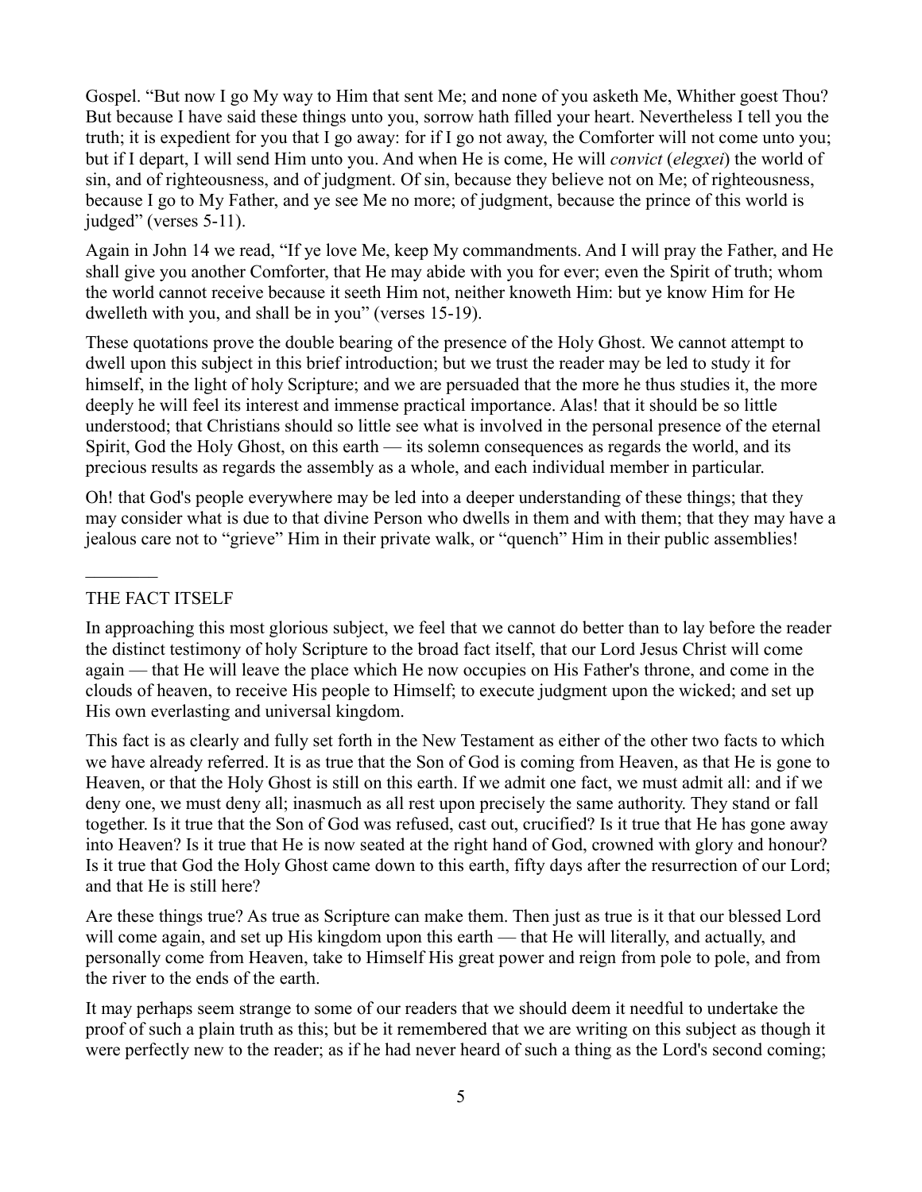Gospel. “But now I go My way to Him that sent Me; and none of you asketh Me, Whither goest Thou? But because I have said these things unto you, sorrow hath filled your heart. Nevertheless I tell you the truth; it is expedient for you that I go away: for if I go not away, the Comforter will not come unto you; but if I depart, I will send Him unto you. And when He is come, He will *convict* (*elegxei*) the world of sin, and of righteousness, and of judgment. Of sin, because they believe not on Me; of righteousness, because I go to My Father, and ye see Me no more; of judgment, because the prince of this world is judged” (verses 5-11).

Again in John 14 we read, “If ye love Me, keep My commandments. And I will pray the Father, and He shall give you another Comforter, that He may abide with you for ever; even the Spirit of truth; whom the world cannot receive because it seeth Him not, neither knoweth Him: but ye know Him for He dwelleth with you, and shall be in you” (verses 15-19).

These quotations prove the double bearing of the presence of the Holy Ghost. We cannot attempt to dwell upon this subject in this brief introduction; but we trust the reader may be led to study it for himself, in the light of holy Scripture; and we are persuaded that the more he thus studies it, the more deeply he will feel its interest and immense practical importance. Alas! that it should be so little understood; that Christians should so little see what is involved in the personal presence of the eternal Spirit, God the Holy Ghost, on this earth — its solemn consequences as regards the world, and its precious results as regards the assembly as a whole, and each individual member in particular.

Oh! that God's people everywhere may be led into a deeper understanding of these things; that they may consider what is due to that divine Person who dwells in them and with them; that they may have a jealous care not to “grieve” Him in their private walk, or “quench” Him in their public assemblies!

---

## THE FACT ITSELF

In approaching this most glorious subject, we feel that we cannot do better than to lay before the reader the distinct testimony of holy Scripture to the broad fact itself, that our Lord Jesus Christ will come again — that He will leave the place which He now occupies on His Father's throne, and come in the clouds of heaven, to receive His people to Himself; to execute judgment upon the wicked; and set up His own everlasting and universal kingdom.

This fact is as clearly and fully set forth in the New Testament as either of the other two facts to which we have already referred. It is as true that the Son of God is coming from Heaven, as that He is gone to Heaven, or that the Holy Ghost is still on this earth. If we admit one fact, we must admit all: and if we deny one, we must deny all; inasmuch as all rest upon precisely the same authority. They stand or fall together. Is it true that the Son of God was refused, cast out, crucified? Is it true that He has gone away into Heaven? Is it true that He is now seated at the right hand of God, crowned with glory and honour? Is it true that God the Holy Ghost came down to this earth, fifty days after the resurrection of our Lord; and that He is still here?

Are these things true? As true as Scripture can make them. Then just as true is it that our blessed Lord will come again, and set up His kingdom upon this earth — that He will literally, and actually, and personally come from Heaven, take to Himself His great power and reign from pole to pole, and from the river to the ends of the earth.

It may perhaps seem strange to some of our readers that we should deem it needful to undertake the proof of such a plain truth as this; but be it remembered that we are writing on this subject as though it were perfectly new to the reader; as if he had never heard of such a thing as the Lord's second coming;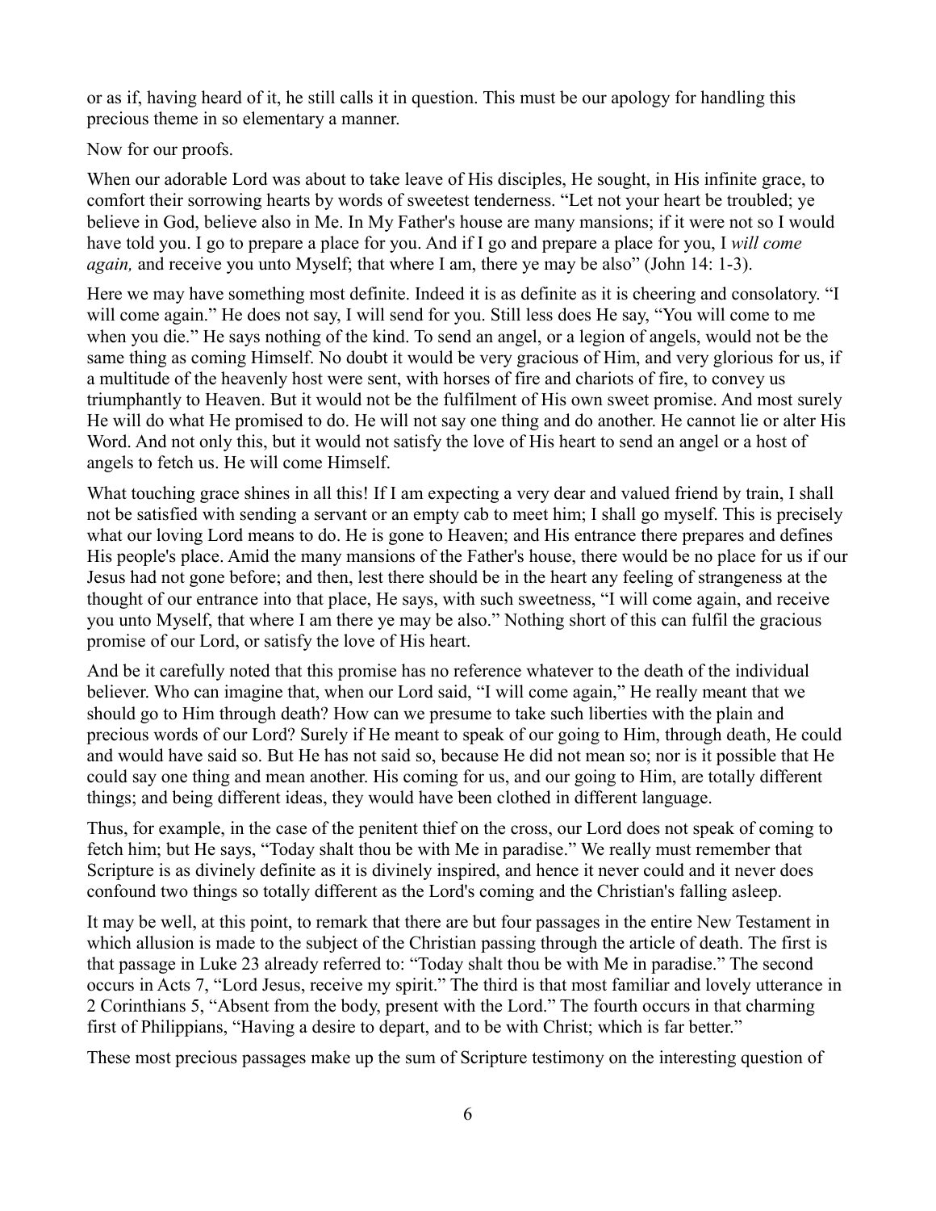or as if, having heard of it, he still calls it in question. This must be our apology for handling this precious theme in so elementary a manner.

Now for our proofs.

When our adorable Lord was about to take leave of His disciples, He sought, in His infinite grace, to comfort their sorrowing hearts by words of sweetest tenderness. "Let not your heart be troubled; ye believe in God, believe also in Me. In My Father's house are many mansions; if it were not so I would have told you. I go to prepare a place for you. And if I go and prepare a place for you, I *will come again,* and receive you unto Myself; that where I am, there ye may be also" (John 14: 1-3).

Here we may have something most definite. Indeed it is as definite as it is cheering and consolatory. "I will come again." He does not say, I will send for you. Still less does He say, "You will come to me when you die." He says nothing of the kind. To send an angel, or a legion of angels, would not be the same thing as coming Himself. No doubt it would be very gracious of Him, and very glorious for us, if a multitude of the heavenly host were sent, with horses of fire and chariots of fire, to convey us triumphantly to Heaven. But it would not be the fulfilment of His own sweet promise. And most surely He will do what He promised to do. He will not say one thing and do another. He cannot lie or alter His Word. And not only this, but it would not satisfy the love of His heart to send an angel or a host of angels to fetch us. He will come Himself.

What touching grace shines in all this! If I am expecting a very dear and valued friend by train, I shall not be satisfied with sending a servant or an empty cab to meet him; I shall go myself. This is precisely what our loving Lord means to do. He is gone to Heaven; and His entrance there prepares and defines His people's place. Amid the many mansions of the Father's house, there would be no place for us if our Jesus had not gone before; and then, lest there should be in the heart any feeling of strangeness at the thought of our entrance into that place, He says, with such sweetness, "I will come again, and receive you unto Myself, that where I am there ye may be also." Nothing short of this can fulfil the gracious promise of our Lord, or satisfy the love of His heart.

And be it carefully noted that this promise has no reference whatever to the death of the individual believer. Who can imagine that, when our Lord said, "I will come again," He really meant that we should go to Him through death? How can we presume to take such liberties with the plain and precious words of our Lord? Surely if He meant to speak of our going to Him, through death, He could and would have said so. But He has not said so, because He did not mean so; nor is it possible that He could say one thing and mean another. His coming for us, and our going to Him, are totally different things; and being different ideas, they would have been clothed in different language.

Thus, for example, in the case of the penitent thief on the cross, our Lord does not speak of coming to fetch him; but He says, "Today shalt thou be with Me in paradise." We really must remember that Scripture is as divinely definite as it is divinely inspired, and hence it never could and it never does confound two things so totally different as the Lord's coming and the Christian's falling asleep.

It may be well, at this point, to remark that there are but four passages in the entire New Testament in which allusion is made to the subject of the Christian passing through the article of death. The first is that passage in Luke 23 already referred to: "Today shalt thou be with Me in paradise." The second occurs in Acts 7, "Lord Jesus, receive my spirit." The third is that most familiar and lovely utterance in 2 Corinthians 5, "Absent from the body, present with the Lord." The fourth occurs in that charming first of Philippians, "Having a desire to depart, and to be with Christ; which is far better."

These most precious passages make up the sum of Scripture testimony on the interesting question of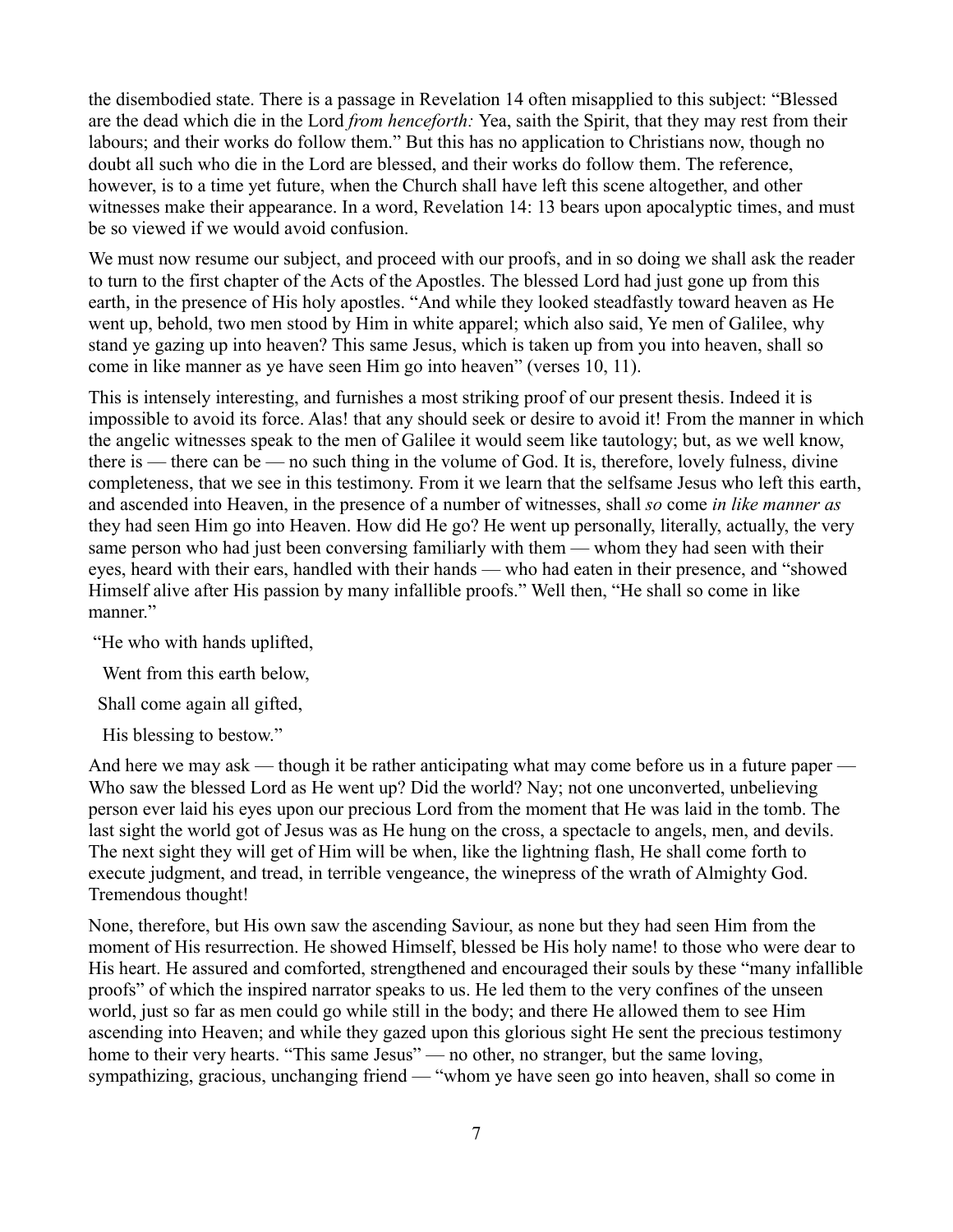the disembodied state. There is a passage in Revelation 14 often misapplied to this subject: "Blessed are the dead which die in the Lord *from henceforth:* Yea, saith the Spirit, that they may rest from their labours; and their works do follow them." But this has no application to Christians now, though no doubt all such who die in the Lord are blessed, and their works do follow them. The reference, however, is to a time yet future, when the Church shall have left this scene altogether, and other witnesses make their appearance. In a word, Revelation 14: 13 bears upon apocalyptic times, and must be so viewed if we would avoid confusion.

We must now resume our subject, and proceed with our proofs, and in so doing we shall ask the reader to turn to the first chapter of the Acts of the Apostles. The blessed Lord had just gone up from this earth, in the presence of His holy apostles. "And while they looked steadfastly toward heaven as He went up, behold, two men stood by Him in white apparel; which also said, Ye men of Galilee, why stand ye gazing up into heaven? This same Jesus, which is taken up from you into heaven, shall so come in like manner as ye have seen Him go into heaven" (verses 10, 11).

This is intensely interesting, and furnishes a most striking proof of our present thesis. Indeed it is impossible to avoid its force. Alas! that any should seek or desire to avoid it! From the manner in which the angelic witnesses speak to the men of Galilee it would seem like tautology; but, as we well know, there is — there can be — no such thing in the volume of God. It is, therefore, lovely fulness, divine completeness, that we see in this testimony. From it we learn that the selfsame Jesus who left this earth, and ascended into Heaven, in the presence of a number of witnesses, shall *so* come *in like manner as* they had seen Him go into Heaven. How did He go? He went up personally, literally, actually, the very same person who had just been conversing familiarly with them — whom they had seen with their eyes, heard with their ears, handled with their hands — who had eaten in their presence, and "showed Himself alive after His passion by many infallible proofs." Well then, "He shall so come in like manner."

"He who with hands uplifted,
Went from this earth below,
Shall come again all gifted,
His blessing to bestow."

And here we may ask — though it be rather anticipating what may come before us in a future paper — Who saw the blessed Lord as He went up? Did the world? Nay; not one unconverted, unbelieving person ever laid his eyes upon our precious Lord from the moment that He was laid in the tomb. The last sight the world got of Jesus was as He hung on the cross, a spectacle to angels, men, and devils. The next sight they will get of Him will be when, like the lightning flash, He shall come forth to execute judgment, and tread, in terrible vengeance, the winepress of the wrath of Almighty God. Tremendous thought!

None, therefore, but His own saw the ascending Saviour, as none but they had seen Him from the moment of His resurrection. He showed Himself, blessed be His holy name! to those who were dear to His heart. He assured and comforted, strengthened and encouraged their souls by these "many infallible proofs" of which the inspired narrator speaks to us. He led them to the very confines of the unseen world, just so far as men could go while still in the body; and there He allowed them to see Him ascending into Heaven; and while they gazed upon this glorious sight He sent the precious testimony home to their very hearts. "This same Jesus" — no other, no stranger, but the same loving, sympathizing, gracious, unchanging friend — "whom ye have seen go into heaven, shall so come in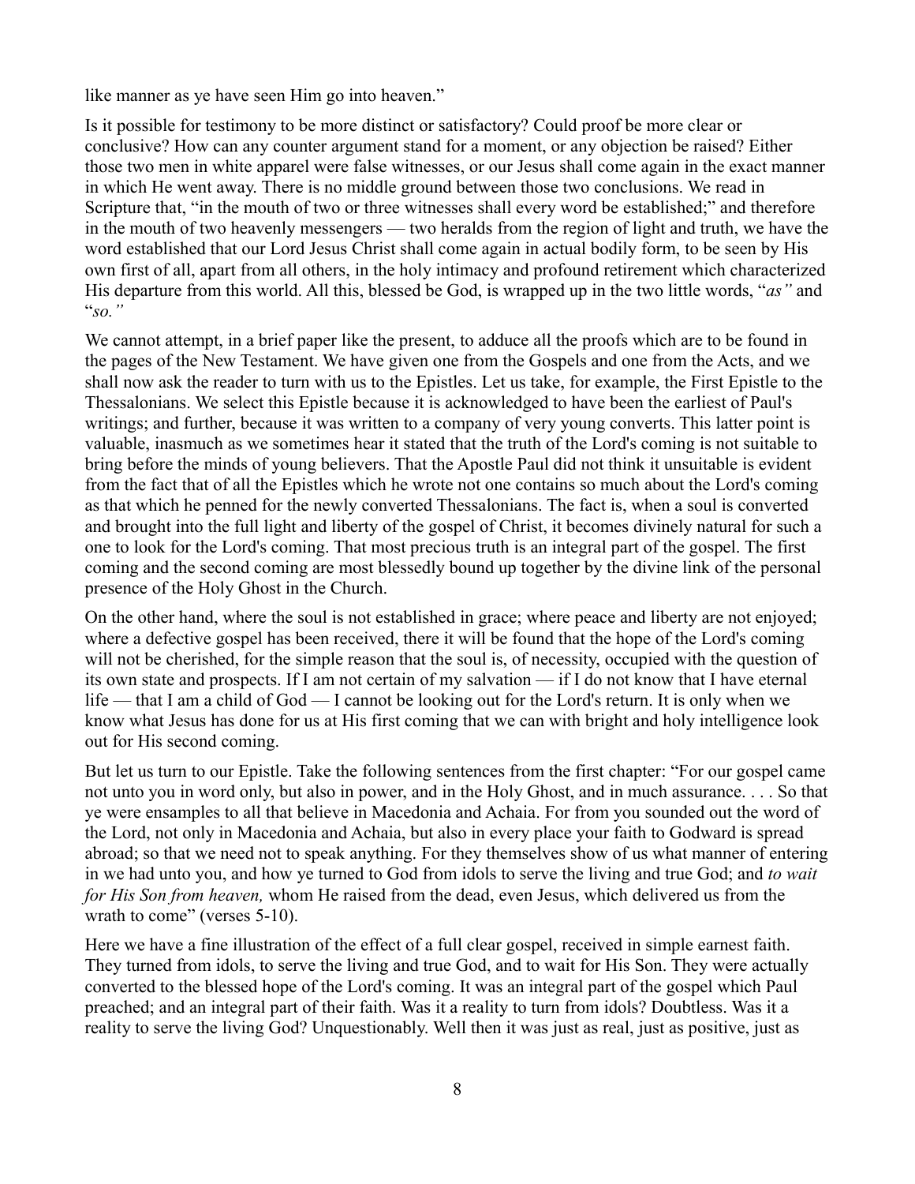like manner as ye have seen Him go into heaven."

Is it possible for testimony to be more distinct or satisfactory? Could proof be more clear or conclusive? How can any counter argument stand for a moment, or any objection be raised? Either those two men in white apparel were false witnesses, or our Jesus shall come again in the exact manner in which He went away. There is no middle ground between those two conclusions. We read in Scripture that, "in the mouth of two or three witnesses shall every word be established;" and therefore in the mouth of two heavenly messengers — two heralds from the region of light and truth, we have the word established that our Lord Jesus Christ shall come again in actual bodily form, to be seen by His own first of all, apart from all others, in the holy intimacy and profound retirement which characterized His departure from this world. All this, blessed be God, is wrapped up in the two little words, "*as"* and "*so."*

We cannot attempt, in a brief paper like the present, to adduce all the proofs which are to be found in the pages of the New Testament. We have given one from the Gospels and one from the Acts, and we shall now ask the reader to turn with us to the Epistles. Let us take, for example, the First Epistle to the Thessalonians. We select this Epistle because it is acknowledged to have been the earliest of Paul's writings; and further, because it was written to a company of very young converts. This latter point is valuable, inasmuch as we sometimes hear it stated that the truth of the Lord's coming is not suitable to bring before the minds of young believers. That the Apostle Paul did not think it unsuitable is evident from the fact that of all the Epistles which he wrote not one contains so much about the Lord's coming as that which he penned for the newly converted Thessalonians. The fact is, when a soul is converted and brought into the full light and liberty of the gospel of Christ, it becomes divinely natural for such a one to look for the Lord's coming. That most precious truth is an integral part of the gospel. The first coming and the second coming are most blessedly bound up together by the divine link of the personal presence of the Holy Ghost in the Church.

On the other hand, where the soul is not established in grace; where peace and liberty are not enjoyed; where a defective gospel has been received, there it will be found that the hope of the Lord's coming will not be cherished, for the simple reason that the soul is, of necessity, occupied with the question of its own state and prospects. If I am not certain of my salvation — if I do not know that I have eternal life — that I am a child of God — I cannot be looking out for the Lord's return. It is only when we know what Jesus has done for us at His first coming that we can with bright and holy intelligence look out for His second coming.

But let us turn to our Epistle. Take the following sentences from the first chapter: "For our gospel came not unto you in word only, but also in power, and in the Holy Ghost, and in much assurance. . . . So that ye were ensamples to all that believe in Macedonia and Achaia. For from you sounded out the word of the Lord, not only in Macedonia and Achaia, but also in every place your faith to Godward is spread abroad; so that we need not to speak anything. For they themselves show of us what manner of entering in we had unto you, and how ye turned to God from idols to serve the living and true God; and *to wait for His Son from heaven,* whom He raised from the dead, even Jesus, which delivered us from the wrath to come" (verses 5-10).

Here we have a fine illustration of the effect of a full clear gospel, received in simple earnest faith. They turned from idols, to serve the living and true God, and to wait for His Son. They were actually converted to the blessed hope of the Lord's coming. It was an integral part of the gospel which Paul preached; and an integral part of their faith. Was it a reality to turn from idols? Doubtless. Was it a reality to serve the living God? Unquestionably. Well then it was just as real, just as positive, just as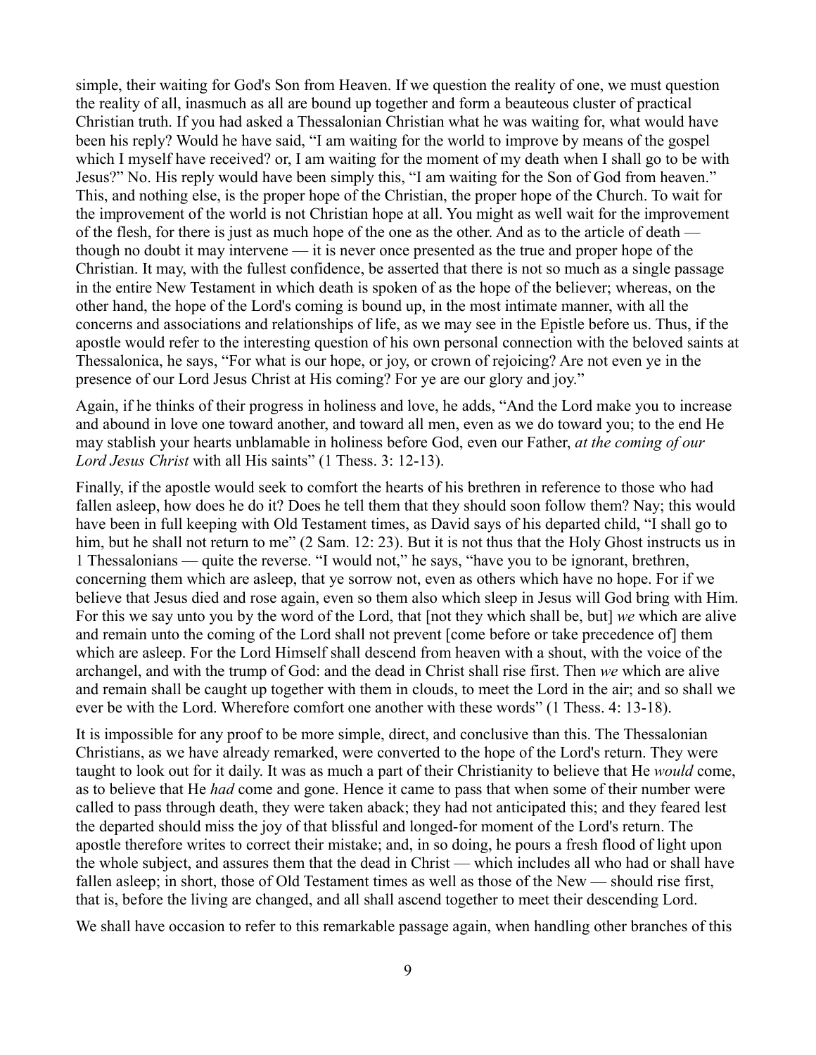simple, their waiting for God's Son from Heaven. If we question the reality of one, we must question the reality of all, inasmuch as all are bound up together and form a beauteous cluster of practical Christian truth. If you had asked a Thessalonian Christian what he was waiting for, what would have been his reply? Would he have said, "I am waiting for the world to improve by means of the gospel which I myself have received? or, I am waiting for the moment of my death when I shall go to be with Jesus?" No. His reply would have been simply this, "I am waiting for the Son of God from heaven." This, and nothing else, is the proper hope of the Christian, the proper hope of the Church. To wait for the improvement of the world is not Christian hope at all. You might as well wait for the improvement of the flesh, for there is just as much hope of the one as the other. And as to the article of death — though no doubt it may intervene — it is never once presented as the true and proper hope of the Christian. It may, with the fullest confidence, be asserted that there is not so much as a single passage in the entire New Testament in which death is spoken of as the hope of the believer; whereas, on the other hand, the hope of the Lord's coming is bound up, in the most intimate manner, with all the concerns and associations and relationships of life, as we may see in the Epistle before us. Thus, if the apostle would refer to the interesting question of his own personal connection with the beloved saints at Thessalonica, he says, "For what is our hope, or joy, or crown of rejoicing? Are not even ye in the presence of our Lord Jesus Christ at His coming? For ye are our glory and joy."

Again, if he thinks of their progress in holiness and love, he adds, "And the Lord make you to increase and abound in love one toward another, and toward all men, even as we do toward you; to the end He may stablish your hearts unblamable in holiness before God, even our Father, *at the coming of our Lord Jesus Christ* with all His saints" (1 Thess. 3: 12-13).

Finally, if the apostle would seek to comfort the hearts of his brethren in reference to those who had fallen asleep, how does he do it? Does he tell them that they should soon follow them? Nay; this would have been in full keeping with Old Testament times, as David says of his departed child, "I shall go to him, but he shall not return to me" (2 Sam. 12: 23). But it is not thus that the Holy Ghost instructs us in 1 Thessalonians — quite the reverse. "I would not," he says, "have you to be ignorant, brethren, concerning them which are asleep, that ye sorrow not, even as others which have no hope. For if we believe that Jesus died and rose again, even so them also which sleep in Jesus will God bring with Him. For this we say unto you by the word of the Lord, that [not they which shall be, but] *we* which are alive and remain unto the coming of the Lord shall not prevent [come before or take precedence of] them which are asleep. For the Lord Himself shall descend from heaven with a shout, with the voice of the archangel, and with the trump of God: and the dead in Christ shall rise first. Then *we* which are alive and remain shall be caught up together with them in clouds, to meet the Lord in the air; and so shall we ever be with the Lord. Wherefore comfort one another with these words" (1 Thess. 4: 13-18).

It is impossible for any proof to be more simple, direct, and conclusive than this. The Thessalonian Christians, as we have already remarked, were converted to the hope of the Lord's return. They were taught to look out for it daily. It was as much a part of their Christianity to believe that He *would* come, as to believe that He *had* come and gone. Hence it came to pass that when some of their number were called to pass through death, they were taken aback; they had not anticipated this; and they feared lest the departed should miss the joy of that blissful and longed-for moment of the Lord's return. The apostle therefore writes to correct their mistake; and, in so doing, he pours a fresh flood of light upon the whole subject, and assures them that the dead in Christ — which includes all who had or shall have fallen asleep; in short, those of Old Testament times as well as those of the New — should rise first, that is, before the living are changed, and all shall ascend together to meet their descending Lord.

We shall have occasion to refer to this remarkable passage again, when handling other branches of this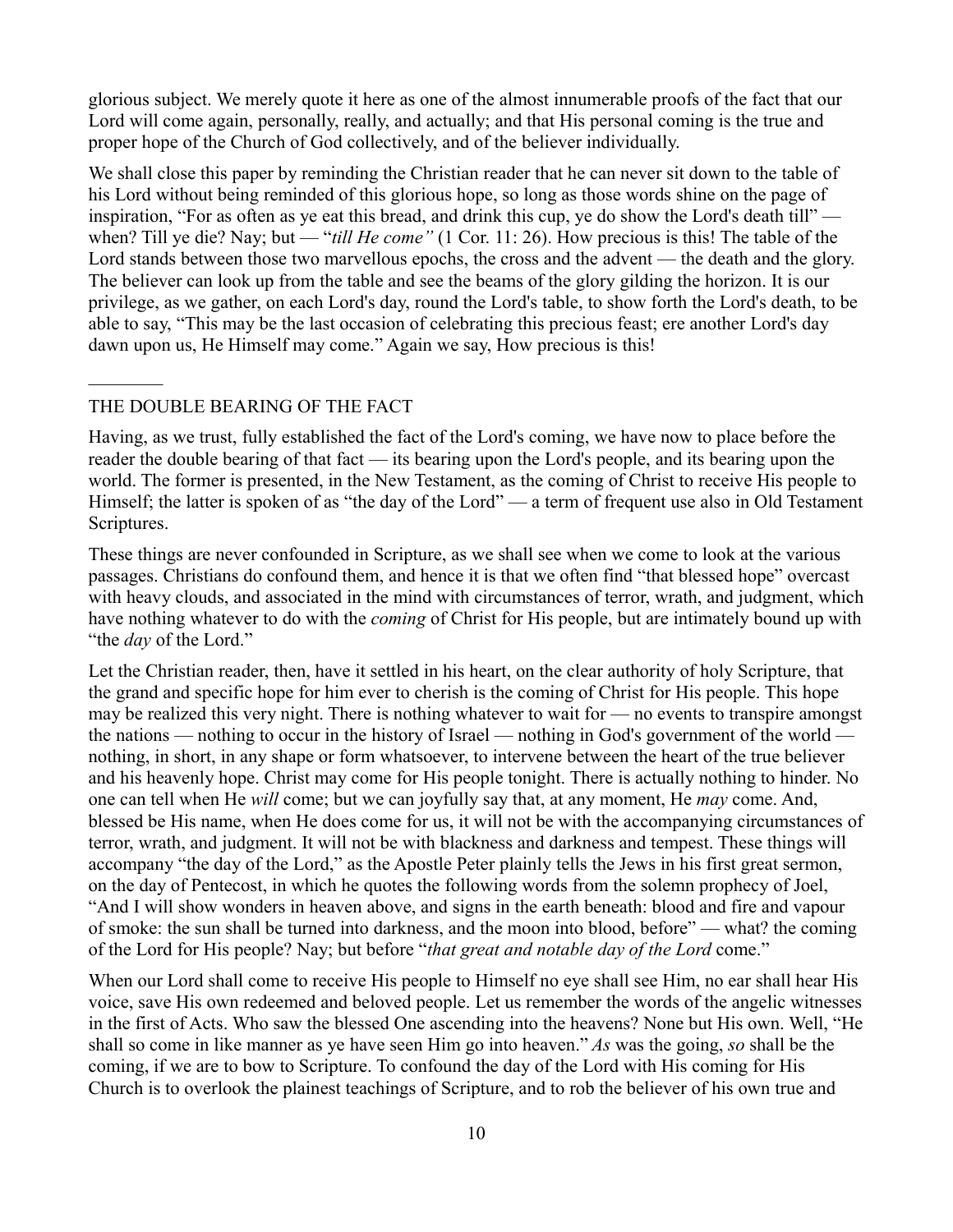glorious subject. We merely quote it here as one of the almost innumerable proofs of the fact that our Lord will come again, personally, really, and actually; and that His personal coming is the true and proper hope of the Church of God collectively, and of the believer individually.

We shall close this paper by reminding the Christian reader that he can never sit down to the table of his Lord without being reminded of this glorious hope, so long as those words shine on the page of inspiration, "For as often as ye eat this bread, and drink this cup, ye do show the Lord's death till" — when? Till ye die? Nay; but — "*till He come"* (1 Cor. 11: 26). How precious is this! The table of the Lord stands between those two marvellous epochs, the cross and the advent — the death and the glory. The believer can look up from the table and see the beams of the glory gilding the horizon. It is our privilege, as we gather, on each Lord's day, round the Lord's table, to show forth the Lord's death, to be able to say, "This may be the last occasion of celebrating this precious feast; ere another Lord's day dawn upon us, He Himself may come." Again we say, How precious is this!

---

## THE DOUBLE BEARING OF THE FACT

Having, as we trust, fully established the fact of the Lord's coming, we have now to place before the reader the double bearing of that fact — its bearing upon the Lord's people, and its bearing upon the world. The former is presented, in the New Testament, as the coming of Christ to receive His people to Himself; the latter is spoken of as "the day of the Lord" — a term of frequent use also in Old Testament Scriptures.

These things are never confounded in Scripture, as we shall see when we come to look at the various passages. Christians do confound them, and hence it is that we often find "that blessed hope" overcast with heavy clouds, and associated in the mind with circumstances of terror, wrath, and judgment, which have nothing whatever to do with the *coming* of Christ for His people, but are intimately bound up with "the *day* of the Lord."

Let the Christian reader, then, have it settled in his heart, on the clear authority of holy Scripture, that the grand and specific hope for him ever to cherish is the coming of Christ for His people. This hope may be realized this very night. There is nothing whatever to wait for — no events to transpire amongst the nations — nothing to occur in the history of Israel — nothing in God's government of the world — nothing, in short, in any shape or form whatsoever, to intervene between the heart of the true believer and his heavenly hope. Christ may come for His people tonight. There is actually nothing to hinder. No one can tell when He *will* come; but we can joyfully say that, at any moment, He *may* come. And, blessed be His name, when He does come for us, it will not be with the accompanying circumstances of terror, wrath, and judgment. It will not be with blackness and darkness and tempest. These things will accompany "the day of the Lord," as the Apostle Peter plainly tells the Jews in his first great sermon, on the day of Pentecost, in which he quotes the following words from the solemn prophecy of Joel, "And I will show wonders in heaven above, and signs in the earth beneath: blood and fire and vapour of smoke: the sun shall be turned into darkness, and the moon into blood, before" — what? the coming of the Lord for His people? Nay; but before "*that great and notable day of the Lord* come."

When our Lord shall come to receive His people to Himself no eye shall see Him, no ear shall hear His voice, save His own redeemed and beloved people. Let us remember the words of the angelic witnesses in the first of Acts. Who saw the blessed One ascending into the heavens? None but His own. Well, "He shall so come in like manner as ye have seen Him go into heaven." *As* was the going, *so* shall be the coming, if we are to bow to Scripture. To confound the day of the Lord with His coming for His Church is to overlook the plainest teachings of Scripture, and to rob the believer of his own true and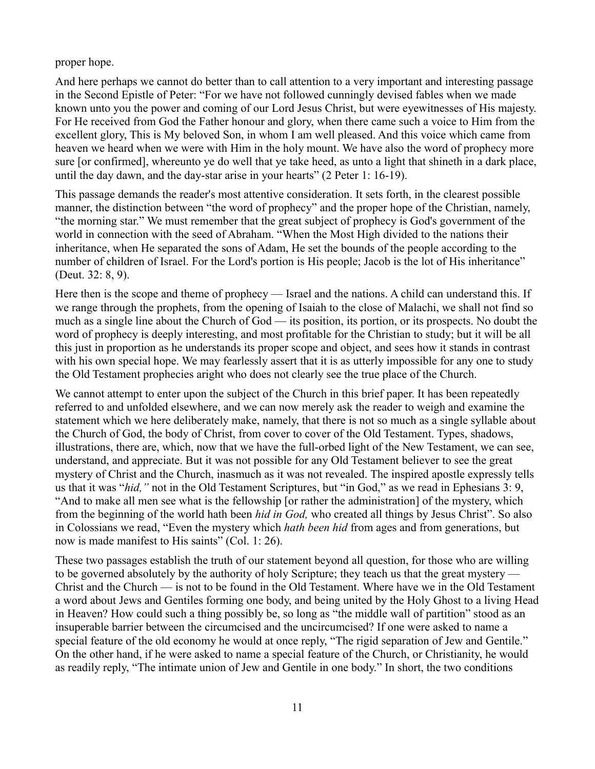proper hope.

And here perhaps we cannot do better than to call attention to a very important and interesting passage in the Second Epistle of Peter: “For we have not followed cunningly devised fables when we made known unto you the power and coming of our Lord Jesus Christ, but were eyewitnesses of His majesty. For He received from God the Father honour and glory, when there came such a voice to Him from the excellent glory, This is My beloved Son, in whom I am well pleased. And this voice which came from heaven we heard when we were with Him in the holy mount. We have also the word of prophecy more sure [or confirmed], whereunto ye do well that ye take heed, as unto a light that shineth in a dark place, until the day dawn, and the day-star arise in your hearts” (2 Peter 1: 16-19).

This passage demands the reader's most attentive consideration. It sets forth, in the clearest possible manner, the distinction between “the word of prophecy” and the proper hope of the Christian, namely, “the morning star.” We must remember that the great subject of prophecy is God's government of the world in connection with the seed of Abraham. “When the Most High divided to the nations their inheritance, when He separated the sons of Adam, He set the bounds of the people according to the number of children of Israel. For the Lord's portion is His people; Jacob is the lot of His inheritance” (Deut. 32: 8, 9).

Here then is the scope and theme of prophecy — Israel and the nations. A child can understand this. If we range through the prophets, from the opening of Isaiah to the close of Malachi, we shall not find so much as a single line about the Church of God — its position, its portion, or its prospects. No doubt the word of prophecy is deeply interesting, and most profitable for the Christian to study; but it will be all this just in proportion as he understands its proper scope and object, and sees how it stands in contrast with his own special hope. We may fearlessly assert that it is as utterly impossible for any one to study the Old Testament prophecies aright who does not clearly see the true place of the Church.

We cannot attempt to enter upon the subject of the Church in this brief paper. It has been repeatedly referred to and unfolded elsewhere, and we can now merely ask the reader to weigh and examine the statement which we here deliberately make, namely, that there is not so much as a single syllable about the Church of God, the body of Christ, from cover to cover of the Old Testament. Types, shadows, illustrations, there are, which, now that we have the full-orbed light of the New Testament, we can see, understand, and appreciate. But it was not possible for any Old Testament believer to see the great mystery of Christ and the Church, inasmuch as it was not revealed. The inspired apostle expressly tells us that it was “*hid,”* not in the Old Testament Scriptures, but “in God,” as we read in Ephesians 3: 9, “And to make all men see what is the fellowship [or rather the administration] of the mystery, which from the beginning of the world hath been *hid in God,* who created all things by Jesus Christ”. So also in Colossians we read, “Even the mystery which *hath been hid* from ages and from generations, but now is made manifest to His saints” (Col. 1: 26).

These two passages establish the truth of our statement beyond all question, for those who are willing to be governed absolutely by the authority of holy Scripture; they teach us that the great mystery — Christ and the Church — is not to be found in the Old Testament. Where have we in the Old Testament a word about Jews and Gentiles forming one body, and being united by the Holy Ghost to a living Head in Heaven? How could such a thing possibly be, so long as “the middle wall of partition” stood as an insuperable barrier between the circumcised and the uncircumcised? If one were asked to name a special feature of the old economy he would at once reply, “The rigid separation of Jew and Gentile.” On the other hand, if he were asked to name a special feature of the Church, or Christianity, he would as readily reply, “The intimate union of Jew and Gentile in one body.” In short, the two conditions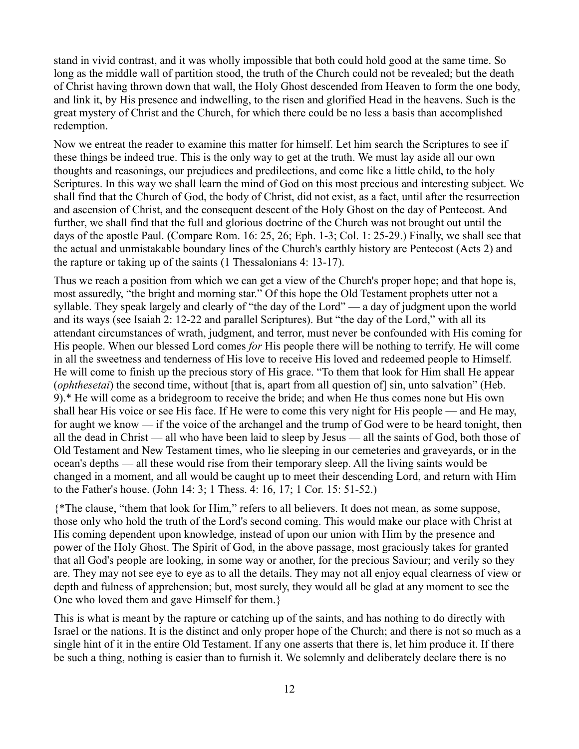stand in vivid contrast, and it was wholly impossible that both could hold good at the same time. So long as the middle wall of partition stood, the truth of the Church could not be revealed; but the death of Christ having thrown down that wall, the Holy Ghost descended from Heaven to form the one body, and link it, by His presence and indwelling, to the risen and glorified Head in the heavens. Such is the great mystery of Christ and the Church, for which there could be no less a basis than accomplished redemption.

Now we entreat the reader to examine this matter for himself. Let him search the Scriptures to see if these things be indeed true. This is the only way to get at the truth. We must lay aside all our own thoughts and reasonings, our prejudices and predilections, and come like a little child, to the holy Scriptures. In this way we shall learn the mind of God on this most precious and interesting subject. We shall find that the Church of God, the body of Christ, did not exist, as a fact, until after the resurrection and ascension of Christ, and the consequent descent of the Holy Ghost on the day of Pentecost. And further, we shall find that the full and glorious doctrine of the Church was not brought out until the days of the apostle Paul. (Compare Rom. 16: 25, 26; Eph. 1-3; Col. 1: 25-29.) Finally, we shall see that the actual and unmistakable boundary lines of the Church's earthly history are Pentecost (Acts 2) and the rapture or taking up of the saints (1 Thessalonians 4: 13-17).

Thus we reach a position from which we can get a view of the Church's proper hope; and that hope is, most assuredly, "the bright and morning star." Of this hope the Old Testament prophets utter not a syllable. They speak largely and clearly of "the day of the Lord" — a day of judgment upon the world and its ways (see Isaiah 2: 12-22 and parallel Scriptures). But "the day of the Lord," with all its attendant circumstances of wrath, judgment, and terror, must never be confounded with His coming for His people. When our blessed Lord comes *for* His people there will be nothing to terrify. He will come in all the sweetness and tenderness of His love to receive His loved and redeemed people to Himself. He will come to finish up the precious story of His grace. "To them that look for Him shall He appear (*ophthesetai*) the second time, without [that is, apart from all question of] sin, unto salvation" (Heb. 9).* He will come as a bridegroom to receive the bride; and when He thus comes none but His own shall hear His voice or see His face. If He were to come this very night for His people — and He may, for aught we know — if the voice of the archangel and the trump of God were to be heard tonight, then all the dead in Christ — all who have been laid to sleep by Jesus — all the saints of God, both those of Old Testament and New Testament times, who lie sleeping in our cemeteries and graveyards, or in the ocean's depths — all these would rise from their temporary sleep. All the living saints would be changed in a moment, and all would be caught up to meet their descending Lord, and return with Him to the Father's house. (John 14: 3; 1 Thess. 4: 16, 17; 1 Cor. 15: 51-52.)

{*The clause, "them that look for Him," refers to all believers. It does not mean, as some suppose, those only who hold the truth of the Lord's second coming. This would make our place with Christ at His coming dependent upon knowledge, instead of upon our union with Him by the presence and power of the Holy Ghost. The Spirit of God, in the above passage, most graciously takes for granted that all God's people are looking, in some way or another, for the precious Saviour; and verily so they are. They may not see eye to eye as to all the details. They may not all enjoy equal clearness of view or depth and fulness of apprehension; but, most surely, they would all be glad at any moment to see the One who loved them and gave Himself for them.}

This is what is meant by the rapture or catching up of the saints, and has nothing to do directly with Israel or the nations. It is the distinct and only proper hope of the Church; and there is not so much as a single hint of it in the entire Old Testament. If any one asserts that there is, let him produce it. If there be such a thing, nothing is easier than to furnish it. We solemnly and deliberately declare there is no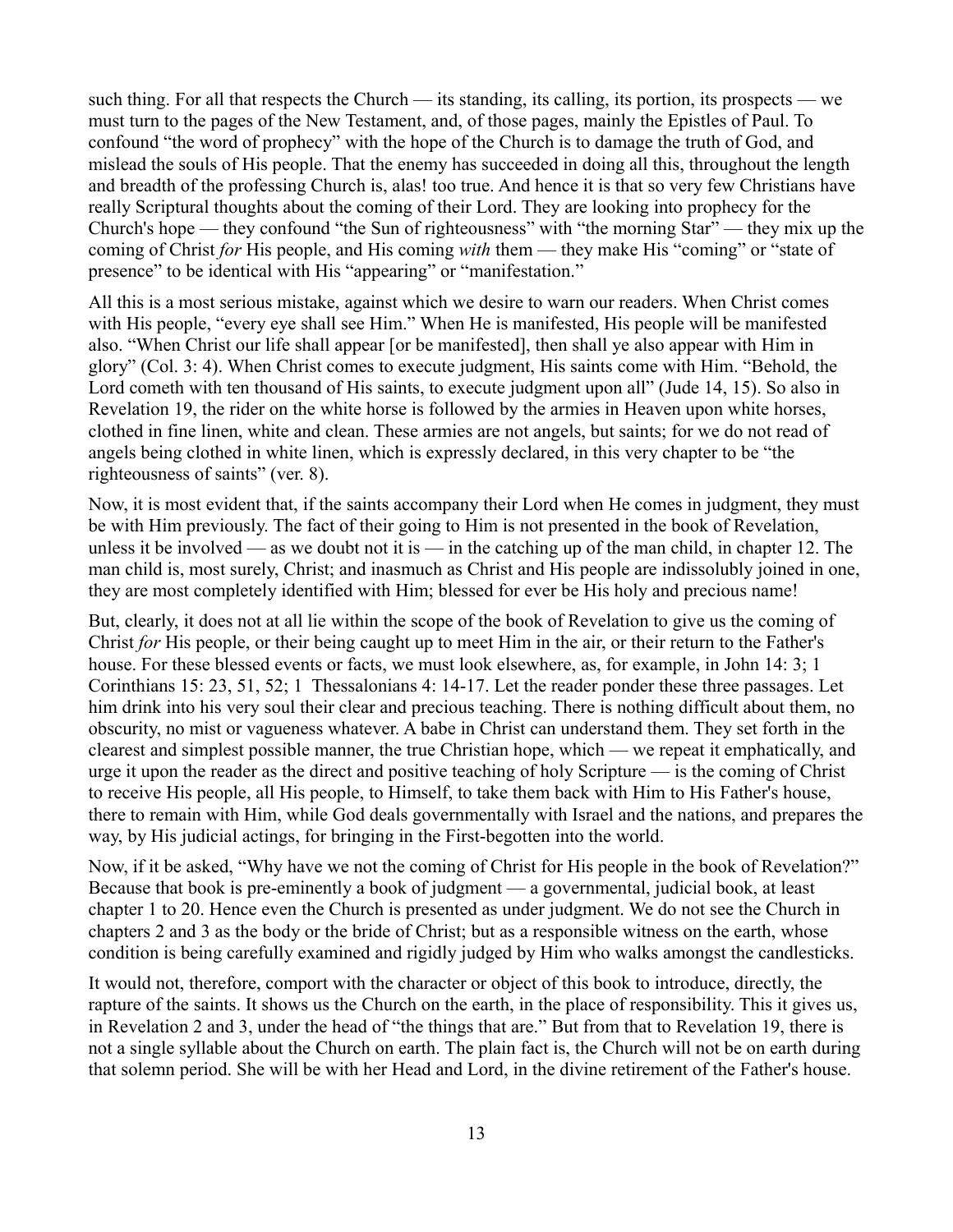such thing. For all that respects the Church — its standing, its calling, its portion, its prospects — we must turn to the pages of the New Testament, and, of those pages, mainly the Epistles of Paul. To confound "the word of prophecy" with the hope of the Church is to damage the truth of God, and mislead the souls of His people. That the enemy has succeeded in doing all this, throughout the length and breadth of the professing Church is, alas! too true. And hence it is that so very few Christians have really Scriptural thoughts about the coming of their Lord. They are looking into prophecy for the Church's hope — they confound "the Sun of righteousness" with "the morning Star" — they mix up the coming of Christ *for* His people, and His coming *with* them — they make His "coming" or "state of presence" to be identical with His "appearing" or "manifestation."

All this is a most serious mistake, against which we desire to warn our readers. When Christ comes with His people, "every eye shall see Him." When He is manifested, His people will be manifested also. "When Christ our life shall appear [or be manifested], then shall ye also appear with Him in glory" (Col. 3: 4). When Christ comes to execute judgment, His saints come with Him. "Behold, the Lord cometh with ten thousand of His saints, to execute judgment upon all" (Jude 14, 15). So also in Revelation 19, the rider on the white horse is followed by the armies in Heaven upon white horses, clothed in fine linen, white and clean. These armies are not angels, but saints; for we do not read of angels being clothed in white linen, which is expressly declared, in this very chapter to be "the righteousness of saints" (ver. 8).

Now, it is most evident that, if the saints accompany their Lord when He comes in judgment, they must be with Him previously. The fact of their going to Him is not presented in the book of Revelation, unless it be involved — as we doubt not it is — in the catching up of the man child, in chapter 12. The man child is, most surely, Christ; and inasmuch as Christ and His people are indissolubly joined in one, they are most completely identified with Him; blessed for ever be His holy and precious name!

But, clearly, it does not at all lie within the scope of the book of Revelation to give us the coming of Christ *for* His people, or their being caught up to meet Him in the air, or their return to the Father's house. For these blessed events or facts, we must look elsewhere, as, for example, in John 14: 3; 1 Corinthians 15: 23, 51, 52; 1 Thessalonians 4: 14-17. Let the reader ponder these three passages. Let him drink into his very soul their clear and precious teaching. There is nothing difficult about them, no obscurity, no mist or vagueness whatever. A babe in Christ can understand them. They set forth in the clearest and simplest possible manner, the true Christian hope, which — we repeat it emphatically, and urge it upon the reader as the direct and positive teaching of holy Scripture — is the coming of Christ to receive His people, all His people, to Himself, to take them back with Him to His Father's house, there to remain with Him, while God deals governmentally with Israel and the nations, and prepares the way, by His judicial actings, for bringing in the First-begotten into the world.

Now, if it be asked, "Why have we not the coming of Christ for His people in the book of Revelation?" Because that book is pre-eminently a book of judgment — a governmental, judicial book, at least chapter 1 to 20. Hence even the Church is presented as under judgment. We do not see the Church in chapters 2 and 3 as the body or the bride of Christ; but as a responsible witness on the earth, whose condition is being carefully examined and rigidly judged by Him who walks amongst the candlesticks.

It would not, therefore, comport with the character or object of this book to introduce, directly, the rapture of the saints. It shows us the Church on the earth, in the place of responsibility. This it gives us, in Revelation 2 and 3, under the head of "the things that are." But from that to Revelation 19, there is not a single syllable about the Church on earth. The plain fact is, the Church will not be on earth during that solemn period. She will be with her Head and Lord, in the divine retirement of the Father's house.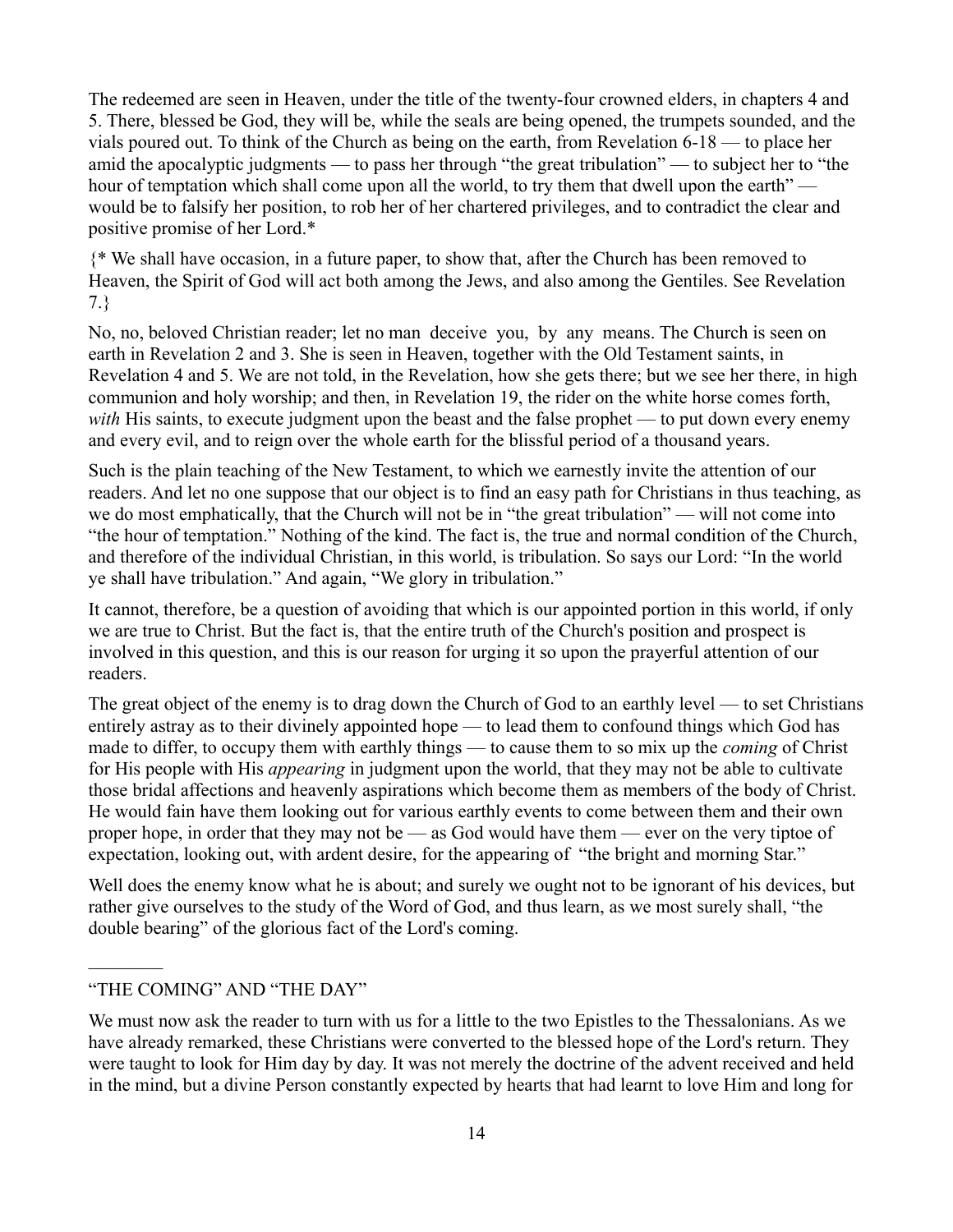The redeemed are seen in Heaven, under the title of the twenty-four crowned elders, in chapters 4 and 5. There, blessed be God, they will be, while the seals are being opened, the trumpets sounded, and the vials poured out. To think of the Church as being on the earth, from Revelation 6-18 — to place her amid the apocalyptic judgments — to pass her through "the great tribulation" — to subject her to "the hour of temptation which shall come upon all the world, to try them that dwell upon the earth" — would be to falsify her position, to rob her of her chartered privileges, and to contradict the clear and positive promise of her Lord.*

{* We shall have occasion, in a future paper, to show that, after the Church has been removed to Heaven, the Spirit of God will act both among the Jews, and also among the Gentiles. See Revelation 7.}

No, no, beloved Christian reader; let no man deceive you, by any means. The Church is seen on earth in Revelation 2 and 3. She is seen in Heaven, together with the Old Testament saints, in Revelation 4 and 5. We are not told, in the Revelation, how she gets there; but we see her there, in high communion and holy worship; and then, in Revelation 19, the rider on the white horse comes forth, *with* His saints, to execute judgment upon the beast and the false prophet — to put down every enemy and every evil, and to reign over the whole earth for the blissful period of a thousand years.

Such is the plain teaching of the New Testament, to which we earnestly invite the attention of our readers. And let no one suppose that our object is to find an easy path for Christians in thus teaching, as we do most emphatically, that the Church will not be in "the great tribulation" — will not come into "the hour of temptation." Nothing of the kind. The fact is, the true and normal condition of the Church, and therefore of the individual Christian, in this world, is tribulation. So says our Lord: "In the world ye shall have tribulation." And again, "We glory in tribulation."

It cannot, therefore, be a question of avoiding that which is our appointed portion in this world, if only we are true to Christ. But the fact is, that the entire truth of the Church's position and prospect is involved in this question, and this is our reason for urging it so upon the prayerful attention of our readers.

The great object of the enemy is to drag down the Church of God to an earthly level — to set Christians entirely astray as to their divinely appointed hope — to lead them to confound things which God has made to differ, to occupy them with earthly things — to cause them to so mix up the *coming* of Christ for His people with His *appearing* in judgment upon the world, that they may not be able to cultivate those bridal affections and heavenly aspirations which become them as members of the body of Christ. He would fain have them looking out for various earthly events to come between them and their own proper hope, in order that they may not be — as God would have them — ever on the very tiptoe of expectation, looking out, with ardent desire, for the appearing of "the bright and morning Star."

Well does the enemy know what he is about; and surely we ought not to be ignorant of his devices, but rather give ourselves to the study of the Word of God, and thus learn, as we most surely shall, "the double bearing" of the glorious fact of the Lord's coming.

---

## "THE COMING" AND "THE DAY"

We must now ask the reader to turn with us for a little to the two Epistles to the Thessalonians. As we have already remarked, these Christians were converted to the blessed hope of the Lord's return. They were taught to look for Him day by day. It was not merely the doctrine of the advent received and held in the mind, but a divine Person constantly expected by hearts that had learnt to love Him and long for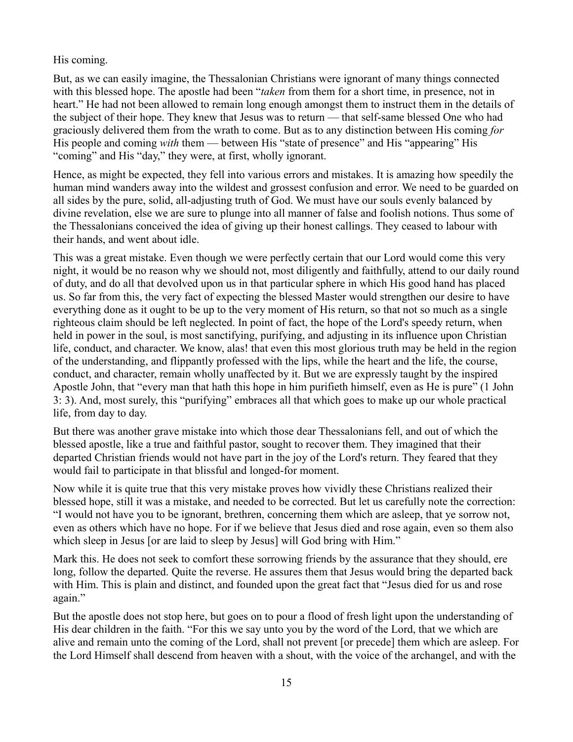His coming.

But, as we can easily imagine, the Thessalonian Christians were ignorant of many things connected with this blessed hope. The apostle had been "*taken* from them for a short time, in presence, not in heart." He had not been allowed to remain long enough amongst them to instruct them in the details of the subject of their hope. They knew that Jesus was to return — that self-same blessed One who had graciously delivered them from the wrath to come. But as to any distinction between His coming *for* His people and coming *with* them — between His "state of presence" and His "appearing" His "coming" and His "day," they were, at first, wholly ignorant.

Hence, as might be expected, they fell into various errors and mistakes. It is amazing how speedily the human mind wanders away into the wildest and grossest confusion and error. We need to be guarded on all sides by the pure, solid, all-adjusting truth of God. We must have our souls evenly balanced by divine revelation, else we are sure to plunge into all manner of false and foolish notions. Thus some of the Thessalonians conceived the idea of giving up their honest callings. They ceased to labour with their hands, and went about idle.

This was a great mistake. Even though we were perfectly certain that our Lord would come this very night, it would be no reason why we should not, most diligently and faithfully, attend to our daily round of duty, and do all that devolved upon us in that particular sphere in which His good hand has placed us. So far from this, the very fact of expecting the blessed Master would strengthen our desire to have everything done as it ought to be up to the very moment of His return, so that not so much as a single righteous claim should be left neglected. In point of fact, the hope of the Lord's speedy return, when held in power in the soul, is most sanctifying, purifying, and adjusting in its influence upon Christian life, conduct, and character. We know, alas! that even this most glorious truth may be held in the region of the understanding, and flippantly professed with the lips, while the heart and the life, the course, conduct, and character, remain wholly unaffected by it. But we are expressly taught by the inspired Apostle John, that "every man that hath this hope in him purifieth himself, even as He is pure" (1 John 3: 3). And, most surely, this "purifying" embraces all that which goes to make up our whole practical life, from day to day.

But there was another grave mistake into which those dear Thessalonians fell, and out of which the blessed apostle, like a true and faithful pastor, sought to recover them. They imagined that their departed Christian friends would not have part in the joy of the Lord's return. They feared that they would fail to participate in that blissful and longed-for moment.

Now while it is quite true that this very mistake proves how vividly these Christians realized their blessed hope, still it was a mistake, and needed to be corrected. But let us carefully note the correction: "I would not have you to be ignorant, brethren, concerning them which are asleep, that ye sorrow not, even as others which have no hope. For if we believe that Jesus died and rose again, even so them also which sleep in Jesus [or are laid to sleep by Jesus] will God bring with Him."

Mark this. He does not seek to comfort these sorrowing friends by the assurance that they should, ere long, follow the departed. Quite the reverse. He assures them that Jesus would bring the departed back with Him. This is plain and distinct, and founded upon the great fact that "Jesus died for us and rose again."

But the apostle does not stop here, but goes on to pour a flood of fresh light upon the understanding of His dear children in the faith. "For this we say unto you by the word of the Lord, that we which are alive and remain unto the coming of the Lord, shall not prevent [or precede] them which are asleep. For the Lord Himself shall descend from heaven with a shout, with the voice of the archangel, and with the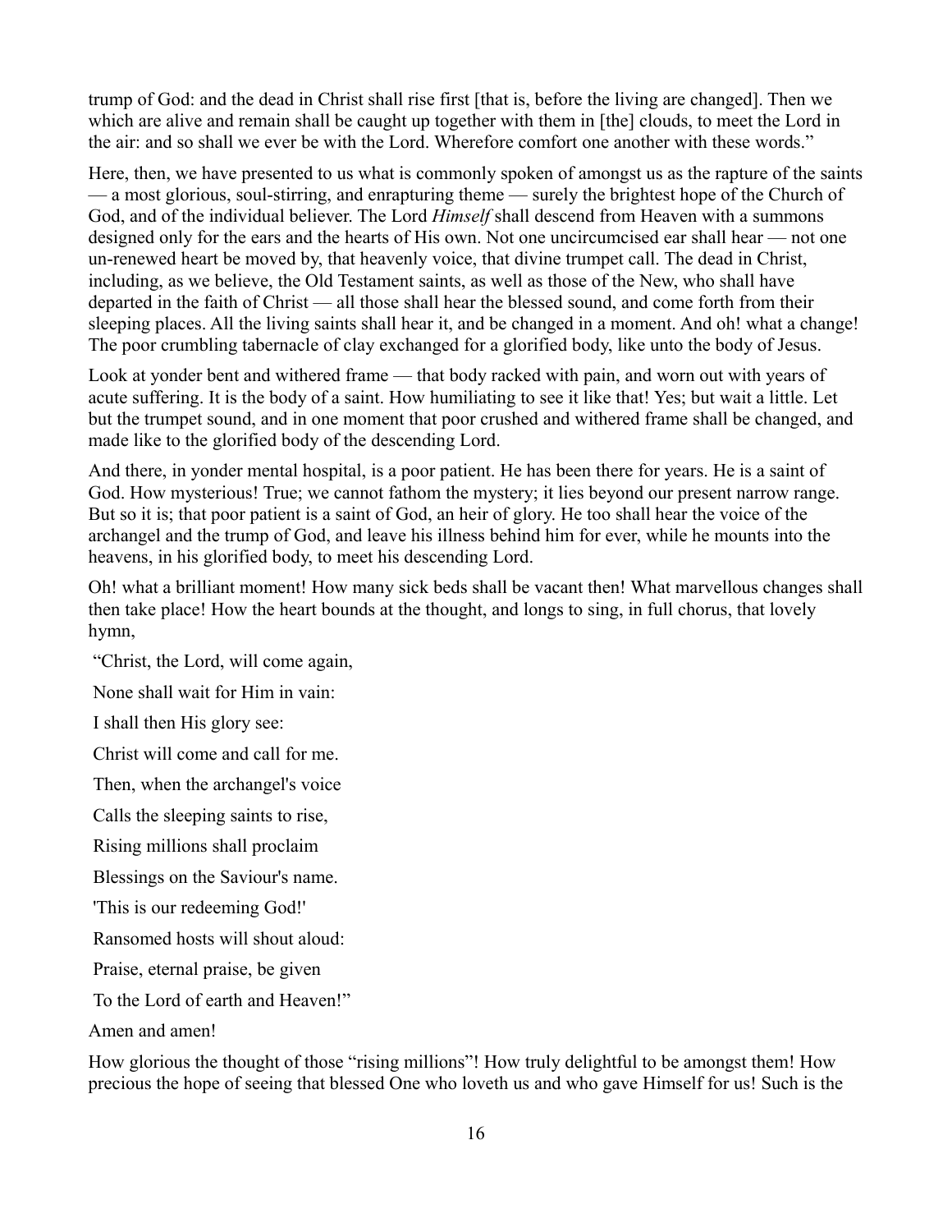trump of God: and the dead in Christ shall rise first [that is, before the living are changed]. Then we which are alive and remain shall be caught up together with them in [the] clouds, to meet the Lord in the air: and so shall we ever be with the Lord. Wherefore comfort one another with these words."

Here, then, we have presented to us what is commonly spoken of amongst us as the rapture of the saints — a most glorious, soul-stirring, and enrapturing theme — surely the brightest hope of the Church of God, and of the individual believer. The Lord *Himself* shall descend from Heaven with a summons designed only for the ears and the hearts of His own. Not one uncircumcised ear shall hear — not one un-renewed heart be moved by, that heavenly voice, that divine trumpet call. The dead in Christ, including, as we believe, the Old Testament saints, as well as those of the New, who shall have departed in the faith of Christ — all those shall hear the blessed sound, and come forth from their sleeping places. All the living saints shall hear it, and be changed in a moment. And oh! what a change! The poor crumbling tabernacle of clay exchanged for a glorified body, like unto the body of Jesus.

Look at yonder bent and withered frame — that body racked with pain, and worn out with years of acute suffering. It is the body of a saint. How humiliating to see it like that! Yes; but wait a little. Let but the trumpet sound, and in one moment that poor crushed and withered frame shall be changed, and made like to the glorified body of the descending Lord.

And there, in yonder mental hospital, is a poor patient. He has been there for years. He is a saint of God. How mysterious! True; we cannot fathom the mystery; it lies beyond our present narrow range. But so it is; that poor patient is a saint of God, an heir of glory. He too shall hear the voice of the archangel and the trump of God, and leave his illness behind him for ever, while he mounts into the heavens, in his glorified body, to meet his descending Lord.

Oh! what a brilliant moment! How many sick beds shall be vacant then! What marvellous changes shall then take place! How the heart bounds at the thought, and longs to sing, in full chorus, that lovely hymn,

"Christ, the Lord, will come again,

None shall wait for Him in vain:

I shall then His glory see:

Christ will come and call for me.

Then, when the archangel's voice

Calls the sleeping saints to rise,

Rising millions shall proclaim

Blessings on the Saviour's name.

'This is our redeeming God!'

Ransomed hosts will shout aloud:

Praise, eternal praise, be given

To the Lord of earth and Heaven!"

Amen and amen!

How glorious the thought of those "rising millions"! How truly delightful to be amongst them! How precious the hope of seeing that blessed One who loveth us and who gave Himself for us! Such is the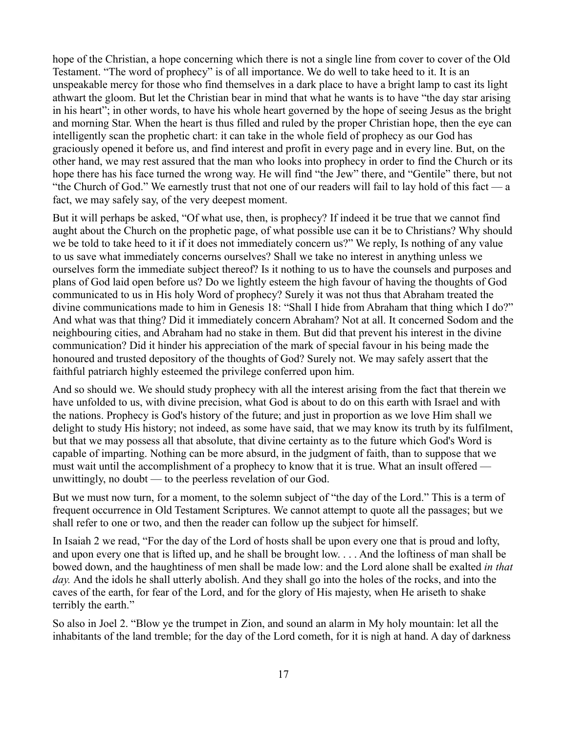hope of the Christian, a hope concerning which there is not a single line from cover to cover of the Old Testament. "The word of prophecy" is of all importance. We do well to take heed to it. It is an unspeakable mercy for those who find themselves in a dark place to have a bright lamp to cast its light athwart the gloom. But let the Christian bear in mind that what he wants is to have "the day star arising in his heart"; in other words, to have his whole heart governed by the hope of seeing Jesus as the bright and morning Star. When the heart is thus filled and ruled by the proper Christian hope, then the eye can intelligently scan the prophetic chart: it can take in the whole field of prophecy as our God has graciously opened it before us, and find interest and profit in every page and in every line. But, on the other hand, we may rest assured that the man who looks into prophecy in order to find the Church or its hope there has his face turned the wrong way. He will find "the Jew" there, and "Gentile" there, but not "the Church of God." We earnestly trust that not one of our readers will fail to lay hold of this fact — a fact, we may safely say, of the very deepest moment.

But it will perhaps be asked, "Of what use, then, is prophecy? If indeed it be true that we cannot find aught about the Church on the prophetic page, of what possible use can it be to Christians? Why should we be told to take heed to it if it does not immediately concern us?" We reply, Is nothing of any value to us save what immediately concerns ourselves? Shall we take no interest in anything unless we ourselves form the immediate subject thereof? Is it nothing to us to have the counsels and purposes and plans of God laid open before us? Do we lightly esteem the high favour of having the thoughts of God communicated to us in His holy Word of prophecy? Surely it was not thus that Abraham treated the divine communications made to him in Genesis 18: "Shall I hide from Abraham that thing which I do?" And what was that thing? Did it immediately concern Abraham? Not at all. It concerned Sodom and the neighbouring cities, and Abraham had no stake in them. But did that prevent his interest in the divine communication? Did it hinder his appreciation of the mark of special favour in his being made the honoured and trusted depository of the thoughts of God? Surely not. We may safely assert that the faithful patriarch highly esteemed the privilege conferred upon him.

And so should we. We should study prophecy with all the interest arising from the fact that therein we have unfolded to us, with divine precision, what God is about to do on this earth with Israel and with the nations. Prophecy is God's history of the future; and just in proportion as we love Him shall we delight to study His history; not indeed, as some have said, that we may know its truth by its fulfilment, but that we may possess all that absolute, that divine certainty as to the future which God's Word is capable of imparting. Nothing can be more absurd, in the judgment of faith, than to suppose that we must wait until the accomplishment of a prophecy to know that it is true. What an insult offered — unwittingly, no doubt — to the peerless revelation of our God.

But we must now turn, for a moment, to the solemn subject of "the day of the Lord." This is a term of frequent occurrence in Old Testament Scriptures. We cannot attempt to quote all the passages; but we shall refer to one or two, and then the reader can follow up the subject for himself.

In Isaiah 2 we read, "For the day of the Lord of hosts shall be upon every one that is proud and lofty, and upon every one that is lifted up, and he shall be brought low. . . . And the loftiness of man shall be bowed down, and the haughtiness of men shall be made low: and the Lord alone shall be exalted *in that day.* And the idols he shall utterly abolish. And they shall go into the holes of the rocks, and into the caves of the earth, for fear of the Lord, and for the glory of His majesty, when He ariseth to shake terribly the earth."

So also in Joel 2. "Blow ye the trumpet in Zion, and sound an alarm in My holy mountain: let all the inhabitants of the land tremble; for the day of the Lord cometh, for it is nigh at hand. A day of darkness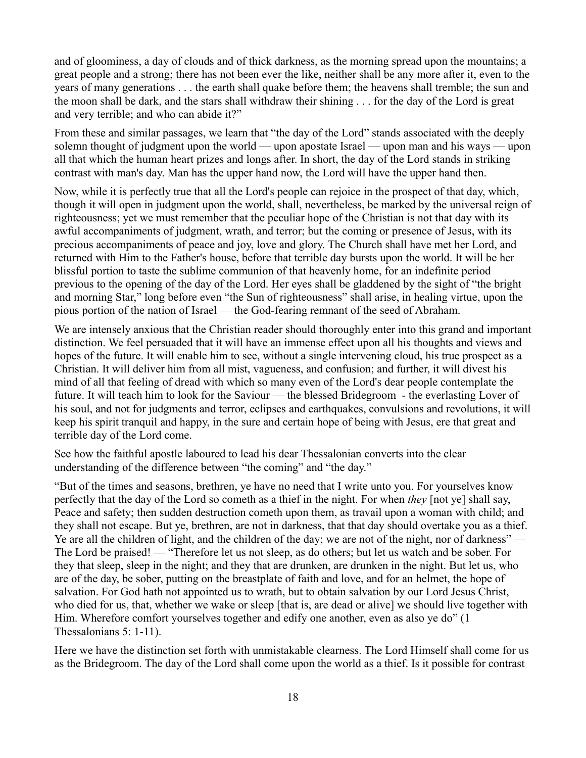and of gloominess, a day of clouds and of thick darkness, as the morning spread upon the mountains; a great people and a strong; there has not been ever the like, neither shall be any more after it, even to the years of many generations . . . the earth shall quake before them; the heavens shall tremble; the sun and the moon shall be dark, and the stars shall withdraw their shining . . . for the day of the Lord is great and very terrible; and who can abide it?"

From these and similar passages, we learn that "the day of the Lord" stands associated with the deeply solemn thought of judgment upon the world — upon apostate Israel — upon man and his ways — upon all that which the human heart prizes and longs after. In short, the day of the Lord stands in striking contrast with man's day. Man has the upper hand now, the Lord will have the upper hand then.

Now, while it is perfectly true that all the Lord's people can rejoice in the prospect of that day, which, though it will open in judgment upon the world, shall, nevertheless, be marked by the universal reign of righteousness; yet we must remember that the peculiar hope of the Christian is not that day with its awful accompaniments of judgment, wrath, and terror; but the coming or presence of Jesus, with its precious accompaniments of peace and joy, love and glory. The Church shall have met her Lord, and returned with Him to the Father's house, before that terrible day bursts upon the world. It will be her blissful portion to taste the sublime communion of that heavenly home, for an indefinite period previous to the opening of the day of the Lord. Her eyes shall be gladdened by the sight of "the bright and morning Star," long before even "the Sun of righteousness" shall arise, in healing virtue, upon the pious portion of the nation of Israel — the God-fearing remnant of the seed of Abraham.

We are intensely anxious that the Christian reader should thoroughly enter into this grand and important distinction. We feel persuaded that it will have an immense effect upon all his thoughts and views and hopes of the future. It will enable him to see, without a single intervening cloud, his true prospect as a Christian. It will deliver him from all mist, vagueness, and confusion; and further, it will divest his mind of all that feeling of dread with which so many even of the Lord's dear people contemplate the future. It will teach him to look for the Saviour — the blessed Bridegroom - the everlasting Lover of his soul, and not for judgments and terror, eclipses and earthquakes, convulsions and revolutions, it will keep his spirit tranquil and happy, in the sure and certain hope of being with Jesus, ere that great and terrible day of the Lord come.

See how the faithful apostle laboured to lead his dear Thessalonian converts into the clear understanding of the difference between "the coming" and "the day."

"But of the times and seasons, brethren, ye have no need that I write unto you. For yourselves know perfectly that the day of the Lord so cometh as a thief in the night. For when *they* [not ye] shall say, Peace and safety; then sudden destruction cometh upon them, as travail upon a woman with child; and they shall not escape. But ye, brethren, are not in darkness, that that day should overtake you as a thief. Ye are all the children of light, and the children of the day; we are not of the night, nor of darkness" — The Lord be praised! — "Therefore let us not sleep, as do others; but let us watch and be sober. For they that sleep, sleep in the night; and they that are drunken, are drunken in the night. But let us, who are of the day, be sober, putting on the breastplate of faith and love, and for an helmet, the hope of salvation. For God hath not appointed us to wrath, but to obtain salvation by our Lord Jesus Christ, who died for us, that, whether we wake or sleep [that is, are dead or alive] we should live together with Him. Wherefore comfort yourselves together and edify one another, even as also ye do" (1 Thessalonians 5: 1-11).

Here we have the distinction set forth with unmistakable clearness. The Lord Himself shall come for us as the Bridegroom. The day of the Lord shall come upon the world as a thief. Is it possible for contrast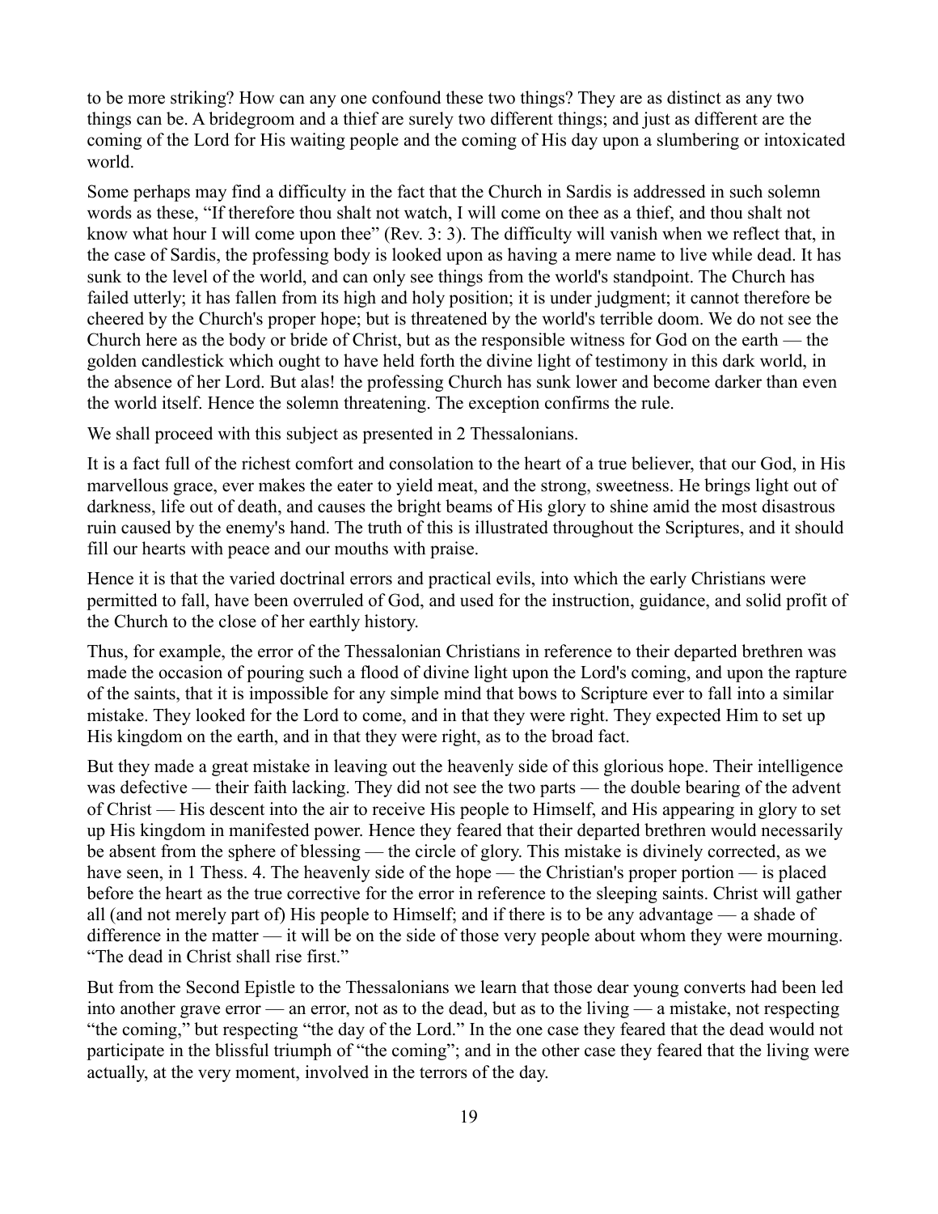to be more striking? How can any one confound these two things? They are as distinct as any two things can be. A bridegroom and a thief are surely two different things; and just as different are the coming of the Lord for His waiting people and the coming of His day upon a slumbering or intoxicated world.

Some perhaps may find a difficulty in the fact that the Church in Sardis is addressed in such solemn words as these, "If therefore thou shalt not watch, I will come on thee as a thief, and thou shalt not know what hour I will come upon thee" (Rev. 3: 3). The difficulty will vanish when we reflect that, in the case of Sardis, the professing body is looked upon as having a mere name to live while dead. It has sunk to the level of the world, and can only see things from the world's standpoint. The Church has failed utterly; it has fallen from its high and holy position; it is under judgment; it cannot therefore be cheered by the Church's proper hope; but is threatened by the world's terrible doom. We do not see the Church here as the body or bride of Christ, but as the responsible witness for God on the earth — the golden candlestick which ought to have held forth the divine light of testimony in this dark world, in the absence of her Lord. But alas! the professing Church has sunk lower and become darker than even the world itself. Hence the solemn threatening. The exception confirms the rule.

We shall proceed with this subject as presented in 2 Thessalonians.

It is a fact full of the richest comfort and consolation to the heart of a true believer, that our God, in His marvellous grace, ever makes the eater to yield meat, and the strong, sweetness. He brings light out of darkness, life out of death, and causes the bright beams of His glory to shine amid the most disastrous ruin caused by the enemy's hand. The truth of this is illustrated throughout the Scriptures, and it should fill our hearts with peace and our mouths with praise.

Hence it is that the varied doctrinal errors and practical evils, into which the early Christians were permitted to fall, have been overruled of God, and used for the instruction, guidance, and solid profit of the Church to the close of her earthly history.

Thus, for example, the error of the Thessalonian Christians in reference to their departed brethren was made the occasion of pouring such a flood of divine light upon the Lord's coming, and upon the rapture of the saints, that it is impossible for any simple mind that bows to Scripture ever to fall into a similar mistake. They looked for the Lord to come, and in that they were right. They expected Him to set up His kingdom on the earth, and in that they were right, as to the broad fact.

But they made a great mistake in leaving out the heavenly side of this glorious hope. Their intelligence was defective — their faith lacking. They did not see the two parts — the double bearing of the advent of Christ — His descent into the air to receive His people to Himself, and His appearing in glory to set up His kingdom in manifested power. Hence they feared that their departed brethren would necessarily be absent from the sphere of blessing — the circle of glory. This mistake is divinely corrected, as we have seen, in 1 Thess. 4. The heavenly side of the hope — the Christian's proper portion — is placed before the heart as the true corrective for the error in reference to the sleeping saints. Christ will gather all (and not merely part of) His people to Himself; and if there is to be any advantage — a shade of difference in the matter — it will be on the side of those very people about whom they were mourning. "The dead in Christ shall rise first."

But from the Second Epistle to the Thessalonians we learn that those dear young converts had been led into another grave error — an error, not as to the dead, but as to the living — a mistake, not respecting "the coming," but respecting "the day of the Lord." In the one case they feared that the dead would not participate in the blissful triumph of "the coming"; and in the other case they feared that the living were actually, at the very moment, involved in the terrors of the day.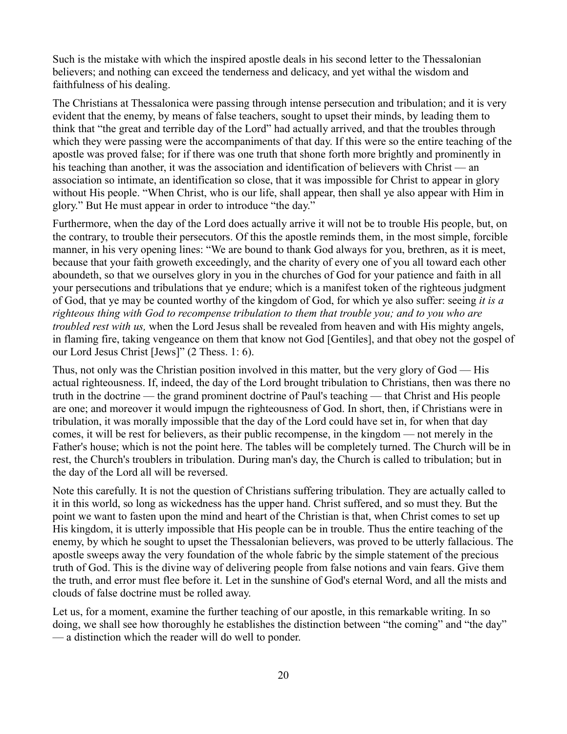Such is the mistake with which the inspired apostle deals in his second letter to the Thessalonian believers; and nothing can exceed the tenderness and delicacy, and yet withal the wisdom and faithfulness of his dealing.

The Christians at Thessalonica were passing through intense persecution and tribulation; and it is very evident that the enemy, by means of false teachers, sought to upset their minds, by leading them to think that "the great and terrible day of the Lord" had actually arrived, and that the troubles through which they were passing were the accompaniments of that day. If this were so the entire teaching of the apostle was proved false; for if there was one truth that shone forth more brightly and prominently in his teaching than another, it was the association and identification of believers with Christ — an association so intimate, an identification so close, that it was impossible for Christ to appear in glory without His people. "When Christ, who is our life, shall appear, then shall ye also appear with Him in glory." But He must appear in order to introduce "the day."

Furthermore, when the day of the Lord does actually arrive it will not be to trouble His people, but, on the contrary, to trouble their persecutors. Of this the apostle reminds them, in the most simple, forcible manner, in his very opening lines: "We are bound to thank God always for you, brethren, as it is meet, because that your faith groweth exceedingly, and the charity of every one of you all toward each other aboundeth, so that we ourselves glory in you in the churches of God for your patience and faith in all your persecutions and tribulations that ye endure; which is a manifest token of the righteous judgment of God, that ye may be counted worthy of the kingdom of God, for which ye also suffer: seeing *it is a righteous thing with God to recompense tribulation to them that trouble you; and to you who are troubled rest with us,* when the Lord Jesus shall be revealed from heaven and with His mighty angels, in flaming fire, taking vengeance on them that know not God [Gentiles], and that obey not the gospel of our Lord Jesus Christ [Jews]" (2 Thess. 1: 6).

Thus, not only was the Christian position involved in this matter, but the very glory of God — His actual righteousness. If, indeed, the day of the Lord brought tribulation to Christians, then was there no truth in the doctrine — the grand prominent doctrine of Paul's teaching — that Christ and His people are one; and moreover it would impugn the righteousness of God. In short, then, if Christians were in tribulation, it was morally impossible that the day of the Lord could have set in, for when that day comes, it will be rest for believers, as their public recompense, in the kingdom — not merely in the Father's house; which is not the point here. The tables will be completely turned. The Church will be in rest, the Church's troublers in tribulation. During man's day, the Church is called to tribulation; but in the day of the Lord all will be reversed.

Note this carefully. It is not the question of Christians suffering tribulation. They are actually called to it in this world, so long as wickedness has the upper hand. Christ suffered, and so must they. But the point we want to fasten upon the mind and heart of the Christian is that, when Christ comes to set up His kingdom, it is utterly impossible that His people can be in trouble. Thus the entire teaching of the enemy, by which he sought to upset the Thessalonian believers, was proved to be utterly fallacious. The apostle sweeps away the very foundation of the whole fabric by the simple statement of the precious truth of God. This is the divine way of delivering people from false notions and vain fears. Give them the truth, and error must flee before it. Let in the sunshine of God's eternal Word, and all the mists and clouds of false doctrine must be rolled away.

Let us, for a moment, examine the further teaching of our apostle, in this remarkable writing. In so doing, we shall see how thoroughly he establishes the distinction between "the coming" and "the day" — a distinction which the reader will do well to ponder.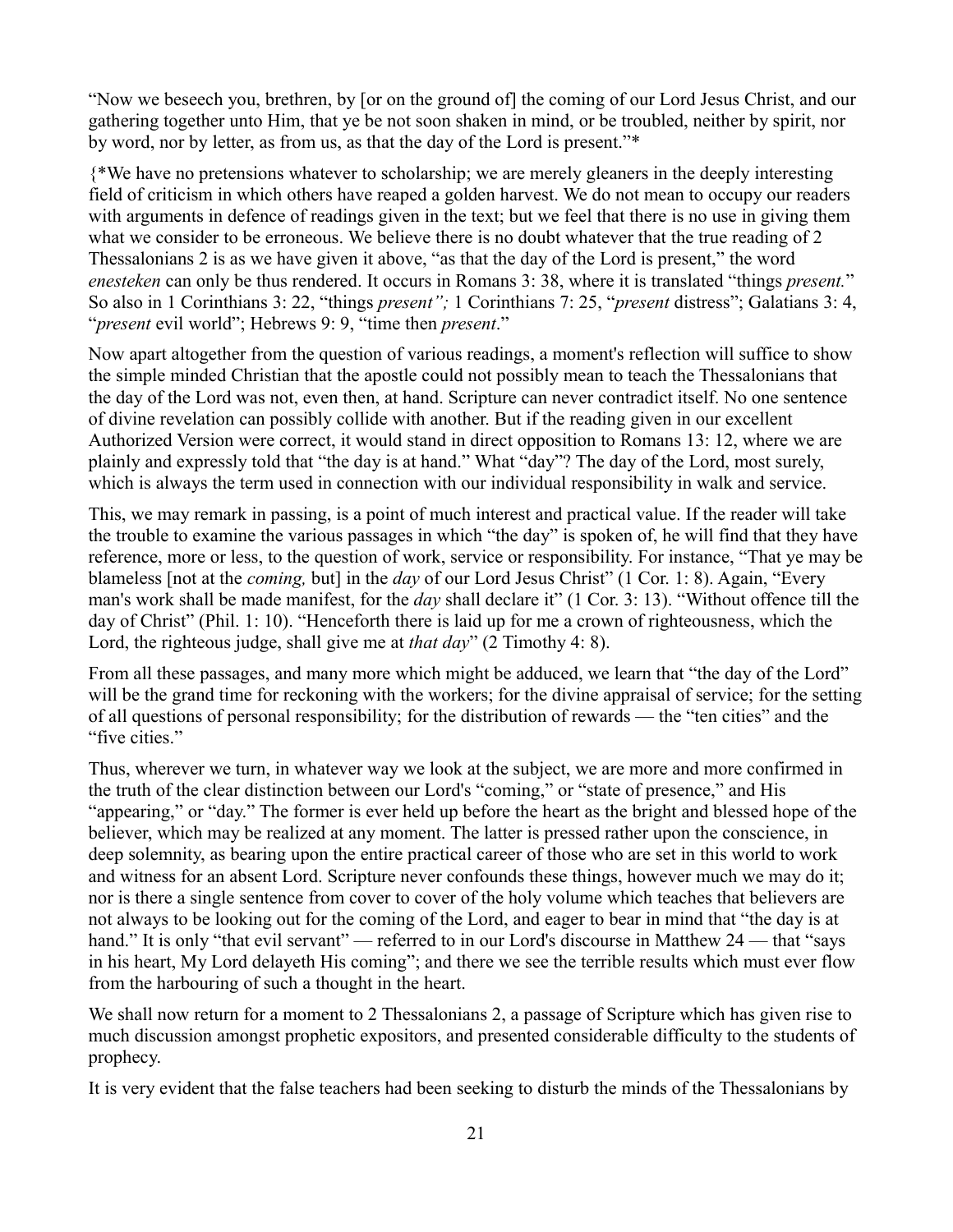"Now we beseech you, brethren, by [or on the ground of] the coming of our Lord Jesus Christ, and our gathering together unto Him, that ye be not soon shaken in mind, or be troubled, neither by spirit, nor by word, nor by letter, as from us, as that the day of the Lord is present."*

{*We have no pretensions whatever to scholarship; we are merely gleaners in the deeply interesting field of criticism in which others have reaped a golden harvest. We do not mean to occupy our readers with arguments in defence of readings given in the text; but we feel that there is no use in giving them what we consider to be erroneous. We believe there is no doubt whatever that the true reading of 2 Thessalonians 2 is as we have given it above, "as that the day of the Lord is present," the word *enesteken* can only be thus rendered. It occurs in Romans 3: 38, where it is translated "things *present.*" So also in 1 Corinthians 3: 22, "things *present";* 1 Corinthians 7: 25, "*present* distress"; Galatians 3: 4, "*present* evil world"; Hebrews 9: 9, "time then *present*."

Now apart altogether from the question of various readings, a moment's reflection will suffice to show the simple minded Christian that the apostle could not possibly mean to teach the Thessalonians that the day of the Lord was not, even then, at hand. Scripture can never contradict itself. No one sentence of divine revelation can possibly collide with another. But if the reading given in our excellent Authorized Version were correct, it would stand in direct opposition to Romans 13: 12, where we are plainly and expressly told that "the day is at hand." What "day"? The day of the Lord, most surely, which is always the term used in connection with our individual responsibility in walk and service.

This, we may remark in passing, is a point of much interest and practical value. If the reader will take the trouble to examine the various passages in which "the day" is spoken of, he will find that they have reference, more or less, to the question of work, service or responsibility. For instance, "That ye may be blameless [not at the *coming,* but] in the *day* of our Lord Jesus Christ" (1 Cor. 1: 8). Again, "Every man's work shall be made manifest, for the *day* shall declare it" (1 Cor. 3: 13). "Without offence till the day of Christ" (Phil. 1: 10). "Henceforth there is laid up for me a crown of righteousness, which the Lord, the righteous judge, shall give me at *that day*" (2 Timothy 4: 8).

From all these passages, and many more which might be adduced, we learn that "the day of the Lord" will be the grand time for reckoning with the workers; for the divine appraisal of service; for the setting of all questions of personal responsibility; for the distribution of rewards — the "ten cities" and the "five cities."

Thus, wherever we turn, in whatever way we look at the subject, we are more and more confirmed in the truth of the clear distinction between our Lord's "coming," or "state of presence," and His "appearing," or "day." The former is ever held up before the heart as the bright and blessed hope of the believer, which may be realized at any moment. The latter is pressed rather upon the conscience, in deep solemnity, as bearing upon the entire practical career of those who are set in this world to work and witness for an absent Lord. Scripture never confounds these things, however much we may do it; nor is there a single sentence from cover to cover of the holy volume which teaches that believers are not always to be looking out for the coming of the Lord, and eager to bear in mind that "the day is at hand." It is only "that evil servant" — referred to in our Lord's discourse in Matthew 24 — that "says in his heart, My Lord delayeth His coming"; and there we see the terrible results which must ever flow from the harbouring of such a thought in the heart.

We shall now return for a moment to 2 Thessalonians 2, a passage of Scripture which has given rise to much discussion amongst prophetic expositors, and presented considerable difficulty to the students of prophecy.

It is very evident that the false teachers had been seeking to disturb the minds of the Thessalonians by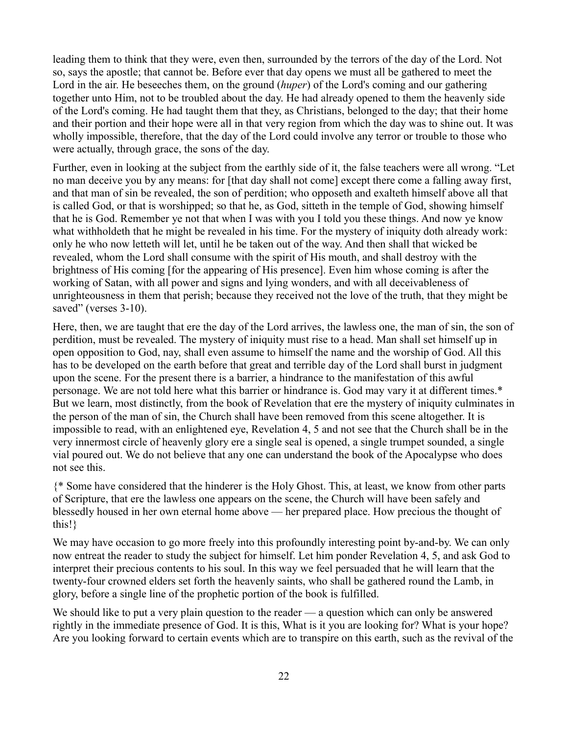leading them to think that they were, even then, surrounded by the terrors of the day of the Lord. Not so, says the apostle; that cannot be. Before ever that day opens we must all be gathered to meet the Lord in the air. He beseeches them, on the ground (*huper*) of the Lord's coming and our gathering together unto Him, not to be troubled about the day. He had already opened to them the heavenly side of the Lord's coming. He had taught them that they, as Christians, belonged to the day; that their home and their portion and their hope were all in that very region from which the day was to shine out. It was wholly impossible, therefore, that the day of the Lord could involve any terror or trouble to those who were actually, through grace, the sons of the day.

Further, even in looking at the subject from the earthly side of it, the false teachers were all wrong. "Let no man deceive you by any means: for [that day shall not come] except there come a falling away first, and that man of sin be revealed, the son of perdition; who opposeth and exalteth himself above all that is called God, or that is worshipped; so that he, as God, sitteth in the temple of God, showing himself that he is God. Remember ye not that when I was with you I told you these things. And now ye know what withholdeth that he might be revealed in his time. For the mystery of iniquity doth already work: only he who now letteth will let, until he be taken out of the way. And then shall that wicked be revealed, whom the Lord shall consume with the spirit of His mouth, and shall destroy with the brightness of His coming [for the appearing of His presence]. Even him whose coming is after the working of Satan, with all power and signs and lying wonders, and with all deceivableness of unrighteousness in them that perish; because they received not the love of the truth, that they might be saved" (verses 3-10).

Here, then, we are taught that ere the day of the Lord arrives, the lawless one, the man of sin, the son of perdition, must be revealed. The mystery of iniquity must rise to a head. Man shall set himself up in open opposition to God, nay, shall even assume to himself the name and the worship of God. All this has to be developed on the earth before that great and terrible day of the Lord shall burst in judgment upon the scene. For the present there is a barrier, a hindrance to the manifestation of this awful personage. We are not told here what this barrier or hindrance is. God may vary it at different times.* But we learn, most distinctly, from the book of Revelation that ere the mystery of iniquity culminates in the person of the man of sin, the Church shall have been removed from this scene altogether. It is impossible to read, with an enlightened eye, Revelation 4, 5 and not see that the Church shall be in the very innermost circle of heavenly glory ere a single seal is opened, a single trumpet sounded, a single vial poured out. We do not believe that any one can understand the book of the Apocalypse who does not see this.

{* Some have considered that the hinderer is the Holy Ghost. This, at least, we know from other parts of Scripture, that ere the lawless one appears on the scene, the Church will have been safely and blessedly housed in her own eternal home above — her prepared place. How precious the thought of this!}

We may have occasion to go more freely into this profoundly interesting point by-and-by. We can only now entreat the reader to study the subject for himself. Let him ponder Revelation 4, 5, and ask God to interpret their precious contents to his soul. In this way we feel persuaded that he will learn that the twenty-four crowned elders set forth the heavenly saints, who shall be gathered round the Lamb, in glory, before a single line of the prophetic portion of the book is fulfilled.

We should like to put a very plain question to the reader — a question which can only be answered rightly in the immediate presence of God. It is this, What is it you are looking for? What is your hope? Are you looking forward to certain events which are to transpire on this earth, such as the revival of the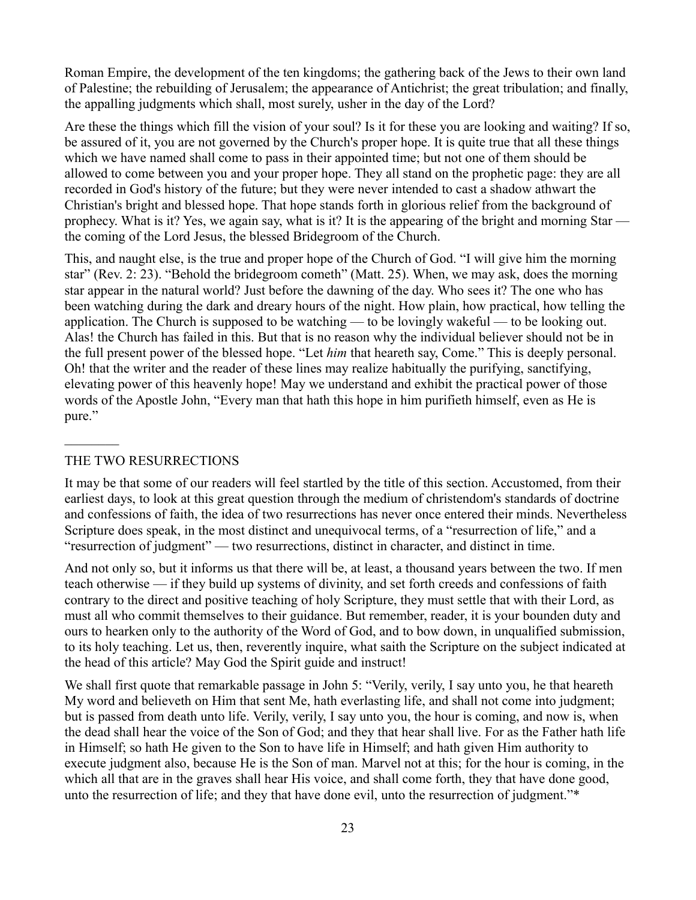Roman Empire, the development of the ten kingdoms; the gathering back of the Jews to their own land of Palestine; the rebuilding of Jerusalem; the appearance of Antichrist; the great tribulation; and finally, the appalling judgments which shall, most surely, usher in the day of the Lord?

Are these the things which fill the vision of your soul? Is it for these you are looking and waiting? If so, be assured of it, you are not governed by the Church's proper hope. It is quite true that all these things which we have named shall come to pass in their appointed time; but not one of them should be allowed to come between you and your proper hope. They all stand on the prophetic page: they are all recorded in God's history of the future; but they were never intended to cast a shadow athwart the Christian's bright and blessed hope. That hope stands forth in glorious relief from the background of prophecy. What is it? Yes, we again say, what is it? It is the appearing of the bright and morning Star — the coming of the Lord Jesus, the blessed Bridegroom of the Church.

This, and naught else, is the true and proper hope of the Church of God. "I will give him the morning star" (Rev. 2: 23). "Behold the bridegroom cometh" (Matt. 25). When, we may ask, does the morning star appear in the natural world? Just before the dawning of the day. Who sees it? The one who has been watching during the dark and dreary hours of the night. How plain, how practical, how telling the application. The Church is supposed to be watching — to be lovingly wakeful — to be looking out. Alas! the Church has failed in this. But that is no reason why the individual believer should not be in the full present power of the blessed hope. "Let *him* that heareth say, Come." This is deeply personal. Oh! that the writer and the reader of these lines may realize habitually the purifying, sanctifying, elevating power of this heavenly hope! May we understand and exhibit the practical power of those words of the Apostle John, "Every man that hath this hope in him purifieth himself, even as He is pure."

---

## THE TWO RESURRECTIONS

It may be that some of our readers will feel startled by the title of this section. Accustomed, from their earliest days, to look at this great question through the medium of christendom's standards of doctrine and confessions of faith, the idea of two resurrections has never once entered their minds. Nevertheless Scripture does speak, in the most distinct and unequivocal terms, of a "resurrection of life," and a "resurrection of judgment" — two resurrections, distinct in character, and distinct in time.

And not only so, but it informs us that there will be, at least, a thousand years between the two. If men teach otherwise — if they build up systems of divinity, and set forth creeds and confessions of faith contrary to the direct and positive teaching of holy Scripture, they must settle that with their Lord, as must all who commit themselves to their guidance. But remember, reader, it is your bounden duty and ours to hearken only to the authority of the Word of God, and to bow down, in unqualified submission, to its holy teaching. Let us, then, reverently inquire, what saith the Scripture on the subject indicated at the head of this article? May God the Spirit guide and instruct!

We shall first quote that remarkable passage in John 5: "Verily, verily, I say unto you, he that heareth My word and believeth on Him that sent Me, hath everlasting life, and shall not come into judgment; but is passed from death unto life. Verily, verily, I say unto you, the hour is coming, and now is, when the dead shall hear the voice of the Son of God; and they that hear shall live. For as the Father hath life in Himself; so hath He given to the Son to have life in Himself; and hath given Him authority to execute judgment also, because He is the Son of man. Marvel not at this; for the hour is coming, in the which all that are in the graves shall hear His voice, and shall come forth, they that have done good, unto the resurrection of life; and they that have done evil, unto the resurrection of judgment."*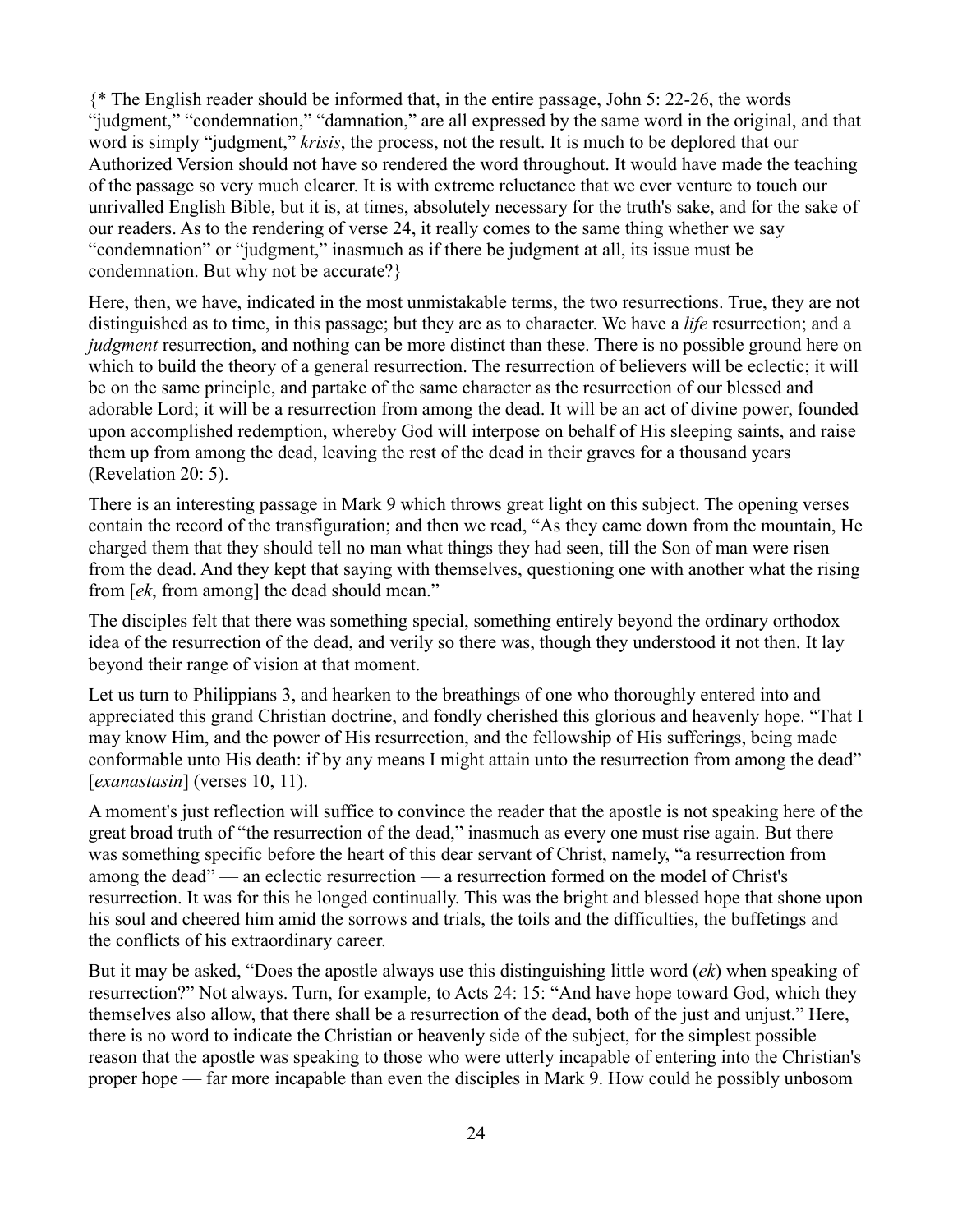{* The English reader should be informed that, in the entire passage, John 5: 22-26, the words "judgment," "condemnation," "damnation," are all expressed by the same word in the original, and that word is simply "judgment," *krisis*, the process, not the result. It is much to be deplored that our Authorized Version should not have so rendered the word throughout. It would have made the teaching of the passage so very much clearer. It is with extreme reluctance that we ever venture to touch our unrivalled English Bible, but it is, at times, absolutely necessary for the truth's sake, and for the sake of our readers. As to the rendering of verse 24, it really comes to the same thing whether we say "condemnation" or "judgment," inasmuch as if there be judgment at all, its issue must be condemnation. But why not be accurate?}

Here, then, we have, indicated in the most unmistakable terms, the two resurrections. True, they are not distinguished as to time, in this passage; but they are as to character. We have a *life* resurrection; and a *judgment* resurrection, and nothing can be more distinct than these. There is no possible ground here on which to build the theory of a general resurrection. The resurrection of believers will be eclectic; it will be on the same principle, and partake of the same character as the resurrection of our blessed and adorable Lord; it will be a resurrection from among the dead. It will be an act of divine power, founded upon accomplished redemption, whereby God will interpose on behalf of His sleeping saints, and raise them up from among the dead, leaving the rest of the dead in their graves for a thousand years (Revelation 20: 5).

There is an interesting passage in Mark 9 which throws great light on this subject. The opening verses contain the record of the transfiguration; and then we read, "As they came down from the mountain, He charged them that they should tell no man what things they had seen, till the Son of man were risen from the dead. And they kept that saying with themselves, questioning one with another what the rising from [*ek*, from among] the dead should mean."

The disciples felt that there was something special, something entirely beyond the ordinary orthodox idea of the resurrection of the dead, and verily so there was, though they understood it not then. It lay beyond their range of vision at that moment.

Let us turn to Philippians 3, and hearken to the breathings of one who thoroughly entered into and appreciated this grand Christian doctrine, and fondly cherished this glorious and heavenly hope. "That I may know Him, and the power of His resurrection, and the fellowship of His sufferings, being made conformable unto His death: if by any means I might attain unto the resurrection from among the dead" [*exanastasin*] (verses 10, 11).

A moment's just reflection will suffice to convince the reader that the apostle is not speaking here of the great broad truth of "the resurrection of the dead," inasmuch as every one must rise again. But there was something specific before the heart of this dear servant of Christ, namely, "a resurrection from among the dead" — an eclectic resurrection — a resurrection formed on the model of Christ's resurrection. It was for this he longed continually. This was the bright and blessed hope that shone upon his soul and cheered him amid the sorrows and trials, the toils and the difficulties, the buffetings and the conflicts of his extraordinary career.

But it may be asked, "Does the apostle always use this distinguishing little word (*ek*) when speaking of resurrection?" Not always. Turn, for example, to Acts 24: 15: "And have hope toward God, which they themselves also allow, that there shall be a resurrection of the dead, both of the just and unjust." Here, there is no word to indicate the Christian or heavenly side of the subject, for the simplest possible reason that the apostle was speaking to those who were utterly incapable of entering into the Christian's proper hope — far more incapable than even the disciples in Mark 9. How could he possibly unbosom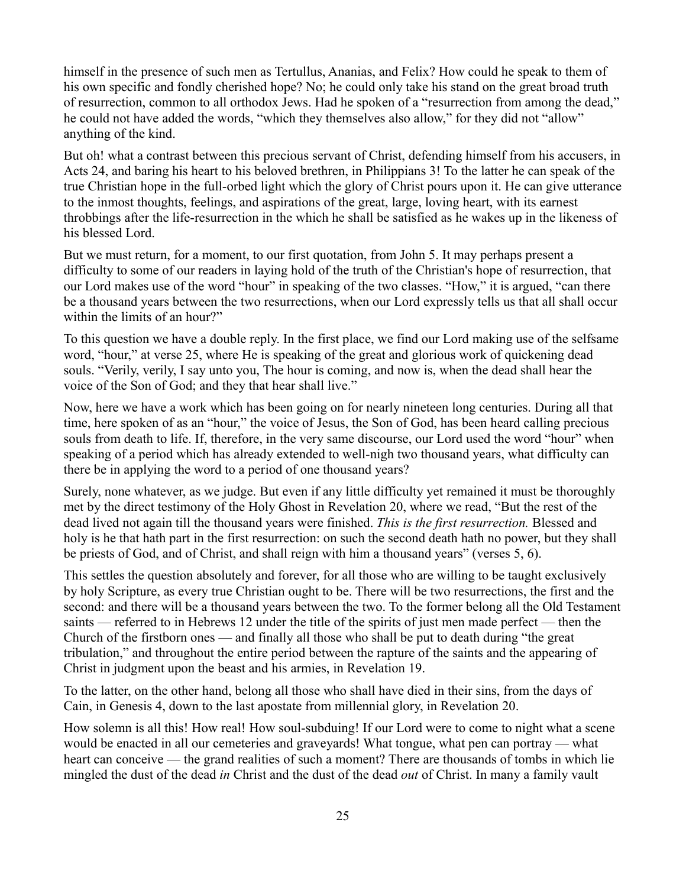himself in the presence of such men as Tertullus, Ananias, and Felix? How could he speak to them of his own specific and fondly cherished hope? No; he could only take his stand on the great broad truth of resurrection, common to all orthodox Jews. Had he spoken of a "resurrection from among the dead," he could not have added the words, "which they themselves also allow," for they did not "allow" anything of the kind.

But oh! what a contrast between this precious servant of Christ, defending himself from his accusers, in Acts 24, and baring his heart to his beloved brethren, in Philippians 3! To the latter he can speak of the true Christian hope in the full-orbed light which the glory of Christ pours upon it. He can give utterance to the inmost thoughts, feelings, and aspirations of the great, large, loving heart, with its earnest throbbings after the life-resurrection in the which he shall be satisfied as he wakes up in the likeness of his blessed Lord.

But we must return, for a moment, to our first quotation, from John 5. It may perhaps present a difficulty to some of our readers in laying hold of the truth of the Christian's hope of resurrection, that our Lord makes use of the word "hour" in speaking of the two classes. "How," it is argued, "can there be a thousand years between the two resurrections, when our Lord expressly tells us that all shall occur within the limits of an hour?"

To this question we have a double reply. In the first place, we find our Lord making use of the selfsame word, "hour," at verse 25, where He is speaking of the great and glorious work of quickening dead souls. "Verily, verily, I say unto you, The hour is coming, and now is, when the dead shall hear the voice of the Son of God; and they that hear shall live."

Now, here we have a work which has been going on for nearly nineteen long centuries. During all that time, here spoken of as an "hour," the voice of Jesus, the Son of God, has been heard calling precious souls from death to life. If, therefore, in the very same discourse, our Lord used the word "hour" when speaking of a period which has already extended to well-nigh two thousand years, what difficulty can there be in applying the word to a period of one thousand years?

Surely, none whatever, as we judge. But even if any little difficulty yet remained it must be thoroughly met by the direct testimony of the Holy Ghost in Revelation 20, where we read, "But the rest of the dead lived not again till the thousand years were finished. *This is the first resurrection.* Blessed and holy is he that hath part in the first resurrection: on such the second death hath no power, but they shall be priests of God, and of Christ, and shall reign with him a thousand years" (verses 5, 6).

This settles the question absolutely and forever, for all those who are willing to be taught exclusively by holy Scripture, as every true Christian ought to be. There will be two resurrections, the first and the second: and there will be a thousand years between the two. To the former belong all the Old Testament saints — referred to in Hebrews 12 under the title of the spirits of just men made perfect — then the Church of the firstborn ones — and finally all those who shall be put to death during "the great tribulation," and throughout the entire period between the rapture of the saints and the appearing of Christ in judgment upon the beast and his armies, in Revelation 19.

To the latter, on the other hand, belong all those who shall have died in their sins, from the days of Cain, in Genesis 4, down to the last apostate from millennial glory, in Revelation 20.

How solemn is all this! How real! How soul-subduing! If our Lord were to come to night what a scene would be enacted in all our cemeteries and graveyards! What tongue, what pen can portray — what heart can conceive — the grand realities of such a moment? There are thousands of tombs in which lie mingled the dust of the dead *in* Christ and the dust of the dead *out* of Christ. In many a family vault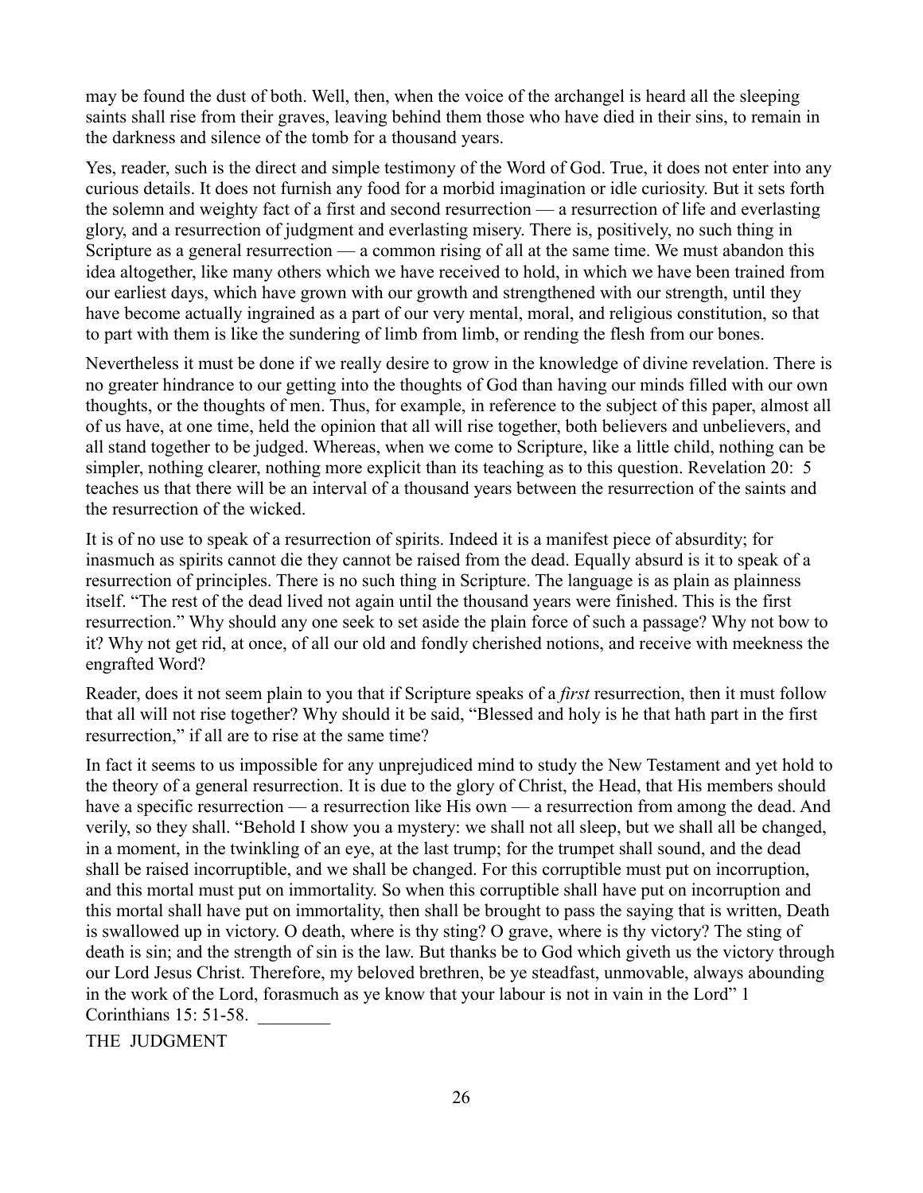may be found the dust of both. Well, then, when the voice of the archangel is heard all the sleeping saints shall rise from their graves, leaving behind them those who have died in their sins, to remain in the darkness and silence of the tomb for a thousand years.

Yes, reader, such is the direct and simple testimony of the Word of God. True, it does not enter into any curious details. It does not furnish any food for a morbid imagination or idle curiosity. But it sets forth the solemn and weighty fact of a first and second resurrection — a resurrection of life and everlasting glory, and a resurrection of judgment and everlasting misery. There is, positively, no such thing in Scripture as a general resurrection — a common rising of all at the same time. We must abandon this idea altogether, like many others which we have received to hold, in which we have been trained from our earliest days, which have grown with our growth and strengthened with our strength, until they have become actually ingrained as a part of our very mental, moral, and religious constitution, so that to part with them is like the sundering of limb from limb, or rending the flesh from our bones.

Nevertheless it must be done if we really desire to grow in the knowledge of divine revelation. There is no greater hindrance to our getting into the thoughts of God than having our minds filled with our own thoughts, or the thoughts of men. Thus, for example, in reference to the subject of this paper, almost all of us have, at one time, held the opinion that all will rise together, both believers and unbelievers, and all stand together to be judged. Whereas, when we come to Scripture, like a little child, nothing can be simpler, nothing clearer, nothing more explicit than its teaching as to this question. Revelation 20: 5 teaches us that there will be an interval of a thousand years between the resurrection of the saints and the resurrection of the wicked.

It is of no use to speak of a resurrection of spirits. Indeed it is a manifest piece of absurdity; for inasmuch as spirits cannot die they cannot be raised from the dead. Equally absurd is it to speak of a resurrection of principles. There is no such thing in Scripture. The language is as plain as plainness itself. "The rest of the dead lived not again until the thousand years were finished. This is the first resurrection." Why should any one seek to set aside the plain force of such a passage? Why not bow to it? Why not get rid, at once, of all our old and fondly cherished notions, and receive with meekness the engrafted Word?

Reader, does it not seem plain to you that if Scripture speaks of a *first* resurrection, then it must follow that all will not rise together? Why should it be said, "Blessed and holy is he that hath part in the first resurrection," if all are to rise at the same time?

In fact it seems to us impossible for any unprejudiced mind to study the New Testament and yet hold to the theory of a general resurrection. It is due to the glory of Christ, the Head, that His members should have a specific resurrection — a resurrection like His own — a resurrection from among the dead. And verily, so they shall. "Behold I show you a mystery: we shall not all sleep, but we shall all be changed, in a moment, in the twinkling of an eye, at the last trump; for the trumpet shall sound, and the dead shall be raised incorruptible, and we shall be changed. For this corruptible must put on incorruption, and this mortal must put on immortality. So when this corruptible shall have put on incorruption and this mortal shall have put on immortality, then shall be brought to pass the saying that is written, Death is swallowed up in victory. O death, where is thy sting? O grave, where is thy victory? The sting of death is sin; and the strength of sin is the law. But thanks be to God which giveth us the victory through our Lord Jesus Christ. Therefore, my beloved brethren, be ye steadfast, unmovable, always abounding in the work of the Lord, forasmuch as ye know that your labour is not in vain in the Lord" 1 Corinthians 15: 51-58.

---

## THE JUDGMENT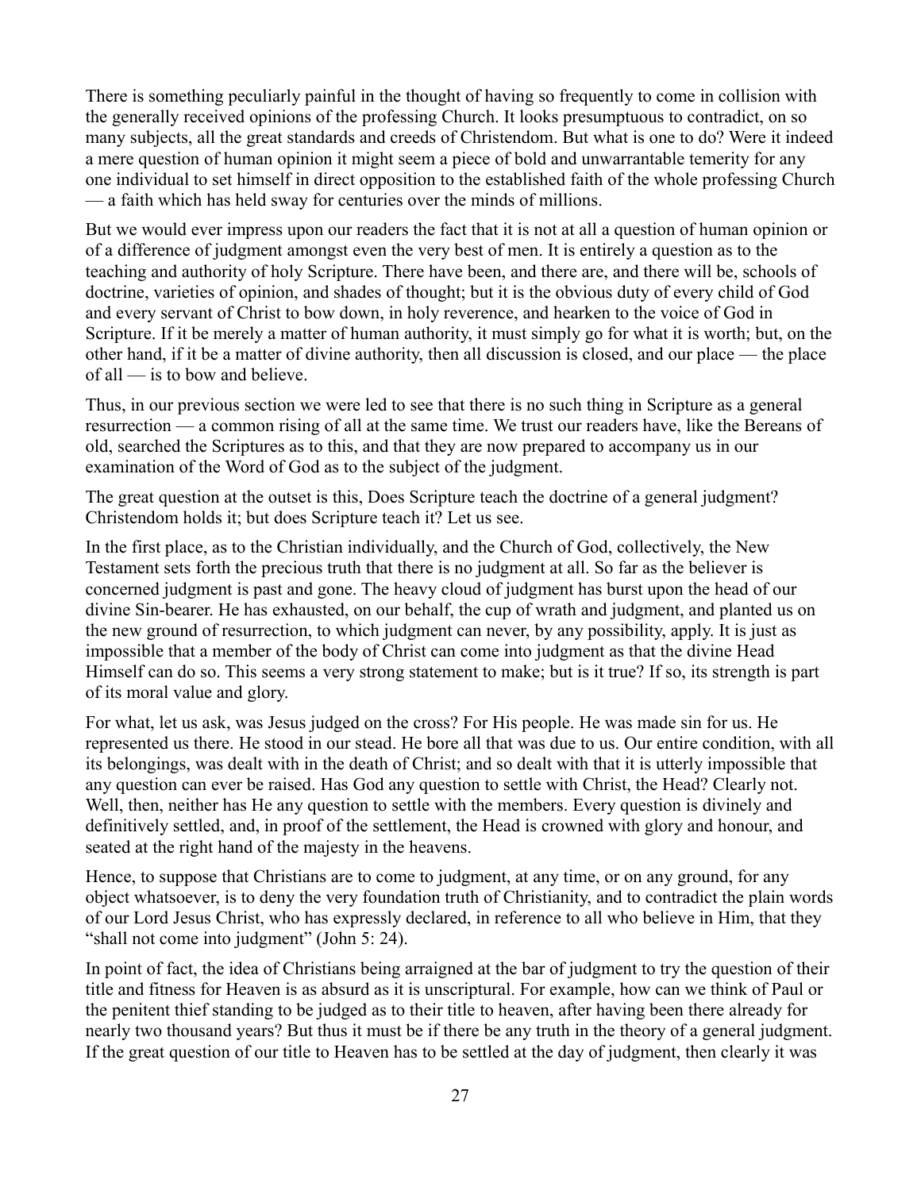There is something peculiarly painful in the thought of having so frequently to come in collision with the generally received opinions of the professing Church. It looks presumptuous to contradict, on so many subjects, all the great standards and creeds of Christendom. But what is one to do? Were it indeed a mere question of human opinion it might seem a piece of bold and unwarrantable temerity for any one individual to set himself in direct opposition to the established faith of the whole professing Church — a faith which has held sway for centuries over the minds of millions.

But we would ever impress upon our readers the fact that it is not at all a question of human opinion or of a difference of judgment amongst even the very best of men. It is entirely a question as to the teaching and authority of holy Scripture. There have been, and there are, and there will be, schools of doctrine, varieties of opinion, and shades of thought; but it is the obvious duty of every child of God and every servant of Christ to bow down, in holy reverence, and hearken to the voice of God in Scripture. If it be merely a matter of human authority, it must simply go for what it is worth; but, on the other hand, if it be a matter of divine authority, then all discussion is closed, and our place — the place of all — is to bow and believe.

Thus, in our previous section we were led to see that there is no such thing in Scripture as a general resurrection — a common rising of all at the same time. We trust our readers have, like the Bereans of old, searched the Scriptures as to this, and that they are now prepared to accompany us in our examination of the Word of God as to the subject of the judgment.

The great question at the outset is this, Does Scripture teach the doctrine of a general judgment? Christendom holds it; but does Scripture teach it? Let us see.

In the first place, as to the Christian individually, and the Church of God, collectively, the New Testament sets forth the precious truth that there is no judgment at all. So far as the believer is concerned judgment is past and gone. The heavy cloud of judgment has burst upon the head of our divine Sin-bearer. He has exhausted, on our behalf, the cup of wrath and judgment, and planted us on the new ground of resurrection, to which judgment can never, by any possibility, apply. It is just as impossible that a member of the body of Christ can come into judgment as that the divine Head Himself can do so. This seems a very strong statement to make; but is it true? If so, its strength is part of its moral value and glory.

For what, let us ask, was Jesus judged on the cross? For His people. He was made sin for us. He represented us there. He stood in our stead. He bore all that was due to us. Our entire condition, with all its belongings, was dealt with in the death of Christ; and so dealt with that it is utterly impossible that any question can ever be raised. Has God any question to settle with Christ, the Head? Clearly not. Well, then, neither has He any question to settle with the members. Every question is divinely and definitively settled, and, in proof of the settlement, the Head is crowned with glory and honour, and seated at the right hand of the majesty in the heavens.

Hence, to suppose that Christians are to come to judgment, at any time, or on any ground, for any object whatsoever, is to deny the very foundation truth of Christianity, and to contradict the plain words of our Lord Jesus Christ, who has expressly declared, in reference to all who believe in Him, that they "shall not come into judgment" (John 5: 24).

In point of fact, the idea of Christians being arraigned at the bar of judgment to try the question of their title and fitness for Heaven is as absurd as it is unscriptural. For example, how can we think of Paul or the penitent thief standing to be judged as to their title to heaven, after having been there already for nearly two thousand years? But thus it must be if there be any truth in the theory of a general judgment. If the great question of our title to Heaven has to be settled at the day of judgment, then clearly it was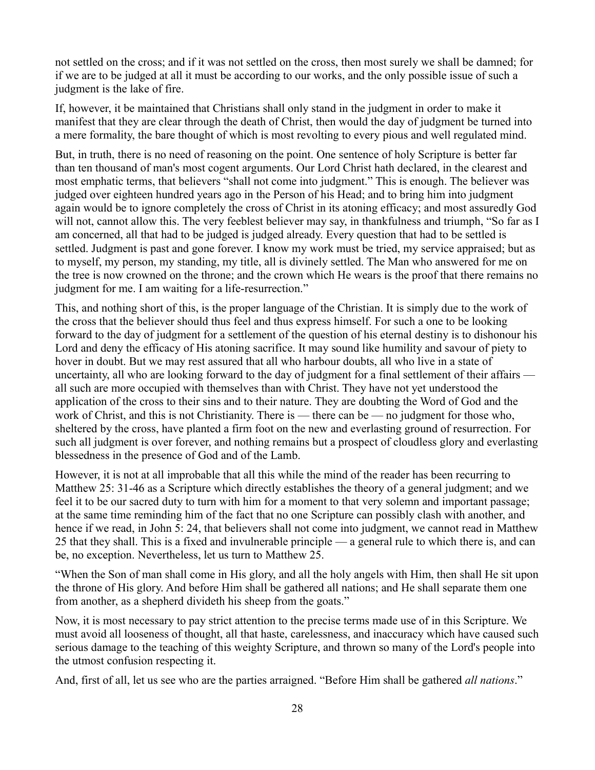not settled on the cross; and if it was not settled on the cross, then most surely we shall be damned; for if we are to be judged at all it must be according to our works, and the only possible issue of such a judgment is the lake of fire.

If, however, it be maintained that Christians shall only stand in the judgment in order to make it manifest that they are clear through the death of Christ, then would the day of judgment be turned into a mere formality, the bare thought of which is most revolting to every pious and well regulated mind.

But, in truth, there is no need of reasoning on the point. One sentence of holy Scripture is better far than ten thousand of man's most cogent arguments. Our Lord Christ hath declared, in the clearest and most emphatic terms, that believers "shall not come into judgment." This is enough. The believer was judged over eighteen hundred years ago in the Person of his Head; and to bring him into judgment again would be to ignore completely the cross of Christ in its atoning efficacy; and most assuredly God will not, cannot allow this. The very feeblest believer may say, in thankfulness and triumph, "So far as I am concerned, all that had to be judged is judged already. Every question that had to be settled is settled. Judgment is past and gone forever. I know my work must be tried, my service appraised; but as to myself, my person, my standing, my title, all is divinely settled. The Man who answered for me on the tree is now crowned on the throne; and the crown which He wears is the proof that there remains no judgment for me. I am waiting for a life-resurrection."

This, and nothing short of this, is the proper language of the Christian. It is simply due to the work of the cross that the believer should thus feel and thus express himself. For such a one to be looking forward to the day of judgment for a settlement of the question of his eternal destiny is to dishonour his Lord and deny the efficacy of His atoning sacrifice. It may sound like humility and savour of piety to hover in doubt. But we may rest assured that all who harbour doubts, all who live in a state of uncertainty, all who are looking forward to the day of judgment for a final settlement of their affairs — all such are more occupied with themselves than with Christ. They have not yet understood the application of the cross to their sins and to their nature. They are doubting the Word of God and the work of Christ, and this is not Christianity. There is — there can be — no judgment for those who, sheltered by the cross, have planted a firm foot on the new and everlasting ground of resurrection. For such all judgment is over forever, and nothing remains but a prospect of cloudless glory and everlasting blessedness in the presence of God and of the Lamb.

However, it is not at all improbable that all this while the mind of the reader has been recurring to Matthew 25: 31-46 as a Scripture which directly establishes the theory of a general judgment; and we feel it to be our sacred duty to turn with him for a moment to that very solemn and important passage; at the same time reminding him of the fact that no one Scripture can possibly clash with another, and hence if we read, in John 5: 24, that believers shall not come into judgment, we cannot read in Matthew 25 that they shall. This is a fixed and invulnerable principle — a general rule to which there is, and can be, no exception. Nevertheless, let us turn to Matthew 25.

"When the Son of man shall come in His glory, and all the holy angels with Him, then shall He sit upon the throne of His glory. And before Him shall be gathered all nations; and He shall separate them one from another, as a shepherd divideth his sheep from the goats."

Now, it is most necessary to pay strict attention to the precise terms made use of in this Scripture. We must avoid all looseness of thought, all that haste, carelessness, and inaccuracy which have caused such serious damage to the teaching of this weighty Scripture, and thrown so many of the Lord's people into the utmost confusion respecting it.

And, first of all, let us see who are the parties arraigned. "Before Him shall be gathered *all nations*."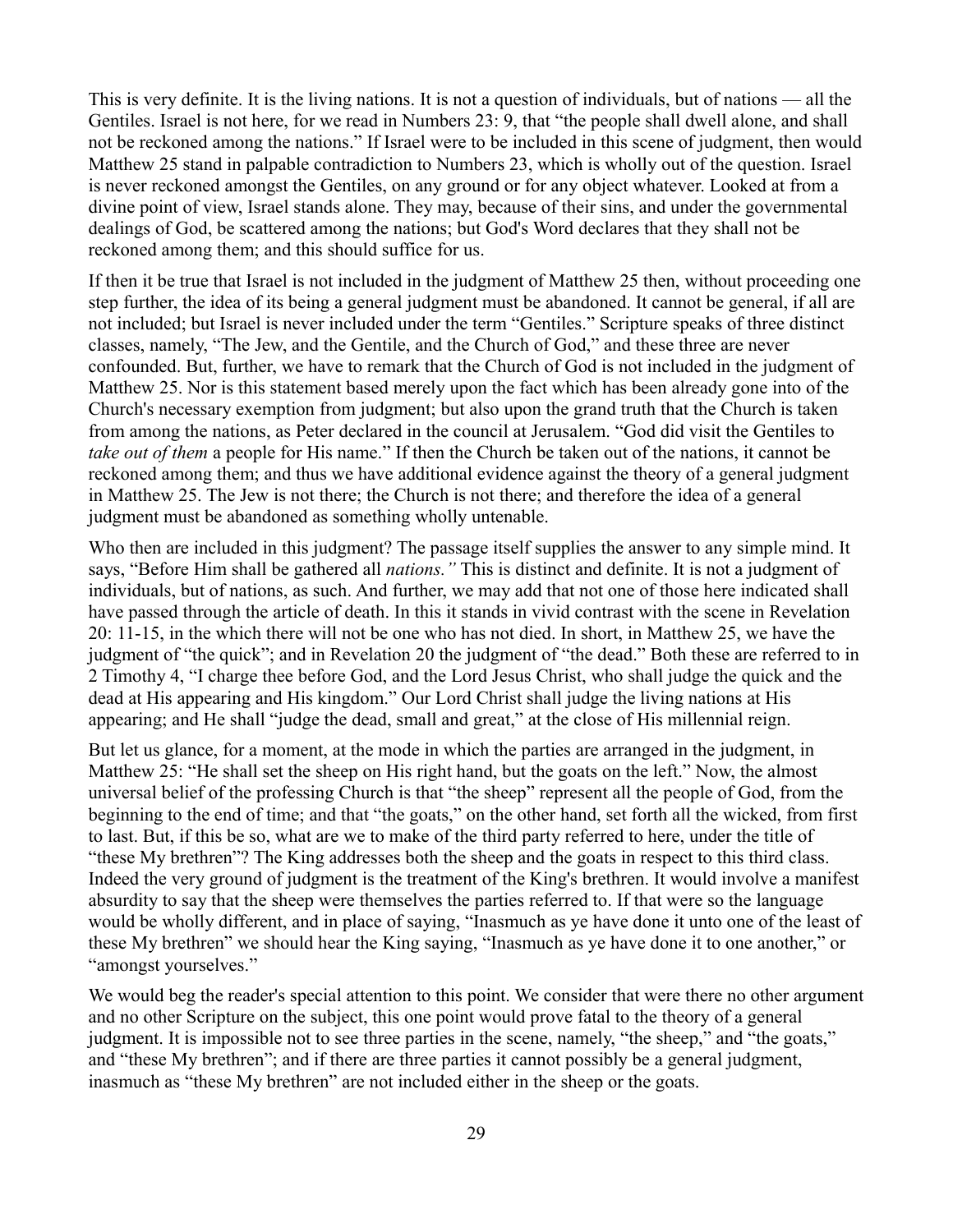This is very definite. It is the living nations. It is not a question of individuals, but of nations — all the Gentiles. Israel is not here, for we read in Numbers 23: 9, that "the people shall dwell alone, and shall not be reckoned among the nations." If Israel were to be included in this scene of judgment, then would Matthew 25 stand in palpable contradiction to Numbers 23, which is wholly out of the question. Israel is never reckoned amongst the Gentiles, on any ground or for any object whatever. Looked at from a divine point of view, Israel stands alone. They may, because of their sins, and under the governmental dealings of God, be scattered among the nations; but God's Word declares that they shall not be reckoned among them; and this should suffice for us.

If then it be true that Israel is not included in the judgment of Matthew 25 then, without proceeding one step further, the idea of its being a general judgment must be abandoned. It cannot be general, if all are not included; but Israel is never included under the term "Gentiles." Scripture speaks of three distinct classes, namely, "The Jew, and the Gentile, and the Church of God," and these three are never confounded. But, further, we have to remark that the Church of God is not included in the judgment of Matthew 25. Nor is this statement based merely upon the fact which has been already gone into of the Church's necessary exemption from judgment; but also upon the grand truth that the Church is taken from among the nations, as Peter declared in the council at Jerusalem. "God did visit the Gentiles to *take out of them* a people for His name." If then the Church be taken out of the nations, it cannot be reckoned among them; and thus we have additional evidence against the theory of a general judgment in Matthew 25. The Jew is not there; the Church is not there; and therefore the idea of a general judgment must be abandoned as something wholly untenable.

Who then are included in this judgment? The passage itself supplies the answer to any simple mind. It says, "Before Him shall be gathered all *nations."* This is distinct and definite. It is not a judgment of individuals, but of nations, as such. And further, we may add that not one of those here indicated shall have passed through the article of death. In this it stands in vivid contrast with the scene in Revelation 20: 11-15, in the which there will not be one who has not died. In short, in Matthew 25, we have the judgment of "the quick"; and in Revelation 20 the judgment of "the dead." Both these are referred to in 2 Timothy 4, "I charge thee before God, and the Lord Jesus Christ, who shall judge the quick and the dead at His appearing and His kingdom." Our Lord Christ shall judge the living nations at His appearing; and He shall "judge the dead, small and great," at the close of His millennial reign.

But let us glance, for a moment, at the mode in which the parties are arranged in the judgment, in Matthew 25: "He shall set the sheep on His right hand, but the goats on the left." Now, the almost universal belief of the professing Church is that "the sheep" represent all the people of God, from the beginning to the end of time; and that "the goats," on the other hand, set forth all the wicked, from first to last. But, if this be so, what are we to make of the third party referred to here, under the title of "these My brethren"? The King addresses both the sheep and the goats in respect to this third class. Indeed the very ground of judgment is the treatment of the King's brethren. It would involve a manifest absurdity to say that the sheep were themselves the parties referred to. If that were so the language would be wholly different, and in place of saying, "Inasmuch as ye have done it unto one of the least of these My brethren" we should hear the King saying, "Inasmuch as ye have done it to one another," or "amongst yourselves."

We would beg the reader's special attention to this point. We consider that were there no other argument and no other Scripture on the subject, this one point would prove fatal to the theory of a general judgment. It is impossible not to see three parties in the scene, namely, "the sheep," and "the goats," and "these My brethren"; and if there are three parties it cannot possibly be a general judgment, inasmuch as "these My brethren" are not included either in the sheep or the goats.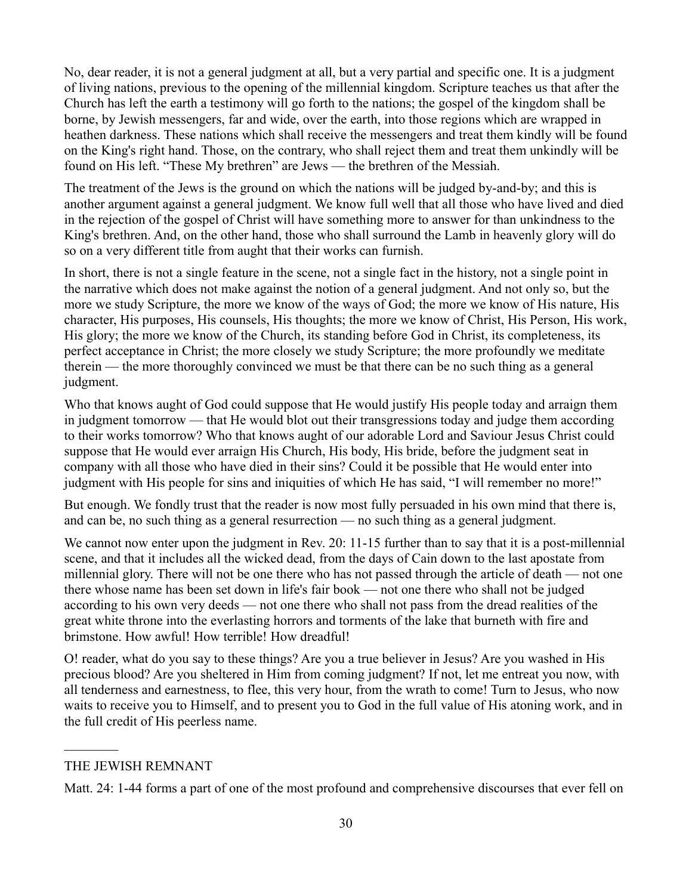No, dear reader, it is not a general judgment at all, but a very partial and specific one. It is a judgment of living nations, previous to the opening of the millennial kingdom. Scripture teaches us that after the Church has left the earth a testimony will go forth to the nations; the gospel of the kingdom shall be borne, by Jewish messengers, far and wide, over the earth, into those regions which are wrapped in heathen darkness. These nations which shall receive the messengers and treat them kindly will be found on the King's right hand. Those, on the contrary, who shall reject them and treat them unkindly will be found on His left. "These My brethren" are Jews — the brethren of the Messiah.

The treatment of the Jews is the ground on which the nations will be judged by-and-by; and this is another argument against a general judgment. We know full well that all those who have lived and died in the rejection of the gospel of Christ will have something more to answer for than unkindness to the King's brethren. And, on the other hand, those who shall surround the Lamb in heavenly glory will do so on a very different title from aught that their works can furnish.

In short, there is not a single feature in the scene, not a single fact in the history, not a single point in the narrative which does not make against the notion of a general judgment. And not only so, but the more we study Scripture, the more we know of the ways of God; the more we know of His nature, His character, His purposes, His counsels, His thoughts; the more we know of Christ, His Person, His work, His glory; the more we know of the Church, its standing before God in Christ, its completeness, its perfect acceptance in Christ; the more closely we study Scripture; the more profoundly we meditate therein — the more thoroughly convinced we must be that there can be no such thing as a general judgment.

Who that knows aught of God could suppose that He would justify His people today and arraign them in judgment tomorrow — that He would blot out their transgressions today and judge them according to their works tomorrow? Who that knows aught of our adorable Lord and Saviour Jesus Christ could suppose that He would ever arraign His Church, His body, His bride, before the judgment seat in company with all those who have died in their sins? Could it be possible that He would enter into judgment with His people for sins and iniquities of which He has said, "I will remember no more!"

But enough. We fondly trust that the reader is now most fully persuaded in his own mind that there is, and can be, no such thing as a general resurrection — no such thing as a general judgment.

We cannot now enter upon the judgment in Rev. 20: 11-15 further than to say that it is a post-millennial scene, and that it includes all the wicked dead, from the days of Cain down to the last apostate from millennial glory. There will not be one there who has not passed through the article of death — not one there whose name has been set down in life's fair book — not one there who shall not be judged according to his own very deeds — not one there who shall not pass from the dread realities of the great white throne into the everlasting horrors and torments of the lake that burneth with fire and brimstone. How awful! How terrible! How dreadful!

O! reader, what do you say to these things? Are you a true believer in Jesus? Are you washed in His precious blood? Are you sheltered in Him from coming judgment? If not, let me entreat you now, with all tenderness and earnestness, to flee, this very hour, from the wrath to come! Turn to Jesus, who now waits to receive you to Himself, and to present you to God in the full value of His atoning work, and in the full credit of His peerless name.

---

## THE JEWISH REMNANT

Matt. 24: 1-44 forms a part of one of the most profound and comprehensive discourses that ever fell on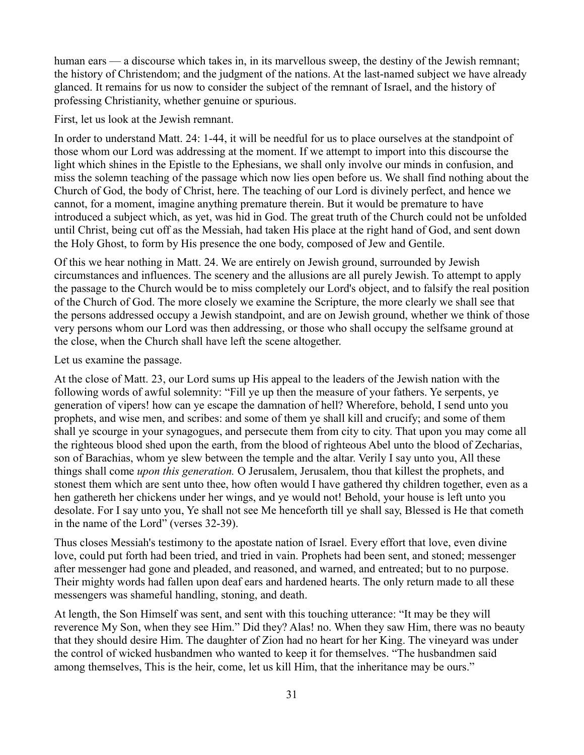human ears — a discourse which takes in, in its marvellous sweep, the destiny of the Jewish remnant; the history of Christendom; and the judgment of the nations. At the last-named subject we have already glanced. It remains for us now to consider the subject of the remnant of Israel, and the history of professing Christianity, whether genuine or spurious.

First, let us look at the Jewish remnant.

In order to understand Matt. 24: 1-44, it will be needful for us to place ourselves at the standpoint of those whom our Lord was addressing at the moment. If we attempt to import into this discourse the light which shines in the Epistle to the Ephesians, we shall only involve our minds in confusion, and miss the solemn teaching of the passage which now lies open before us. We shall find nothing about the Church of God, the body of Christ, here. The teaching of our Lord is divinely perfect, and hence we cannot, for a moment, imagine anything premature therein. But it would be premature to have introduced a subject which, as yet, was hid in God. The great truth of the Church could not be unfolded until Christ, being cut off as the Messiah, had taken His place at the right hand of God, and sent down the Holy Ghost, to form by His presence the one body, composed of Jew and Gentile.

Of this we hear nothing in Matt. 24. We are entirely on Jewish ground, surrounded by Jewish circumstances and influences. The scenery and the allusions are all purely Jewish. To attempt to apply the passage to the Church would be to miss completely our Lord's object, and to falsify the real position of the Church of God. The more closely we examine the Scripture, the more clearly we shall see that the persons addressed occupy a Jewish standpoint, and are on Jewish ground, whether we think of those very persons whom our Lord was then addressing, or those who shall occupy the selfsame ground at the close, when the Church shall have left the scene altogether.

Let us examine the passage.

At the close of Matt. 23, our Lord sums up His appeal to the leaders of the Jewish nation with the following words of awful solemnity: "Fill ye up then the measure of your fathers. Ye serpents, ye generation of vipers! how can ye escape the damnation of hell? Wherefore, behold, I send unto you prophets, and wise men, and scribes: and some of them ye shall kill and crucify; and some of them shall ye scourge in your synagogues, and persecute them from city to city. That upon you may come all the righteous blood shed upon the earth, from the blood of righteous Abel unto the blood of Zecharias, son of Barachias, whom ye slew between the temple and the altar. Verily I say unto you, All these things shall come *upon this generation.* O Jerusalem, Jerusalem, thou that killest the prophets, and stonest them which are sent unto thee, how often would I have gathered thy children together, even as a hen gathereth her chickens under her wings, and ye would not! Behold, your house is left unto you desolate. For I say unto you, Ye shall not see Me henceforth till ye shall say, Blessed is He that cometh in the name of the Lord" (verses 32-39).

Thus closes Messiah's testimony to the apostate nation of Israel. Every effort that love, even divine love, could put forth had been tried, and tried in vain. Prophets had been sent, and stoned; messenger after messenger had gone and pleaded, and reasoned, and warned, and entreated; but to no purpose. Their mighty words had fallen upon deaf ears and hardened hearts. The only return made to all these messengers was shameful handling, stoning, and death.

At length, the Son Himself was sent, and sent with this touching utterance: "It may be they will reverence My Son, when they see Him." Did they? Alas! no. When they saw Him, there was no beauty that they should desire Him. The daughter of Zion had no heart for her King. The vineyard was under the control of wicked husbandmen who wanted to keep it for themselves. "The husbandmen said among themselves, This is the heir, come, let us kill Him, that the inheritance may be ours."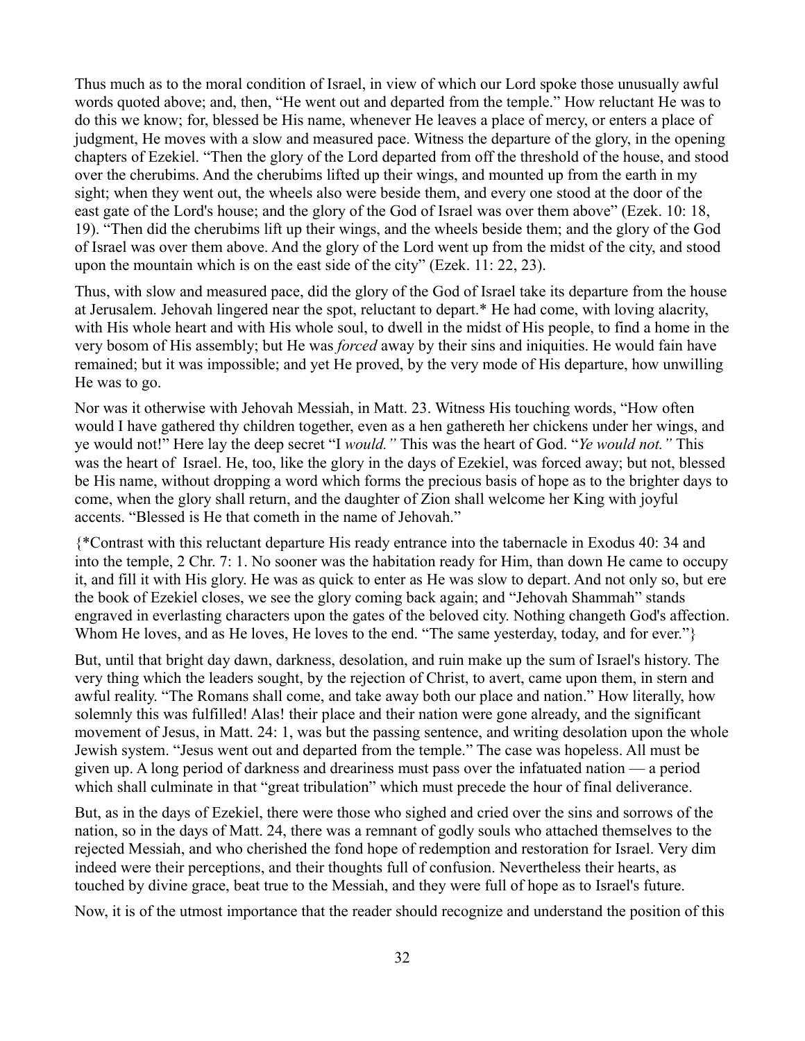Thus much as to the moral condition of Israel, in view of which our Lord spoke those unusually awful words quoted above; and, then, "He went out and departed from the temple." How reluctant He was to do this we know; for, blessed be His name, whenever He leaves a place of mercy, or enters a place of judgment, He moves with a slow and measured pace. Witness the departure of the glory, in the opening chapters of Ezekiel. "Then the glory of the Lord departed from off the threshold of the house, and stood over the cherubims. And the cherubims lifted up their wings, and mounted up from the earth in my sight; when they went out, the wheels also were beside them, and every one stood at the door of the east gate of the Lord's house; and the glory of the God of Israel was over them above" (Ezek. 10: 18, 19). "Then did the cherubims lift up their wings, and the wheels beside them; and the glory of the God of Israel was over them above. And the glory of the Lord went up from the midst of the city, and stood upon the mountain which is on the east side of the city" (Ezek. 11: 22, 23).

Thus, with slow and measured pace, did the glory of the God of Israel take its departure from the house at Jerusalem. Jehovah lingered near the spot, reluctant to depart.* He had come, with loving alacrity, with His whole heart and with His whole soul, to dwell in the midst of His people, to find a home in the very bosom of His assembly; but He was *forced* away by their sins and iniquities. He would fain have remained; but it was impossible; and yet He proved, by the very mode of His departure, how unwilling He was to go.

Nor was it otherwise with Jehovah Messiah, in Matt. 23. Witness His touching words, "How often would I have gathered thy children together, even as a hen gathereth her chickens under her wings, and ye would not!" Here lay the deep secret "I *would.*" This was the heart of God. "*Ye would not.*" This was the heart of Israel. He, too, like the glory in the days of Ezekiel, was forced away; but not, blessed be His name, without dropping a word which forms the precious basis of hope as to the brighter days to come, when the glory shall return, and the daughter of Zion shall welcome her King with joyful accents. "Blessed is He that cometh in the name of Jehovah."

{*Contrast with this reluctant departure His ready entrance into the tabernacle in Exodus 40: 34 and into the temple, 2 Chr. 7: 1. No sooner was the habitation ready for Him, than down He came to occupy it, and fill it with His glory. He was as quick to enter as He was slow to depart. And not only so, but ere the book of Ezekiel closes, we see the glory coming back again; and "Jehovah Shammah" stands engraved in everlasting characters upon the gates of the beloved city. Nothing changeth God's affection. Whom He loves, and as He loves, He loves to the end. "The same yesterday, today, and for ever."}

But, until that bright day dawn, darkness, desolation, and ruin make up the sum of Israel's history. The very thing which the leaders sought, by the rejection of Christ, to avert, came upon them, in stern and awful reality. "The Romans shall come, and take away both our place and nation." How literally, how solemnly this was fulfilled! Alas! their place and their nation were gone already, and the significant movement of Jesus, in Matt. 24: 1, was but the passing sentence, and writing desolation upon the whole Jewish system. "Jesus went out and departed from the temple." The case was hopeless. All must be given up. A long period of darkness and dreariness must pass over the infatuated nation — a period which shall culminate in that "great tribulation" which must precede the hour of final deliverance.

But, as in the days of Ezekiel, there were those who sighed and cried over the sins and sorrows of the nation, so in the days of Matt. 24, there was a remnant of godly souls who attached themselves to the rejected Messiah, and who cherished the fond hope of redemption and restoration for Israel. Very dim indeed were their perceptions, and their thoughts full of confusion. Nevertheless their hearts, as touched by divine grace, beat true to the Messiah, and they were full of hope as to Israel's future.

Now, it is of the utmost importance that the reader should recognize and understand the position of this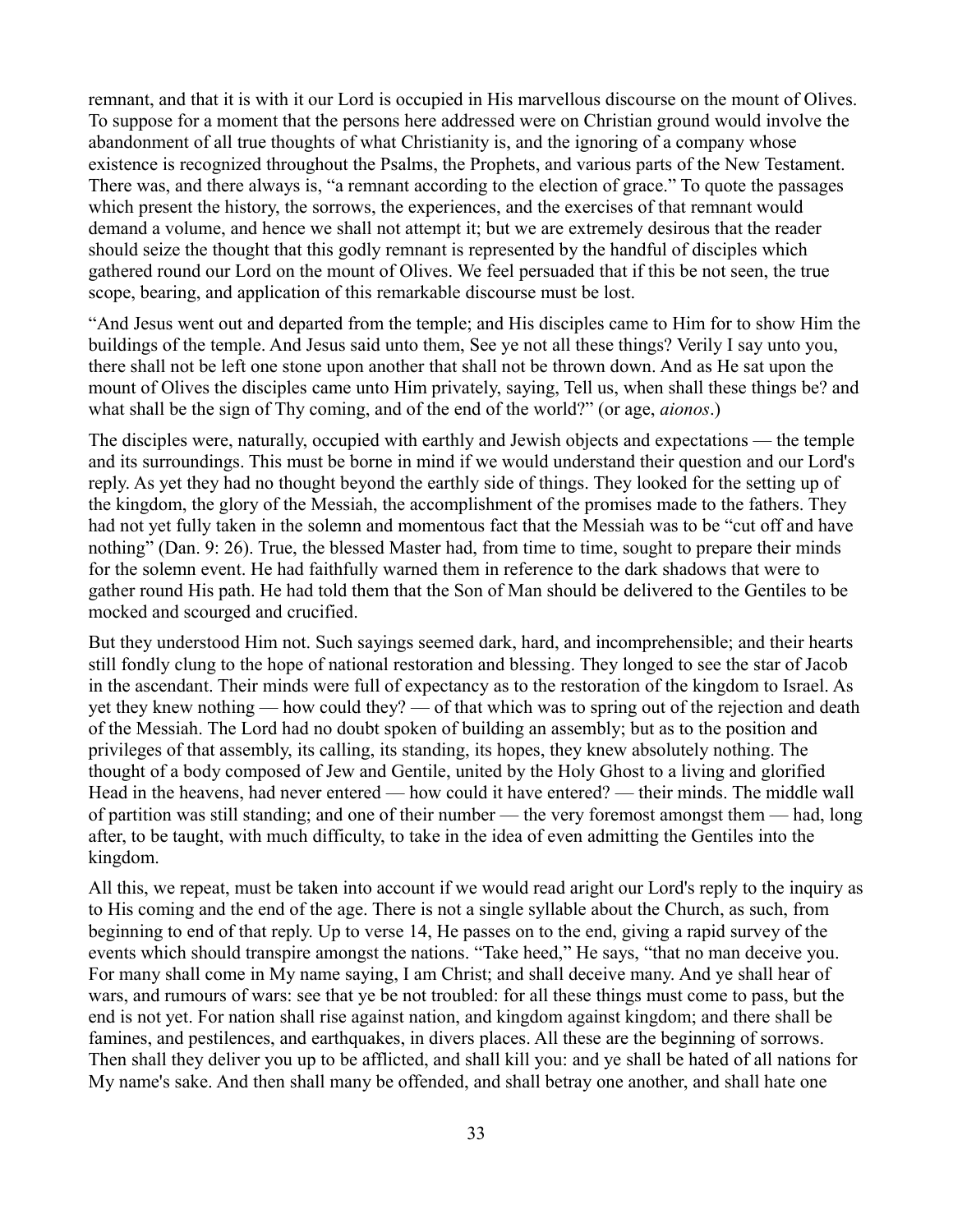remnant, and that it is with it our Lord is occupied in His marvellous discourse on the mount of Olives. To suppose for a moment that the persons here addressed were on Christian ground would involve the abandonment of all true thoughts of what Christianity is, and the ignoring of a company whose existence is recognized throughout the Psalms, the Prophets, and various parts of the New Testament. There was, and there always is, "a remnant according to the election of grace." To quote the passages which present the history, the sorrows, the experiences, and the exercises of that remnant would demand a volume, and hence we shall not attempt it; but we are extremely desirous that the reader should seize the thought that this godly remnant is represented by the handful of disciples which gathered round our Lord on the mount of Olives. We feel persuaded that if this be not seen, the true scope, bearing, and application of this remarkable discourse must be lost.

"And Jesus went out and departed from the temple; and His disciples came to Him for to show Him the buildings of the temple. And Jesus said unto them, See ye not all these things? Verily I say unto you, there shall not be left one stone upon another that shall not be thrown down. And as He sat upon the mount of Olives the disciples came unto Him privately, saying, Tell us, when shall these things be? and what shall be the sign of Thy coming, and of the end of the world?" (or age, *aionos*.)

The disciples were, naturally, occupied with earthly and Jewish objects and expectations — the temple and its surroundings. This must be borne in mind if we would understand their question and our Lord's reply. As yet they had no thought beyond the earthly side of things. They looked for the setting up of the kingdom, the glory of the Messiah, the accomplishment of the promises made to the fathers. They had not yet fully taken in the solemn and momentous fact that the Messiah was to be "cut off and have nothing" (Dan. 9: 26). True, the blessed Master had, from time to time, sought to prepare their minds for the solemn event. He had faithfully warned them in reference to the dark shadows that were to gather round His path. He had told them that the Son of Man should be delivered to the Gentiles to be mocked and scourged and crucified.

But they understood Him not. Such sayings seemed dark, hard, and incomprehensible; and their hearts still fondly clung to the hope of national restoration and blessing. They longed to see the star of Jacob in the ascendant. Their minds were full of expectancy as to the restoration of the kingdom to Israel. As yet they knew nothing — how could they? — of that which was to spring out of the rejection and death of the Messiah. The Lord had no doubt spoken of building an assembly; but as to the position and privileges of that assembly, its calling, its standing, its hopes, they knew absolutely nothing. The thought of a body composed of Jew and Gentile, united by the Holy Ghost to a living and glorified Head in the heavens, had never entered — how could it have entered? — their minds. The middle wall of partition was still standing; and one of their number — the very foremost amongst them — had, long after, to be taught, with much difficulty, to take in the idea of even admitting the Gentiles into the kingdom.

All this, we repeat, must be taken into account if we would read aright our Lord's reply to the inquiry as to His coming and the end of the age. There is not a single syllable about the Church, as such, from beginning to end of that reply. Up to verse 14, He passes on to the end, giving a rapid survey of the events which should transpire amongst the nations. "Take heed," He says, "that no man deceive you. For many shall come in My name saying, I am Christ; and shall deceive many. And ye shall hear of wars, and rumours of wars: see that ye be not troubled: for all these things must come to pass, but the end is not yet. For nation shall rise against nation, and kingdom against kingdom; and there shall be famines, and pestilences, and earthquakes, in divers places. All these are the beginning of sorrows. Then shall they deliver you up to be afflicted, and shall kill you: and ye shall be hated of all nations for My name's sake. And then shall many be offended, and shall betray one another, and shall hate one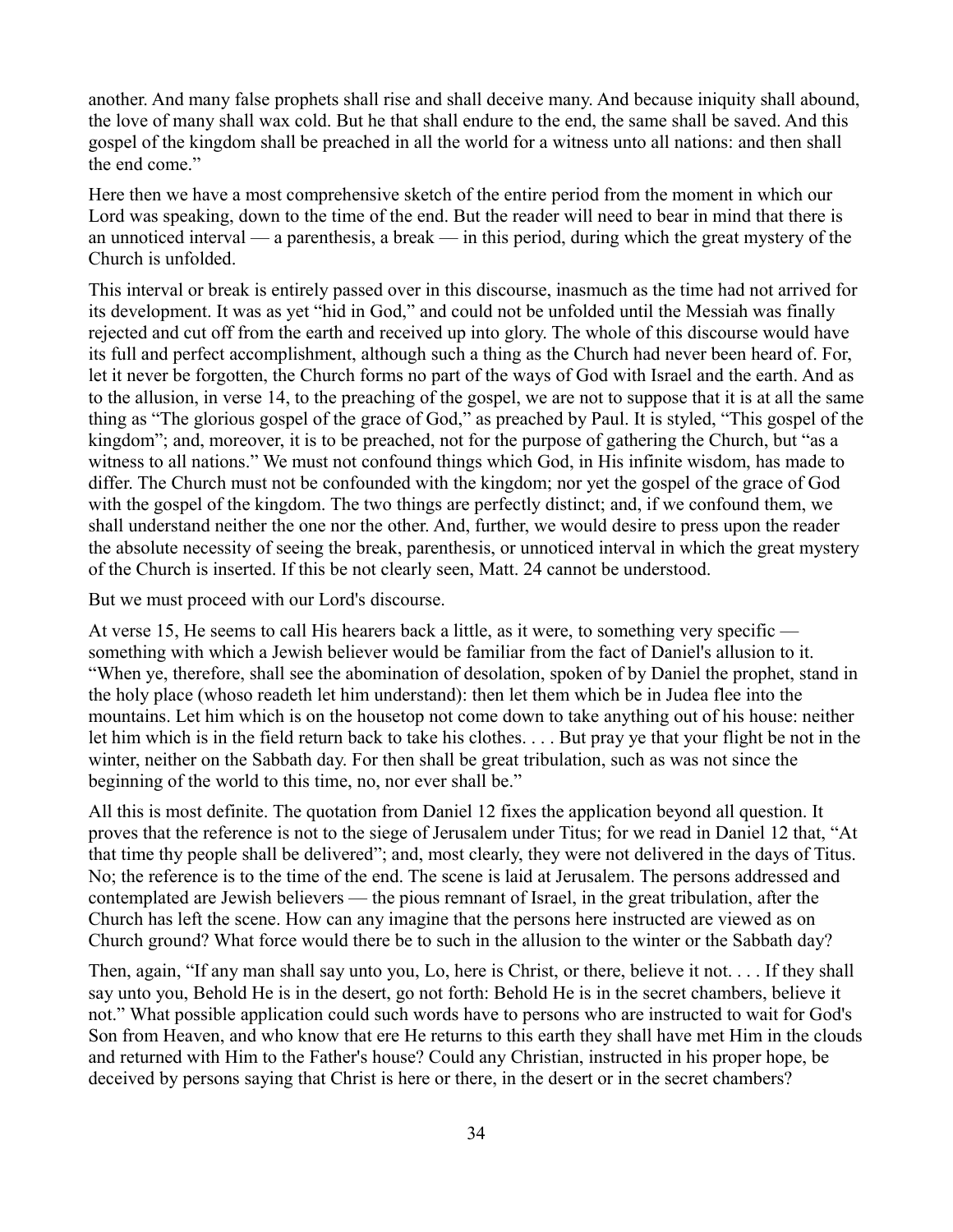another. And many false prophets shall rise and shall deceive many. And because iniquity shall abound, the love of many shall wax cold. But he that shall endure to the end, the same shall be saved. And this gospel of the kingdom shall be preached in all the world for a witness unto all nations: and then shall the end come."

Here then we have a most comprehensive sketch of the entire period from the moment in which our Lord was speaking, down to the time of the end. But the reader will need to bear in mind that there is an unnoticed interval — a parenthesis, a break — in this period, during which the great mystery of the Church is unfolded.

This interval or break is entirely passed over in this discourse, inasmuch as the time had not arrived for its development. It was as yet "hid in God," and could not be unfolded until the Messiah was finally rejected and cut off from the earth and received up into glory. The whole of this discourse would have its full and perfect accomplishment, although such a thing as the Church had never been heard of. For, let it never be forgotten, the Church forms no part of the ways of God with Israel and the earth. And as to the allusion, in verse 14, to the preaching of the gospel, we are not to suppose that it is at all the same thing as "The glorious gospel of the grace of God," as preached by Paul. It is styled, "This gospel of the kingdom"; and, moreover, it is to be preached, not for the purpose of gathering the Church, but "as a witness to all nations." We must not confound things which God, in His infinite wisdom, has made to differ. The Church must not be confounded with the kingdom; nor yet the gospel of the grace of God with the gospel of the kingdom. The two things are perfectly distinct; and, if we confound them, we shall understand neither the one nor the other. And, further, we would desire to press upon the reader the absolute necessity of seeing the break, parenthesis, or unnoticed interval in which the great mystery of the Church is inserted. If this be not clearly seen, Matt. 24 cannot be understood.

But we must proceed with our Lord's discourse.

At verse 15, He seems to call His hearers back a little, as it were, to something very specific — something with which a Jewish believer would be familiar from the fact of Daniel's allusion to it. "When ye, therefore, shall see the abomination of desolation, spoken of by Daniel the prophet, stand in the holy place (whoso readeth let him understand): then let them which be in Judea flee into the mountains. Let him which is on the housetop not come down to take anything out of his house: neither let him which is in the field return back to take his clothes. . . . But pray ye that your flight be not in the winter, neither on the Sabbath day. For then shall be great tribulation, such as was not since the beginning of the world to this time, no, nor ever shall be."

All this is most definite. The quotation from Daniel 12 fixes the application beyond all question. It proves that the reference is not to the siege of Jerusalem under Titus; for we read in Daniel 12 that, "At that time thy people shall be delivered"; and, most clearly, they were not delivered in the days of Titus. No; the reference is to the time of the end. The scene is laid at Jerusalem. The persons addressed and contemplated are Jewish believers — the pious remnant of Israel, in the great tribulation, after the Church has left the scene. How can any imagine that the persons here instructed are viewed as on Church ground? What force would there be to such in the allusion to the winter or the Sabbath day?

Then, again, "If any man shall say unto you, Lo, here is Christ, or there, believe it not. . . . If they shall say unto you, Behold He is in the desert, go not forth: Behold He is in the secret chambers, believe it not." What possible application could such words have to persons who are instructed to wait for God's Son from Heaven, and who know that ere He returns to this earth they shall have met Him in the clouds and returned with Him to the Father's house? Could any Christian, instructed in his proper hope, be deceived by persons saying that Christ is here or there, in the desert or in the secret chambers?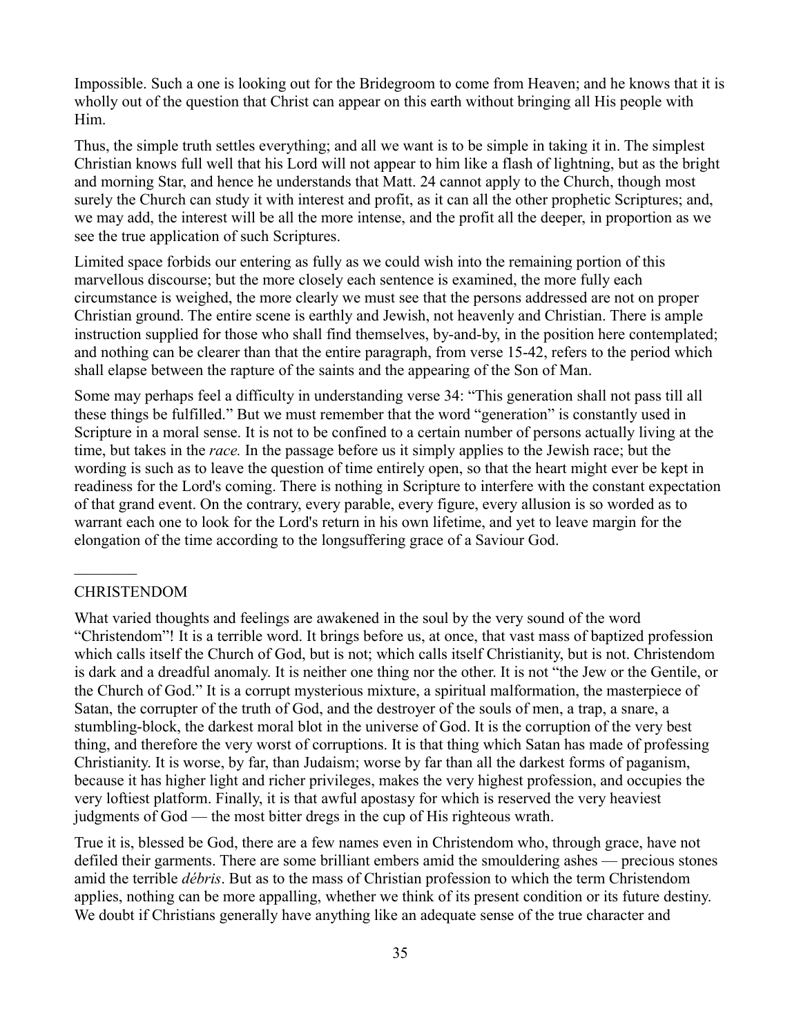Impossible. Such a one is looking out for the Bridegroom to come from Heaven; and he knows that it is wholly out of the question that Christ can appear on this earth without bringing all His people with Him.

Thus, the simple truth settles everything; and all we want is to be simple in taking it in. The simplest Christian knows full well that his Lord will not appear to him like a flash of lightning, but as the bright and morning Star, and hence he understands that Matt. 24 cannot apply to the Church, though most surely the Church can study it with interest and profit, as it can all the other prophetic Scriptures; and, we may add, the interest will be all the more intense, and the profit all the deeper, in proportion as we see the true application of such Scriptures.

Limited space forbids our entering as fully as we could wish into the remaining portion of this marvellous discourse; but the more closely each sentence is examined, the more fully each circumstance is weighed, the more clearly we must see that the persons addressed are not on proper Christian ground. The entire scene is earthly and Jewish, not heavenly and Christian. There is ample instruction supplied for those who shall find themselves, by-and-by, in the position here contemplated; and nothing can be clearer than that the entire paragraph, from verse 15-42, refers to the period which shall elapse between the rapture of the saints and the appearing of the Son of Man.

Some may perhaps feel a difficulty in understanding verse 34: "This generation shall not pass till all these things be fulfilled." But we must remember that the word "generation" is constantly used in Scripture in a moral sense. It is not to be confined to a certain number of persons actually living at the time, but takes in the *race.* In the passage before us it simply applies to the Jewish race; but the wording is such as to leave the question of time entirely open, so that the heart might ever be kept in readiness for the Lord's coming. There is nothing in Scripture to interfere with the constant expectation of that grand event. On the contrary, every parable, every figure, every allusion is so worded as to warrant each one to look for the Lord's return in his own lifetime, and yet to leave margin for the elongation of the time according to the longsuffering grace of a Saviour God.

---

## CHRISTENDOM

What varied thoughts and feelings are awakened in the soul by the very sound of the word "Christendom"! It is a terrible word. It brings before us, at once, that vast mass of baptized profession which calls itself the Church of God, but is not; which calls itself Christianity, but is not. Christendom is dark and a dreadful anomaly. It is neither one thing nor the other. It is not "the Jew or the Gentile, or the Church of God." It is a corrupt mysterious mixture, a spiritual malformation, the masterpiece of Satan, the corrupter of the truth of God, and the destroyer of the souls of men, a trap, a snare, a stumbling-block, the darkest moral blot in the universe of God. It is the corruption of the very best thing, and therefore the very worst of corruptions. It is that thing which Satan has made of professing Christianity. It is worse, by far, than Judaism; worse by far than all the darkest forms of paganism, because it has higher light and richer privileges, makes the very highest profession, and occupies the very loftiest platform. Finally, it is that awful apostasy for which is reserved the very heaviest judgments of God — the most bitter dregs in the cup of His righteous wrath.

True it is, blessed be God, there are a few names even in Christendom who, through grace, have not defiled their garments. There are some brilliant embers amid the smouldering ashes — precious stones amid the terrible *débris*. But as to the mass of Christian profession to which the term Christendom applies, nothing can be more appalling, whether we think of its present condition or its future destiny. We doubt if Christians generally have anything like an adequate sense of the true character and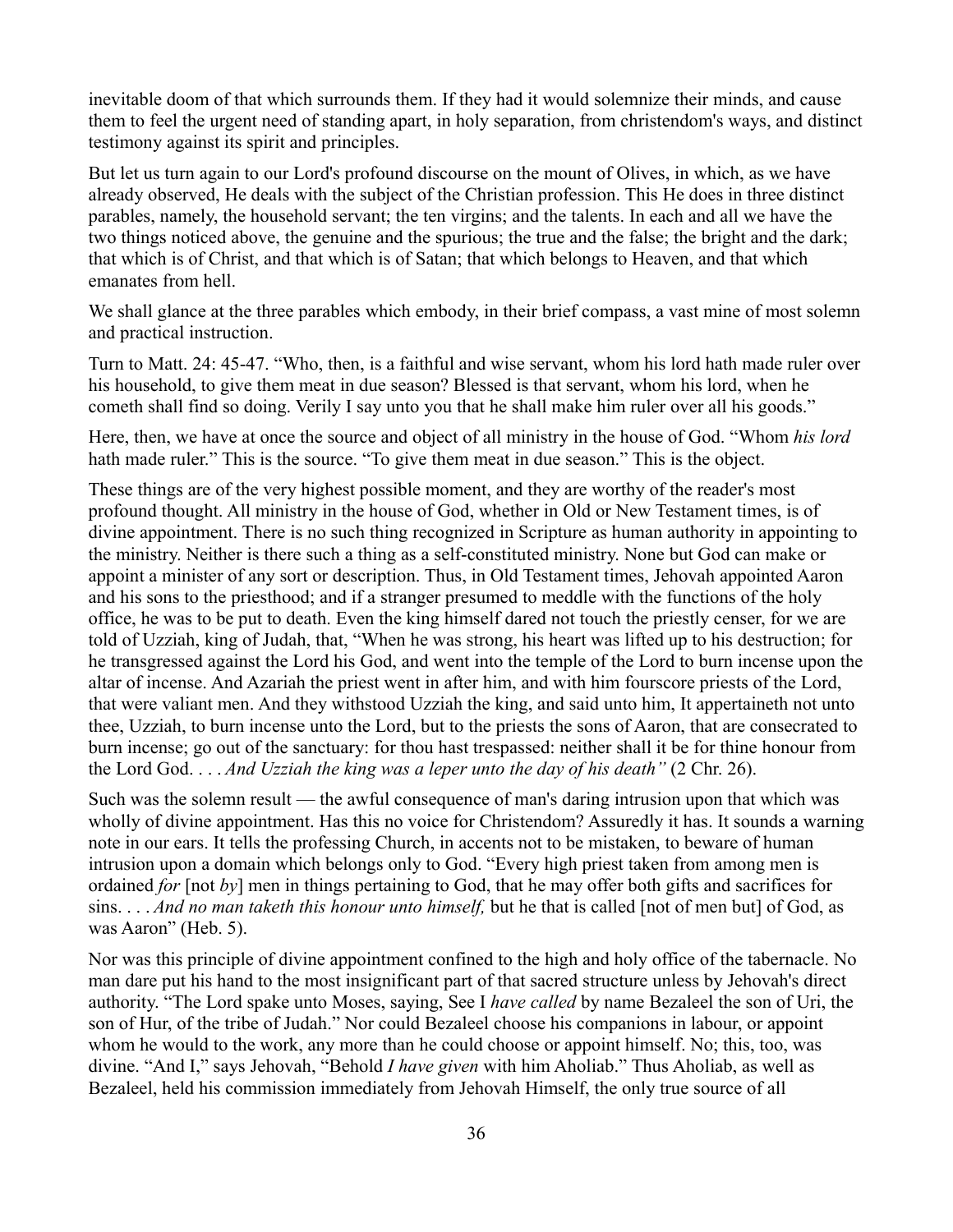inevitable doom of that which surrounds them. If they had it would solemnize their minds, and cause them to feel the urgent need of standing apart, in holy separation, from christendom's ways, and distinct testimony against its spirit and principles.

But let us turn again to our Lord's profound discourse on the mount of Olives, in which, as we have already observed, He deals with the subject of the Christian profession. This He does in three distinct parables, namely, the household servant; the ten virgins; and the talents. In each and all we have the two things noticed above, the genuine and the spurious; the true and the false; the bright and the dark; that which is of Christ, and that which is of Satan; that which belongs to Heaven, and that which emanates from hell.

We shall glance at the three parables which embody, in their brief compass, a vast mine of most solemn and practical instruction.

Turn to Matt. 24: 45-47. "Who, then, is a faithful and wise servant, whom his lord hath made ruler over his household, to give them meat in due season? Blessed is that servant, whom his lord, when he cometh shall find so doing. Verily I say unto you that he shall make him ruler over all his goods."

Here, then, we have at once the source and object of all ministry in the house of God. "Whom *his lord* hath made ruler." This is the source. "To give them meat in due season." This is the object.

These things are of the very highest possible moment, and they are worthy of the reader's most profound thought. All ministry in the house of God, whether in Old or New Testament times, is of divine appointment. There is no such thing recognized in Scripture as human authority in appointing to the ministry. Neither is there such a thing as a self-constituted ministry. None but God can make or appoint a minister of any sort or description. Thus, in Old Testament times, Jehovah appointed Aaron and his sons to the priesthood; and if a stranger presumed to meddle with the functions of the holy office, he was to be put to death. Even the king himself dared not touch the priestly censer, for we are told of Uzziah, king of Judah, that, "When he was strong, his heart was lifted up to his destruction; for he transgressed against the Lord his God, and went into the temple of the Lord to burn incense upon the altar of incense. And Azariah the priest went in after him, and with him fourscore priests of the Lord, that were valiant men. And they withstood Uzziah the king, and said unto him, It appertaineth not unto thee, Uzziah, to burn incense unto the Lord, but to the priests the sons of Aaron, that are consecrated to burn incense; go out of the sanctuary: for thou hast trespassed: neither shall it be for thine honour from the Lord God. . . . *And Uzziah the king was a leper unto the day of his death"* (2 Chr. 26).

Such was the solemn result — the awful consequence of man's daring intrusion upon that which was wholly of divine appointment. Has this no voice for Christendom? Assuredly it has. It sounds a warning note in our ears. It tells the professing Church, in accents not to be mistaken, to beware of human intrusion upon a domain which belongs only to God. "Every high priest taken from among men is ordained *for* [not *by*] men in things pertaining to God, that he may offer both gifts and sacrifices for sins. . . . *And no man taketh this honour unto himself,* but he that is called [not of men but] of God, as was Aaron" (Heb. 5).

Nor was this principle of divine appointment confined to the high and holy office of the tabernacle. No man dare put his hand to the most insignificant part of that sacred structure unless by Jehovah's direct authority. "The Lord spake unto Moses, saying, See I *have called* by name Bezaleel the son of Uri, the son of Hur, of the tribe of Judah." Nor could Bezaleel choose his companions in labour, or appoint whom he would to the work, any more than he could choose or appoint himself. No; this, too, was divine. "And I," says Jehovah, "Behold *I have given* with him Aholiab." Thus Aholiab, as well as Bezaleel, held his commission immediately from Jehovah Himself, the only true source of all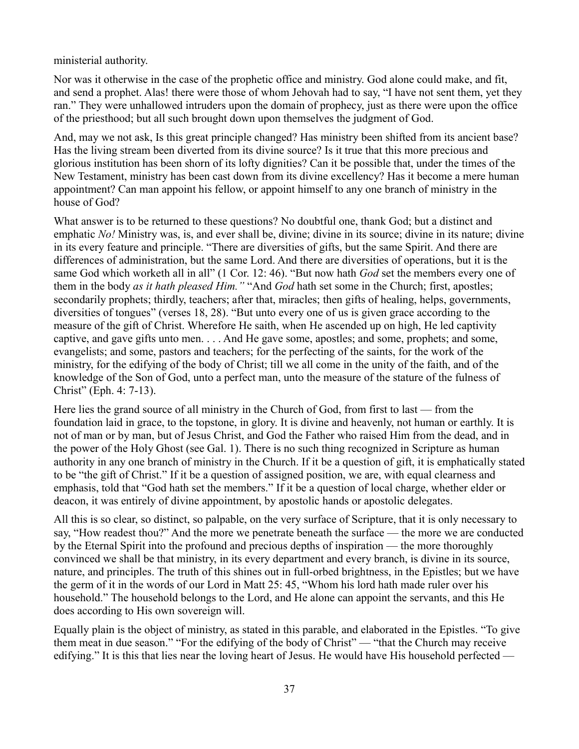ministerial authority.

Nor was it otherwise in the case of the prophetic office and ministry. God alone could make, and fit, and send a prophet. Alas! there were those of whom Jehovah had to say, "I have not sent them, yet they ran." They were unhallowed intruders upon the domain of prophecy, just as there were upon the office of the priesthood; but all such brought down upon themselves the judgment of God.

And, may we not ask, Is this great principle changed? Has ministry been shifted from its ancient base? Has the living stream been diverted from its divine source? Is it true that this more precious and glorious institution has been shorn of its lofty dignities? Can it be possible that, under the times of the New Testament, ministry has been cast down from its divine excellency? Has it become a mere human appointment? Can man appoint his fellow, or appoint himself to any one branch of ministry in the house of God?

What answer is to be returned to these questions? No doubtful one, thank God; but a distinct and emphatic *No!* Ministry was, is, and ever shall be, divine; divine in its source; divine in its nature; divine in its every feature and principle. "There are diversities of gifts, but the same Spirit. And there are differences of administration, but the same Lord. And there are diversities of operations, but it is the same God which worketh all in all" (1 Cor. 12: 46). "But now hath *God* set the members every one of them in the body *as it hath pleased Him."* "And *God* hath set some in the Church; first, apostles; secondarily prophets; thirdly, teachers; after that, miracles; then gifts of healing, helps, governments, diversities of tongues" (verses 18, 28). "But unto every one of us is given grace according to the measure of the gift of Christ. Wherefore He saith, when He ascended up on high, He led captivity captive, and gave gifts unto men. . . . And He gave some, apostles; and some, prophets; and some, evangelists; and some, pastors and teachers; for the perfecting of the saints, for the work of the ministry, for the edifying of the body of Christ; till we all come in the unity of the faith, and of the knowledge of the Son of God, unto a perfect man, unto the measure of the stature of the fulness of Christ" (Eph. 4: 7-13).

Here lies the grand source of all ministry in the Church of God, from first to last — from the foundation laid in grace, to the topstone, in glory. It is divine and heavenly, not human or earthly. It is not of man or by man, but of Jesus Christ, and God the Father who raised Him from the dead, and in the power of the Holy Ghost (see Gal. 1). There is no such thing recognized in Scripture as human authority in any one branch of ministry in the Church. If it be a question of gift, it is emphatically stated to be "the gift of Christ." If it be a question of assigned position, we are, with equal clearness and emphasis, told that "God hath set the members." If it be a question of local charge, whether elder or deacon, it was entirely of divine appointment, by apostolic hands or apostolic delegates.

All this is so clear, so distinct, so palpable, on the very surface of Scripture, that it is only necessary to say, "How readest thou?" And the more we penetrate beneath the surface — the more we are conducted by the Eternal Spirit into the profound and precious depths of inspiration — the more thoroughly convinced we shall be that ministry, in its every department and every branch, is divine in its source, nature, and principles. The truth of this shines out in full-orbed brightness, in the Epistles; but we have the germ of it in the words of our Lord in Matt 25: 45, "Whom his lord hath made ruler over his household." The household belongs to the Lord, and He alone can appoint the servants, and this He does according to His own sovereign will.

Equally plain is the object of ministry, as stated in this parable, and elaborated in the Epistles. "To give them meat in due season." "For the edifying of the body of Christ" — "that the Church may receive edifying." It is this that lies near the loving heart of Jesus. He would have His household perfected —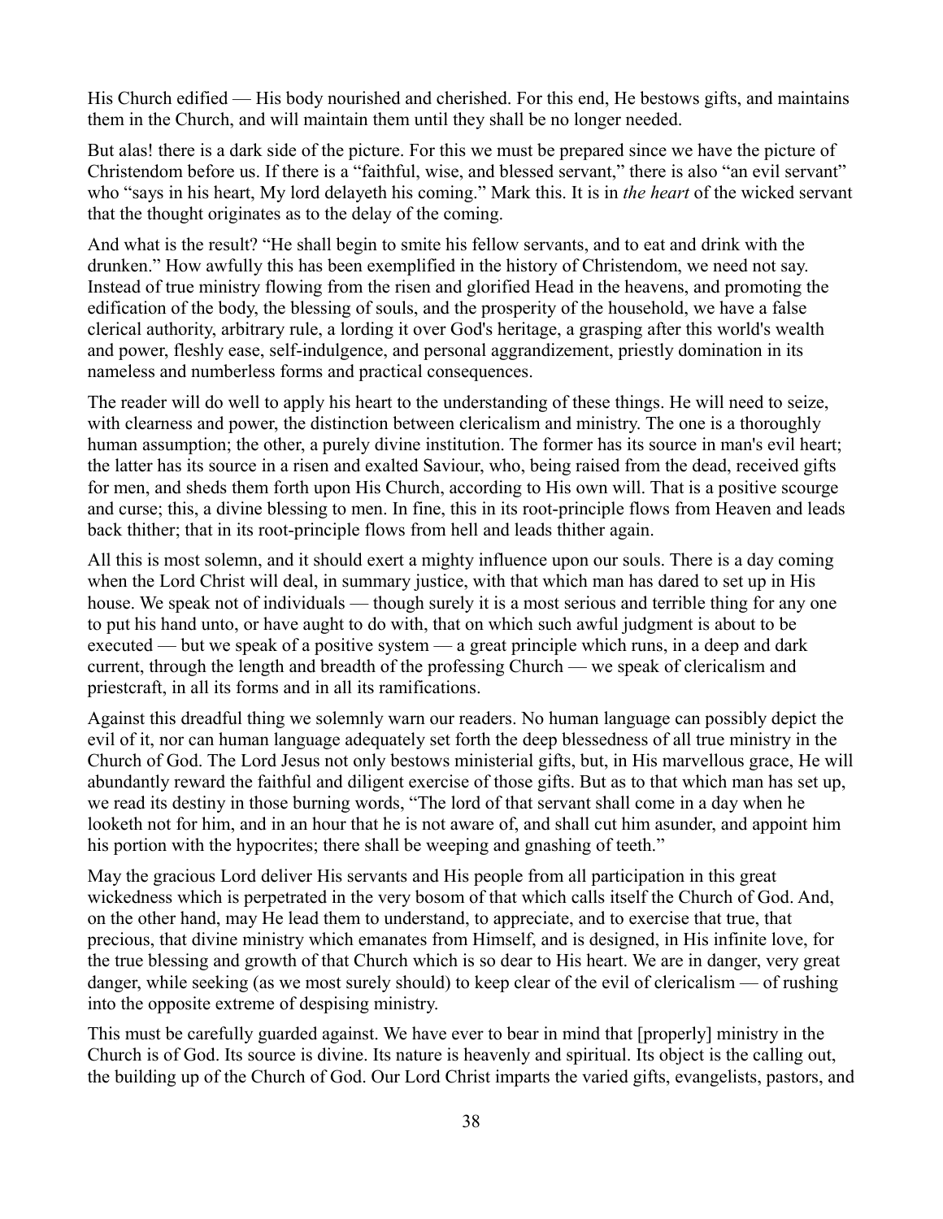His Church edified — His body nourished and cherished. For this end, He bestows gifts, and maintains them in the Church, and will maintain them until they shall be no longer needed.

But alas! there is a dark side of the picture. For this we must be prepared since we have the picture of Christendom before us. If there is a "faithful, wise, and blessed servant," there is also "an evil servant" who "says in his heart, My lord delayeth his coming." Mark this. It is in *the heart* of the wicked servant that the thought originates as to the delay of the coming.

And what is the result? "He shall begin to smite his fellow servants, and to eat and drink with the drunken." How awfully this has been exemplified in the history of Christendom, we need not say. Instead of true ministry flowing from the risen and glorified Head in the heavens, and promoting the edification of the body, the blessing of souls, and the prosperity of the household, we have a false clerical authority, arbitrary rule, a lording it over God's heritage, a grasping after this world's wealth and power, fleshly ease, self-indulgence, and personal aggrandizement, priestly domination in its nameless and numberless forms and practical consequences.

The reader will do well to apply his heart to the understanding of these things. He will need to seize, with clearness and power, the distinction between clericalism and ministry. The one is a thoroughly human assumption; the other, a purely divine institution. The former has its source in man's evil heart; the latter has its source in a risen and exalted Saviour, who, being raised from the dead, received gifts for men, and sheds them forth upon His Church, according to His own will. That is a positive scourge and curse; this, a divine blessing to men. In fine, this in its root-principle flows from Heaven and leads back thither; that in its root-principle flows from hell and leads thither again.

All this is most solemn, and it should exert a mighty influence upon our souls. There is a day coming when the Lord Christ will deal, in summary justice, with that which man has dared to set up in His house. We speak not of individuals — though surely it is a most serious and terrible thing for any one to put his hand unto, or have aught to do with, that on which such awful judgment is about to be executed — but we speak of a positive system — a great principle which runs, in a deep and dark current, through the length and breadth of the professing Church — we speak of clericalism and priestcraft, in all its forms and in all its ramifications.

Against this dreadful thing we solemnly warn our readers. No human language can possibly depict the evil of it, nor can human language adequately set forth the deep blessedness of all true ministry in the Church of God. The Lord Jesus not only bestows ministerial gifts, but, in His marvellous grace, He will abundantly reward the faithful and diligent exercise of those gifts. But as to that which man has set up, we read its destiny in those burning words, "The lord of that servant shall come in a day when he looketh not for him, and in an hour that he is not aware of, and shall cut him asunder, and appoint him his portion with the hypocrites; there shall be weeping and gnashing of teeth."

May the gracious Lord deliver His servants and His people from all participation in this great wickedness which is perpetrated in the very bosom of that which calls itself the Church of God. And, on the other hand, may He lead them to understand, to appreciate, and to exercise that true, that precious, that divine ministry which emanates from Himself, and is designed, in His infinite love, for the true blessing and growth of that Church which is so dear to His heart. We are in danger, very great danger, while seeking (as we most surely should) to keep clear of the evil of clericalism — of rushing into the opposite extreme of despising ministry.

This must be carefully guarded against. We have ever to bear in mind that [properly] ministry in the Church is of God. Its source is divine. Its nature is heavenly and spiritual. Its object is the calling out, the building up of the Church of God. Our Lord Christ imparts the varied gifts, evangelists, pastors, and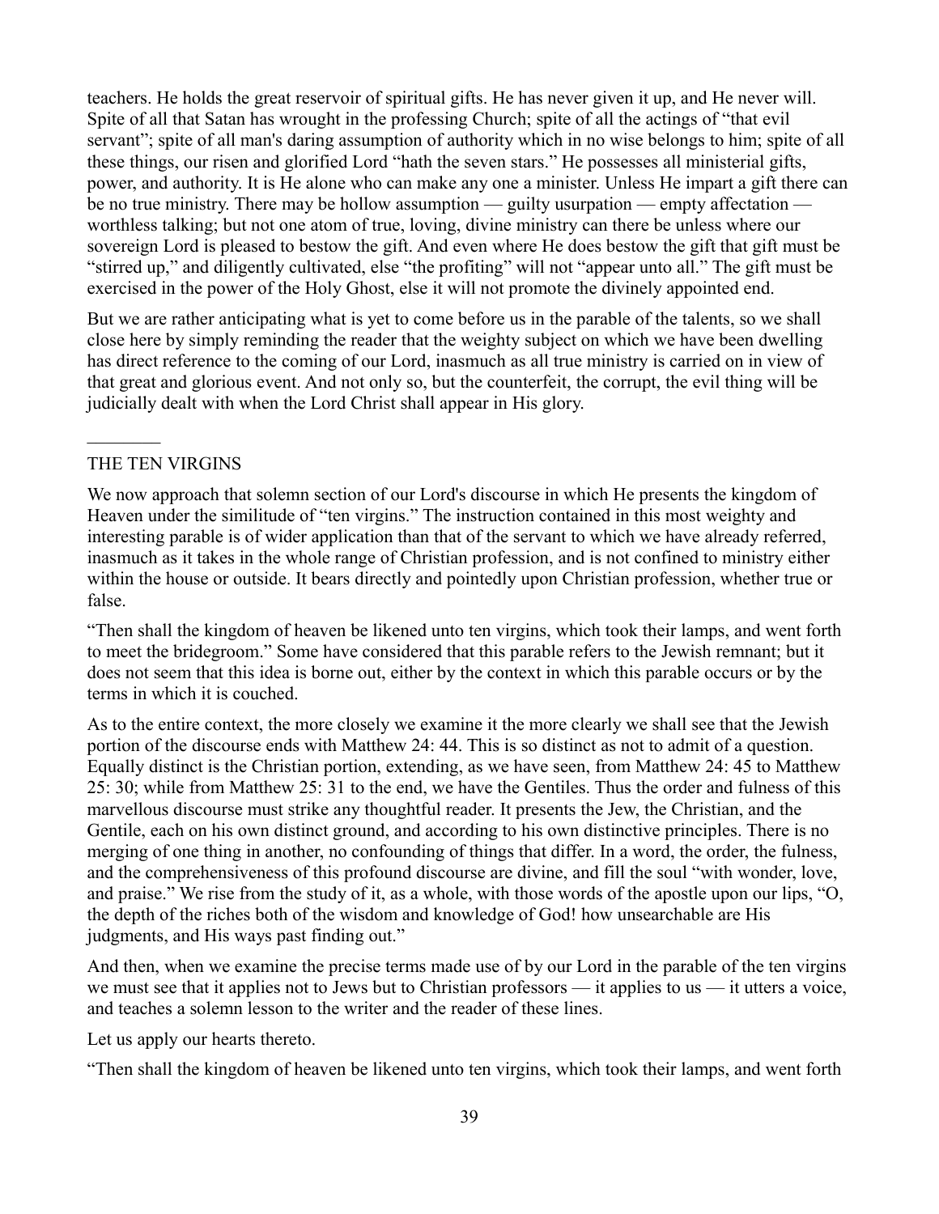teachers. He holds the great reservoir of spiritual gifts. He has never given it up, and He never will. Spite of all that Satan has wrought in the professing Church; spite of all the actings of "that evil servant"; spite of all man's daring assumption of authority which in no wise belongs to him; spite of all these things, our risen and glorified Lord "hath the seven stars." He possesses all ministerial gifts, power, and authority. It is He alone who can make any one a minister. Unless He impart a gift there can be no true ministry. There may be hollow assumption — guilty usurpation — empty affectation — worthless talking; but not one atom of true, loving, divine ministry can there be unless where our sovereign Lord is pleased to bestow the gift. And even where He does bestow the gift that gift must be "stirred up," and diligently cultivated, else "the profiting" will not "appear unto all." The gift must be exercised in the power of the Holy Ghost, else it will not promote the divinely appointed end.

But we are rather anticipating what is yet to come before us in the parable of the talents, so we shall close here by simply reminding the reader that the weighty subject on which we have been dwelling has direct reference to the coming of our Lord, inasmuch as all true ministry is carried on in view of that great and glorious event. And not only so, but the counterfeit, the corrupt, the evil thing will be judicially dealt with when the Lord Christ shall appear in His glory.

---

## THE TEN VIRGINS

We now approach that solemn section of our Lord's discourse in which He presents the kingdom of Heaven under the similitude of "ten virgins." The instruction contained in this most weighty and interesting parable is of wider application than that of the servant to which we have already referred, inasmuch as it takes in the whole range of Christian profession, and is not confined to ministry either within the house or outside. It bears directly and pointedly upon Christian profession, whether true or false.

"Then shall the kingdom of heaven be likened unto ten virgins, which took their lamps, and went forth to meet the bridegroom." Some have considered that this parable refers to the Jewish remnant; but it does not seem that this idea is borne out, either by the context in which this parable occurs or by the terms in which it is couched.

As to the entire context, the more closely we examine it the more clearly we shall see that the Jewish portion of the discourse ends with Matthew 24: 44. This is so distinct as not to admit of a question. Equally distinct is the Christian portion, extending, as we have seen, from Matthew 24: 45 to Matthew 25: 30; while from Matthew 25: 31 to the end, we have the Gentiles. Thus the order and fulness of this marvellous discourse must strike any thoughtful reader. It presents the Jew, the Christian, and the Gentile, each on his own distinct ground, and according to his own distinctive principles. There is no merging of one thing in another, no confounding of things that differ. In a word, the order, the fulness, and the comprehensiveness of this profound discourse are divine, and fill the soul "with wonder, love, and praise." We rise from the study of it, as a whole, with those words of the apostle upon our lips, "O, the depth of the riches both of the wisdom and knowledge of God! how unsearchable are His judgments, and His ways past finding out."

And then, when we examine the precise terms made use of by our Lord in the parable of the ten virgins we must see that it applies not to Jews but to Christian professors — it applies to us — it utters a voice, and teaches a solemn lesson to the writer and the reader of these lines.

Let us apply our hearts thereto.

"Then shall the kingdom of heaven be likened unto ten virgins, which took their lamps, and went forth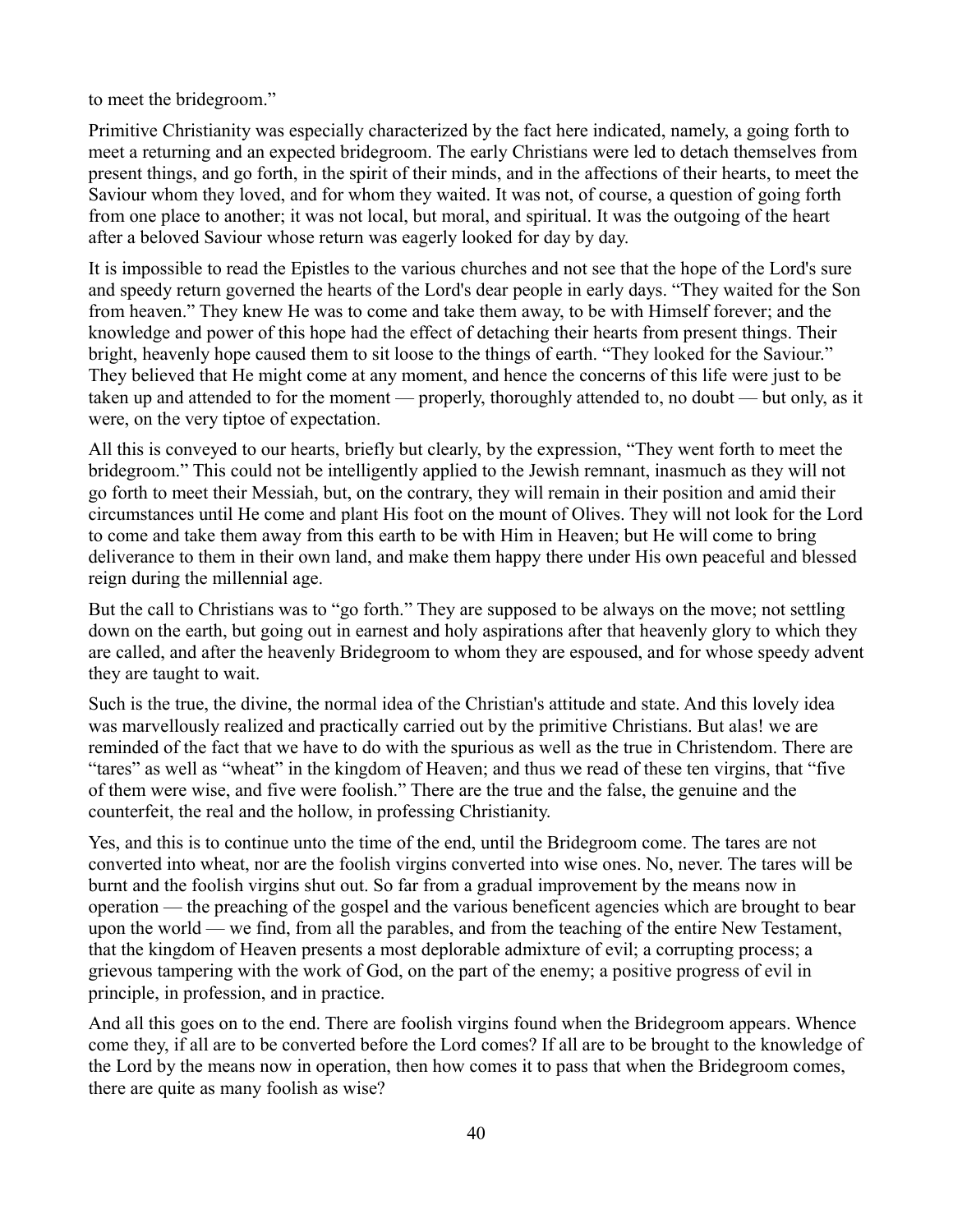to meet the bridegroom."

Primitive Christianity was especially characterized by the fact here indicated, namely, a going forth to meet a returning and an expected bridegroom. The early Christians were led to detach themselves from present things, and go forth, in the spirit of their minds, and in the affections of their hearts, to meet the Saviour whom they loved, and for whom they waited. It was not, of course, a question of going forth from one place to another; it was not local, but moral, and spiritual. It was the outgoing of the heart after a beloved Saviour whose return was eagerly looked for day by day.

It is impossible to read the Epistles to the various churches and not see that the hope of the Lord's sure and speedy return governed the hearts of the Lord's dear people in early days. "They waited for the Son from heaven." They knew He was to come and take them away, to be with Himself forever; and the knowledge and power of this hope had the effect of detaching their hearts from present things. Their bright, heavenly hope caused them to sit loose to the things of earth. "They looked for the Saviour." They believed that He might come at any moment, and hence the concerns of this life were just to be taken up and attended to for the moment — properly, thoroughly attended to, no doubt — but only, as it were, on the very tiptoe of expectation.

All this is conveyed to our hearts, briefly but clearly, by the expression, "They went forth to meet the bridegroom." This could not be intelligently applied to the Jewish remnant, inasmuch as they will not go forth to meet their Messiah, but, on the contrary, they will remain in their position and amid their circumstances until He come and plant His foot on the mount of Olives. They will not look for the Lord to come and take them away from this earth to be with Him in Heaven; but He will come to bring deliverance to them in their own land, and make them happy there under His own peaceful and blessed reign during the millennial age.

But the call to Christians was to "go forth." They are supposed to be always on the move; not settling down on the earth, but going out in earnest and holy aspirations after that heavenly glory to which they are called, and after the heavenly Bridegroom to whom they are espoused, and for whose speedy advent they are taught to wait.

Such is the true, the divine, the normal idea of the Christian's attitude and state. And this lovely idea was marvellously realized and practically carried out by the primitive Christians. But alas! we are reminded of the fact that we have to do with the spurious as well as the true in Christendom. There are "tares" as well as "wheat" in the kingdom of Heaven; and thus we read of these ten virgins, that "five of them were wise, and five were foolish." There are the true and the false, the genuine and the counterfeit, the real and the hollow, in professing Christianity.

Yes, and this is to continue unto the time of the end, until the Bridegroom come. The tares are not converted into wheat, nor are the foolish virgins converted into wise ones. No, never. The tares will be burnt and the foolish virgins shut out. So far from a gradual improvement by the means now in operation — the preaching of the gospel and the various beneficent agencies which are brought to bear upon the world — we find, from all the parables, and from the teaching of the entire New Testament, that the kingdom of Heaven presents a most deplorable admixture of evil; a corrupting process; a grievous tampering with the work of God, on the part of the enemy; a positive progress of evil in principle, in profession, and in practice.

And all this goes on to the end. There are foolish virgins found when the Bridegroom appears. Whence come they, if all are to be converted before the Lord comes? If all are to be brought to the knowledge of the Lord by the means now in operation, then how comes it to pass that when the Bridegroom comes, there are quite as many foolish as wise?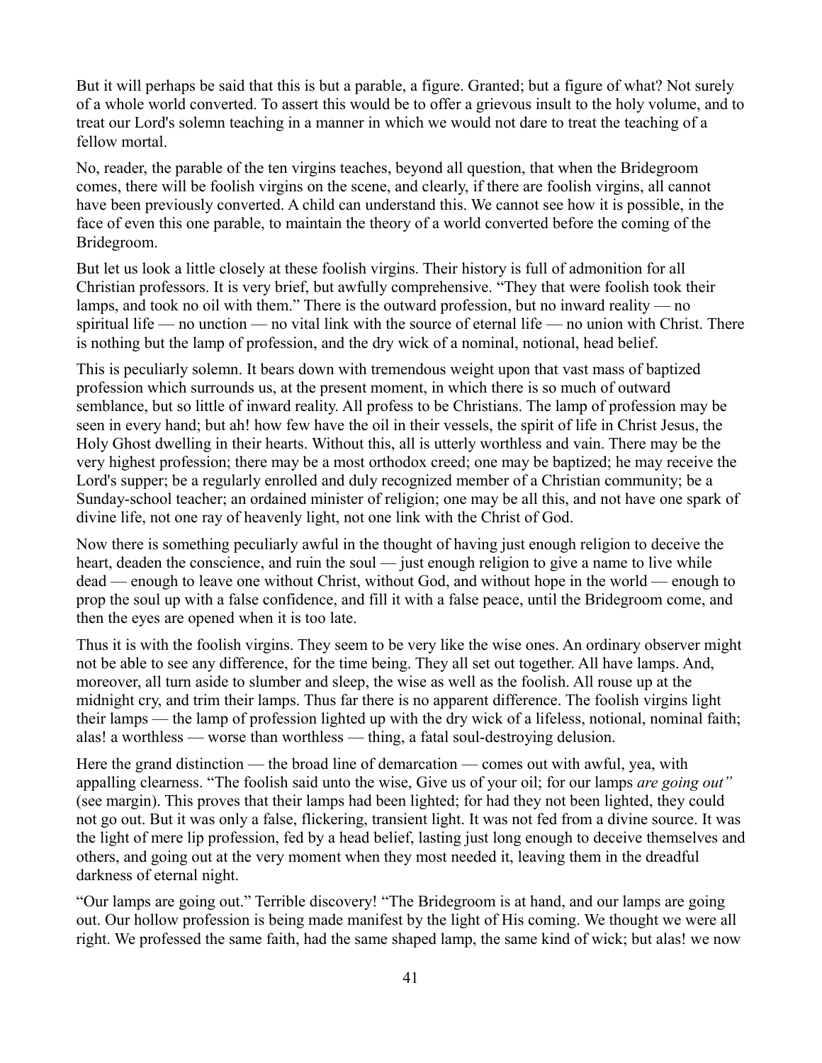But it will perhaps be said that this is but a parable, a figure. Granted; but a figure of what? Not surely of a whole world converted. To assert this would be to offer a grievous insult to the holy volume, and to treat our Lord's solemn teaching in a manner in which we would not dare to treat the teaching of a fellow mortal.

No, reader, the parable of the ten virgins teaches, beyond all question, that when the Bridegroom comes, there will be foolish virgins on the scene, and clearly, if there are foolish virgins, all cannot have been previously converted. A child can understand this. We cannot see how it is possible, in the face of even this one parable, to maintain the theory of a world converted before the coming of the Bridegroom.

But let us look a little closely at these foolish virgins. Their history is full of admonition for all Christian professors. It is very brief, but awfully comprehensive. "They that were foolish took their lamps, and took no oil with them." There is the outward profession, but no inward reality — no spiritual life — no unction — no vital link with the source of eternal life — no union with Christ. There is nothing but the lamp of profession, and the dry wick of a nominal, notional, head belief.

This is peculiarly solemn. It bears down with tremendous weight upon that vast mass of baptized profession which surrounds us, at the present moment, in which there is so much of outward semblance, but so little of inward reality. All profess to be Christians. The lamp of profession may be seen in every hand; but ah! how few have the oil in their vessels, the spirit of life in Christ Jesus, the Holy Ghost dwelling in their hearts. Without this, all is utterly worthless and vain. There may be the very highest profession; there may be a most orthodox creed; one may be baptized; he may receive the Lord's supper; be a regularly enrolled and duly recognized member of a Christian community; be a Sunday-school teacher; an ordained minister of religion; one may be all this, and not have one spark of divine life, not one ray of heavenly light, not one link with the Christ of God.

Now there is something peculiarly awful in the thought of having just enough religion to deceive the heart, deaden the conscience, and ruin the soul — just enough religion to give a name to live while dead — enough to leave one without Christ, without God, and without hope in the world — enough to prop the soul up with a false confidence, and fill it with a false peace, until the Bridegroom come, and then the eyes are opened when it is too late.

Thus it is with the foolish virgins. They seem to be very like the wise ones. An ordinary observer might not be able to see any difference, for the time being. They all set out together. All have lamps. And, moreover, all turn aside to slumber and sleep, the wise as well as the foolish. All rouse up at the midnight cry, and trim their lamps. Thus far there is no apparent difference. The foolish virgins light their lamps — the lamp of profession lighted up with the dry wick of a lifeless, notional, nominal faith; alas! a worthless — worse than worthless — thing, a fatal soul-destroying delusion.

Here the grand distinction — the broad line of demarcation — comes out with awful, yea, with appalling clearness. "The foolish said unto the wise, Give us of your oil; for our lamps *are going out"* (see margin). This proves that their lamps had been lighted; for had they not been lighted, they could not go out. But it was only a false, flickering, transient light. It was not fed from a divine source. It was the light of mere lip profession, fed by a head belief, lasting just long enough to deceive themselves and others, and going out at the very moment when they most needed it, leaving them in the dreadful darkness of eternal night.

"Our lamps are going out." Terrible discovery! "The Bridegroom is at hand, and our lamps are going out. Our hollow profession is being made manifest by the light of His coming. We thought we were all right. We professed the same faith, had the same shaped lamp, the same kind of wick; but alas! we now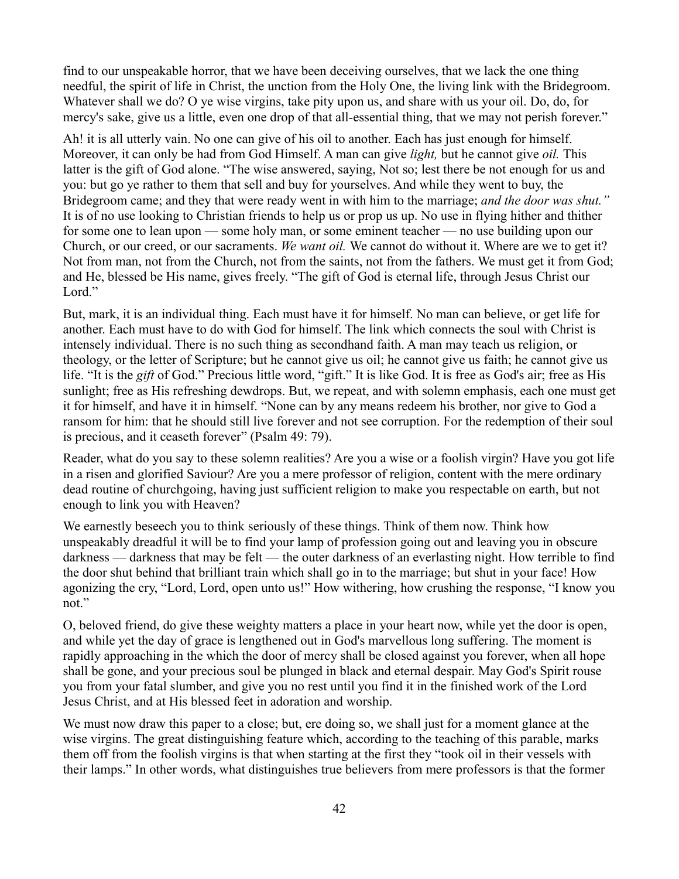find to our unspeakable horror, that we have been deceiving ourselves, that we lack the one thing needful, the spirit of life in Christ, the unction from the Holy One, the living link with the Bridegroom. Whatever shall we do? O ye wise virgins, take pity upon us, and share with us your oil. Do, do, for mercy's sake, give us a little, even one drop of that all-essential thing, that we may not perish forever."

Ah! it is all utterly vain. No one can give of his oil to another. Each has just enough for himself. Moreover, it can only be had from God Himself. A man can give *light,* but he cannot give *oil.* This latter is the gift of God alone. "The wise answered, saying, Not so; lest there be not enough for us and you: but go ye rather to them that sell and buy for yourselves. And while they went to buy, the Bridegroom came; and they that were ready went in with him to the marriage; *and the door was shut."* It is of no use looking to Christian friends to help us or prop us up. No use in flying hither and thither for some one to lean upon — some holy man, or some eminent teacher — no use building upon our Church, or our creed, or our sacraments. *We want oil.* We cannot do without it. Where are we to get it? Not from man, not from the Church, not from the saints, not from the fathers. We must get it from God; and He, blessed be His name, gives freely. "The gift of God is eternal life, through Jesus Christ our Lord."

But, mark, it is an individual thing. Each must have it for himself. No man can believe, or get life for another. Each must have to do with God for himself. The link which connects the soul with Christ is intensely individual. There is no such thing as secondhand faith. A man may teach us religion, or theology, or the letter of Scripture; but he cannot give us oil; he cannot give us faith; he cannot give us life. "It is the *gift* of God." Precious little word, "gift." It is like God. It is free as God's air; free as His sunlight; free as His refreshing dewdrops. But, we repeat, and with solemn emphasis, each one must get it for himself, and have it in himself. "None can by any means redeem his brother, nor give to God a ransom for him: that he should still live forever and not see corruption. For the redemption of their soul is precious, and it ceaseth forever" (Psalm 49: 79).

Reader, what do you say to these solemn realities? Are you a wise or a foolish virgin? Have you got life in a risen and glorified Saviour? Are you a mere professor of religion, content with the mere ordinary dead routine of churchgoing, having just sufficient religion to make you respectable on earth, but not enough to link you with Heaven?

We earnestly beseech you to think seriously of these things. Think of them now. Think how unspeakably dreadful it will be to find your lamp of profession going out and leaving you in obscure darkness — darkness that may be felt — the outer darkness of an everlasting night. How terrible to find the door shut behind that brilliant train which shall go in to the marriage; but shut in your face! How agonizing the cry, "Lord, Lord, open unto us!" How withering, how crushing the response, "I know you not."

O, beloved friend, do give these weighty matters a place in your heart now, while yet the door is open, and while yet the day of grace is lengthened out in God's marvellous long suffering. The moment is rapidly approaching in the which the door of mercy shall be closed against you forever, when all hope shall be gone, and your precious soul be plunged in black and eternal despair. May God's Spirit rouse you from your fatal slumber, and give you no rest until you find it in the finished work of the Lord Jesus Christ, and at His blessed feet in adoration and worship.

We must now draw this paper to a close; but, ere doing so, we shall just for a moment glance at the wise virgins. The great distinguishing feature which, according to the teaching of this parable, marks them off from the foolish virgins is that when starting at the first they "took oil in their vessels with their lamps." In other words, what distinguishes true believers from mere professors is that the former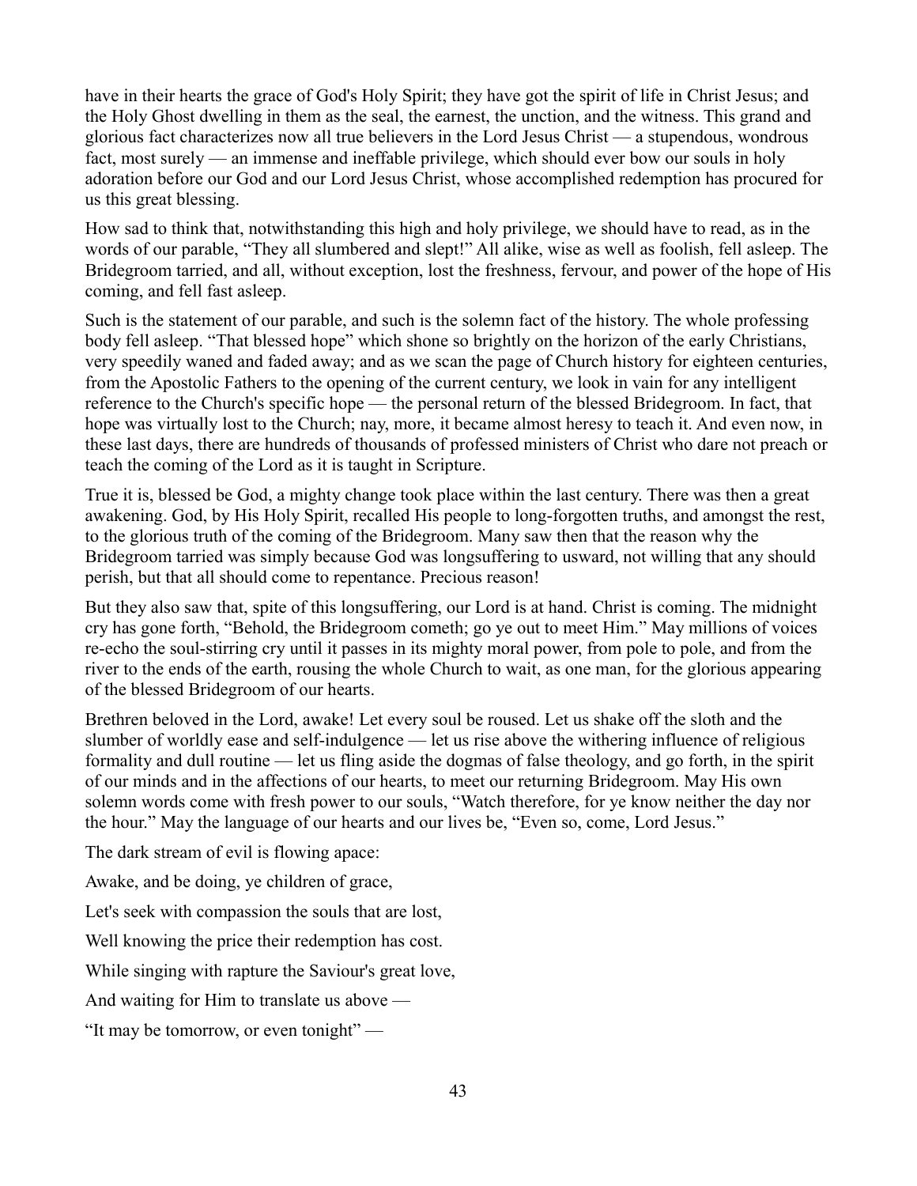have in their hearts the grace of God's Holy Spirit; they have got the spirit of life in Christ Jesus; and the Holy Ghost dwelling in them as the seal, the earnest, the unction, and the witness. This grand and glorious fact characterizes now all true believers in the Lord Jesus Christ — a stupendous, wondrous fact, most surely — an immense and ineffable privilege, which should ever bow our souls in holy adoration before our God and our Lord Jesus Christ, whose accomplished redemption has procured for us this great blessing.

How sad to think that, notwithstanding this high and holy privilege, we should have to read, as in the words of our parable, "They all slumbered and slept!" All alike, wise as well as foolish, fell asleep. The Bridegroom tarried, and all, without exception, lost the freshness, fervour, and power of the hope of His coming, and fell fast asleep.

Such is the statement of our parable, and such is the solemn fact of the history. The whole professing body fell asleep. "That blessed hope" which shone so brightly on the horizon of the early Christians, very speedily waned and faded away; and as we scan the page of Church history for eighteen centuries, from the Apostolic Fathers to the opening of the current century, we look in vain for any intelligent reference to the Church's specific hope — the personal return of the blessed Bridegroom. In fact, that hope was virtually lost to the Church; nay, more, it became almost heresy to teach it. And even now, in these last days, there are hundreds of thousands of professed ministers of Christ who dare not preach or teach the coming of the Lord as it is taught in Scripture.

True it is, blessed be God, a mighty change took place within the last century. There was then a great awakening. God, by His Holy Spirit, recalled His people to long-forgotten truths, and amongst the rest, to the glorious truth of the coming of the Bridegroom. Many saw then that the reason why the Bridegroom tarried was simply because God was longsuffering to usward, not willing that any should perish, but that all should come to repentance. Precious reason!

But they also saw that, spite of this longsuffering, our Lord is at hand. Christ is coming. The midnight cry has gone forth, "Behold, the Bridegroom cometh; go ye out to meet Him." May millions of voices re-echo the soul-stirring cry until it passes in its mighty moral power, from pole to pole, and from the river to the ends of the earth, rousing the whole Church to wait, as one man, for the glorious appearing of the blessed Bridegroom of our hearts.

Brethren beloved in the Lord, awake! Let every soul be roused. Let us shake off the sloth and the slumber of worldly ease and self-indulgence — let us rise above the withering influence of religious formality and dull routine — let us fling aside the dogmas of false theology, and go forth, in the spirit of our minds and in the affections of our hearts, to meet our returning Bridegroom. May His own solemn words come with fresh power to our souls, "Watch therefore, for ye know neither the day nor the hour." May the language of our hearts and our lives be, "Even so, come, Lord Jesus."

The dark stream of evil is flowing apace:

Awake, and be doing, ye children of grace,

Let's seek with compassion the souls that are lost,

Well knowing the price their redemption has cost.

While singing with rapture the Saviour's great love,

And waiting for Him to translate us above —

"It may be tomorrow, or even tonight" —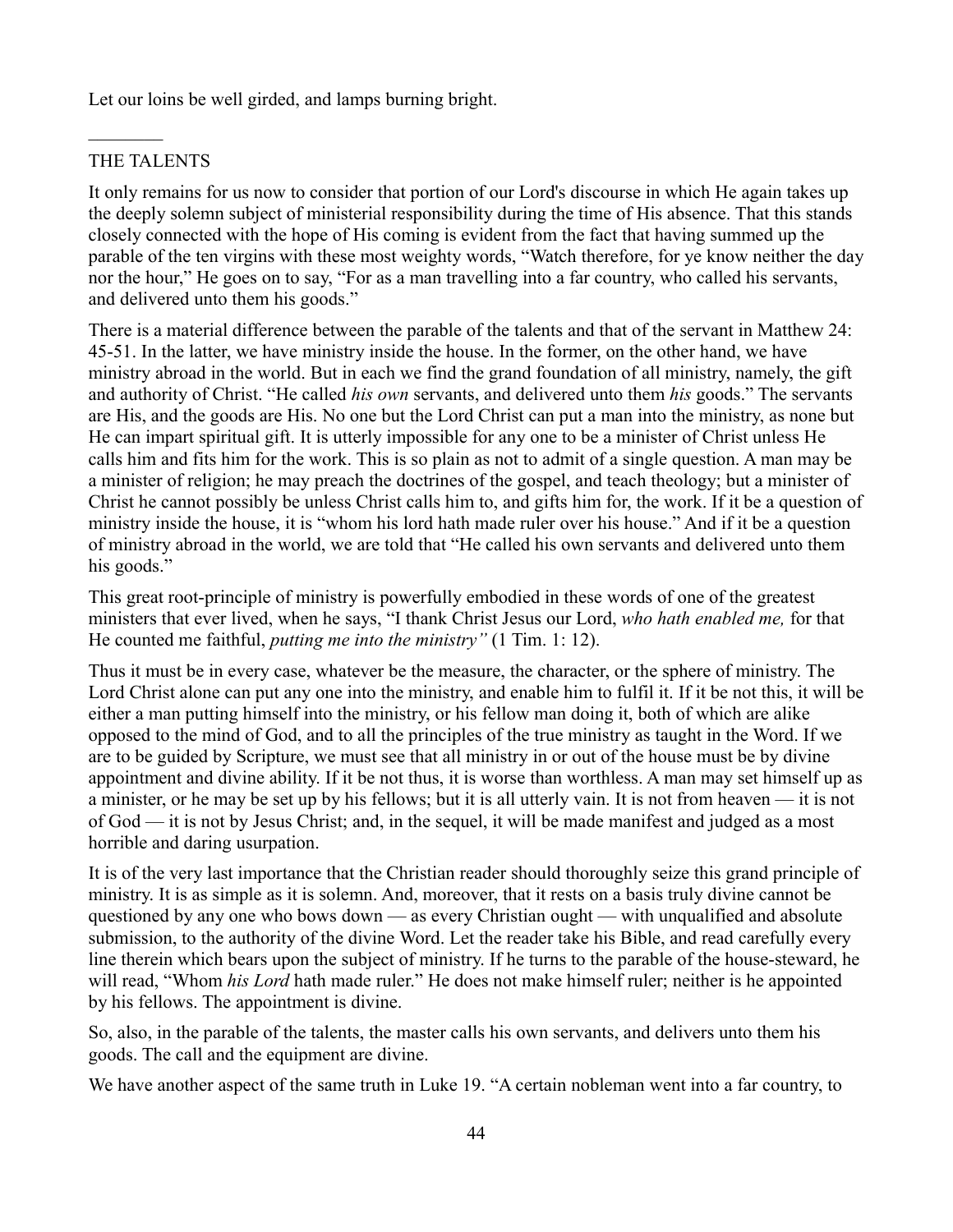Let our loins be well girded, and lamps burning bright.

---

## THE TALENTS

It only remains for us now to consider that portion of our Lord's discourse in which He again takes up the deeply solemn subject of ministerial responsibility during the time of His absence. That this stands closely connected with the hope of His coming is evident from the fact that having summed up the parable of the ten virgins with these most weighty words, "Watch therefore, for ye know neither the day nor the hour," He goes on to say, "For as a man travelling into a far country, who called his servants, and delivered unto them his goods."

There is a material difference between the parable of the talents and that of the servant in Matthew 24: 45-51. In the latter, we have ministry inside the house. In the former, on the other hand, we have ministry abroad in the world. But in each we find the grand foundation of all ministry, namely, the gift and authority of Christ. "He called *his own* servants, and delivered unto them *his* goods." The servants are His, and the goods are His. No one but the Lord Christ can put a man into the ministry, as none but He can impart spiritual gift. It is utterly impossible for any one to be a minister of Christ unless He calls him and fits him for the work. This is so plain as not to admit of a single question. A man may be a minister of religion; he may preach the doctrines of the gospel, and teach theology; but a minister of Christ he cannot possibly be unless Christ calls him to, and gifts him for, the work. If it be a question of ministry inside the house, it is "whom his lord hath made ruler over his house." And if it be a question of ministry abroad in the world, we are told that "He called his own servants and delivered unto them his goods."

This great root-principle of ministry is powerfully embodied in these words of one of the greatest ministers that ever lived, when he says, "I thank Christ Jesus our Lord, *who hath enabled me,* for that He counted me faithful, *putting me into the ministry"* (1 Tim. 1: 12).

Thus it must be in every case, whatever be the measure, the character, or the sphere of ministry. The Lord Christ alone can put any one into the ministry, and enable him to fulfil it. If it be not this, it will be either a man putting himself into the ministry, or his fellow man doing it, both of which are alike opposed to the mind of God, and to all the principles of the true ministry as taught in the Word. If we are to be guided by Scripture, we must see that all ministry in or out of the house must be by divine appointment and divine ability. If it be not thus, it is worse than worthless. A man may set himself up as a minister, or he may be set up by his fellows; but it is all utterly vain. It is not from heaven — it is not of God — it is not by Jesus Christ; and, in the sequel, it will be made manifest and judged as a most horrible and daring usurpation.

It is of the very last importance that the Christian reader should thoroughly seize this grand principle of ministry. It is as simple as it is solemn. And, moreover, that it rests on a basis truly divine cannot be questioned by any one who bows down — as every Christian ought — with unqualified and absolute submission, to the authority of the divine Word. Let the reader take his Bible, and read carefully every line therein which bears upon the subject of ministry. If he turns to the parable of the house-steward, he will read, "Whom *his Lord* hath made ruler." He does not make himself ruler; neither is he appointed by his fellows. The appointment is divine.

So, also, in the parable of the talents, the master calls his own servants, and delivers unto them his goods. The call and the equipment are divine.

We have another aspect of the same truth in Luke 19. "A certain nobleman went into a far country, to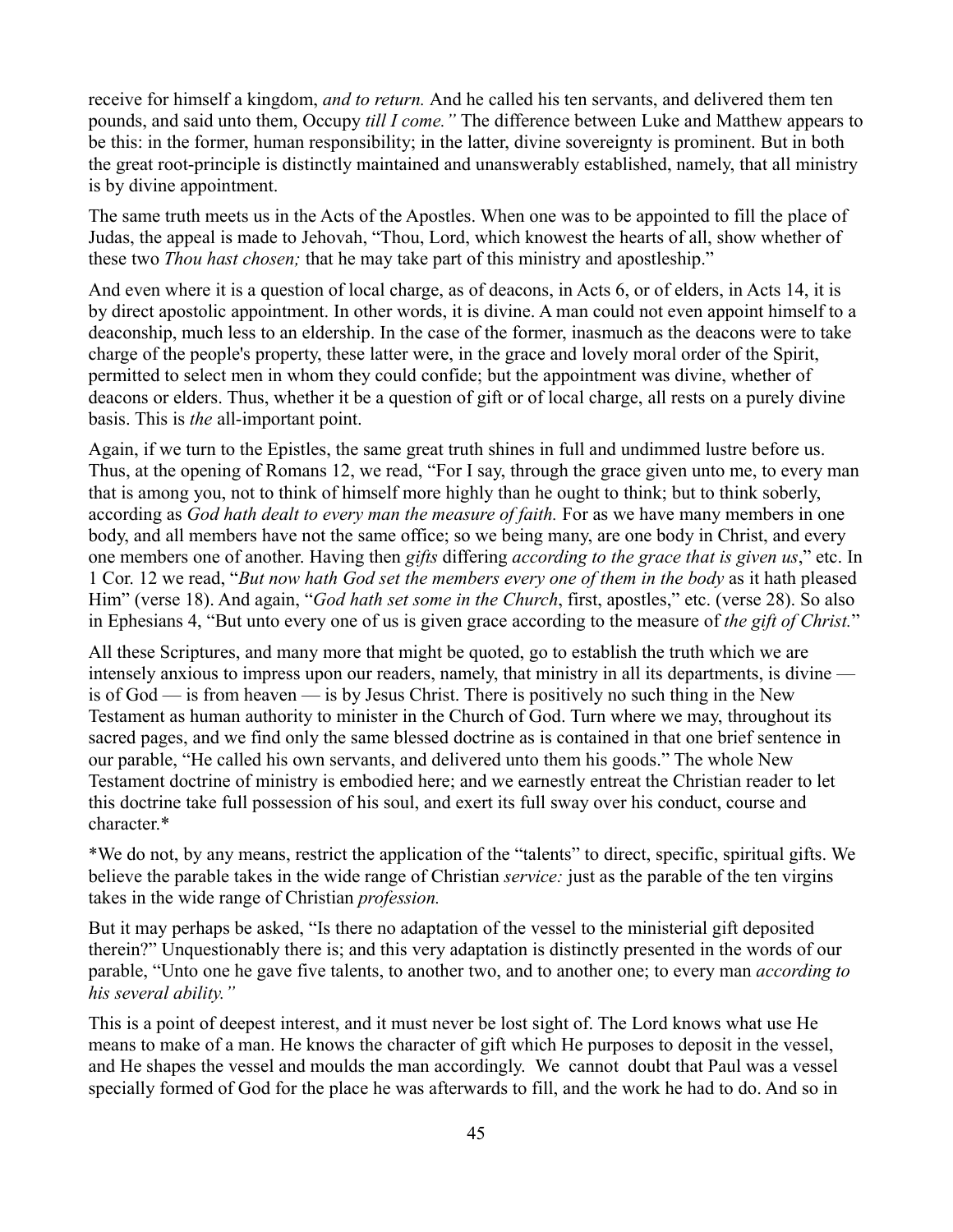receive for himself a kingdom, *and to return.* And he called his ten servants, and delivered them ten pounds, and said unto them, Occupy *till I come."* The difference between Luke and Matthew appears to be this: in the former, human responsibility; in the latter, divine sovereignty is prominent. But in both the great root-principle is distinctly maintained and unanswerably established, namely, that all ministry is by divine appointment.

The same truth meets us in the Acts of the Apostles. When one was to be appointed to fill the place of Judas, the appeal is made to Jehovah, "Thou, Lord, which knowest the hearts of all, show whether of these two *Thou hast chosen;* that he may take part of this ministry and apostleship."

And even where it is a question of local charge, as of deacons, in Acts 6, or of elders, in Acts 14, it is by direct apostolic appointment. In other words, it is divine. A man could not even appoint himself to a deaconship, much less to an eldership. In the case of the former, inasmuch as the deacons were to take charge of the people's property, these latter were, in the grace and lovely moral order of the Spirit, permitted to select men in whom they could confide; but the appointment was divine, whether of deacons or elders. Thus, whether it be a question of gift or of local charge, all rests on a purely divine basis. This is *the* all-important point.

Again, if we turn to the Epistles, the same great truth shines in full and undimmed lustre before us. Thus, at the opening of Romans 12, we read, "For I say, through the grace given unto me, to every man that is among you, not to think of himself more highly than he ought to think; but to think soberly, according as *God hath dealt to every man the measure of faith.* For as we have many members in one body, and all members have not the same office; so we being many, are one body in Christ, and every one members one of another. Having then *gifts* differing *according to the grace that is given us*," etc. In 1 Cor. 12 we read, "*But now hath God set the members every one of them in the body* as it hath pleased Him" (verse 18). And again, "*God hath set some in the Church*, first, apostles," etc. (verse 28). So also in Ephesians 4, "But unto every one of us is given grace according to the measure of *the gift of Christ.*"

All these Scriptures, and many more that might be quoted, go to establish the truth which we are intensely anxious to impress upon our readers, namely, that ministry in all its departments, is divine — is of God — is from heaven — is by Jesus Christ. There is positively no such thing in the New Testament as human authority to minister in the Church of God. Turn where we may, throughout its sacred pages, and we find only the same blessed doctrine as is contained in that one brief sentence in our parable, "He called his own servants, and delivered unto them his goods." The whole New Testament doctrine of ministry is embodied here; and we earnestly entreat the Christian reader to let this doctrine take full possession of his soul, and exert its full sway over his conduct, course and character.*

*We do not, by any means, restrict the application of the "talents" to direct, specific, spiritual gifts. We believe the parable takes in the wide range of Christian *service:* just as the parable of the ten virgins takes in the wide range of Christian *profession.*

But it may perhaps be asked, "Is there no adaptation of the vessel to the ministerial gift deposited therein?" Unquestionably there is; and this very adaptation is distinctly presented in the words of our parable, "Unto one he gave five talents, to another two, and to another one; to every man *according to his several ability."*

This is a point of deepest interest, and it must never be lost sight of. The Lord knows what use He means to make of a man. He knows the character of gift which He purposes to deposit in the vessel, and He shapes the vessel and moulds the man accordingly. We cannot doubt that Paul was a vessel specially formed of God for the place he was afterwards to fill, and the work he had to do. And so in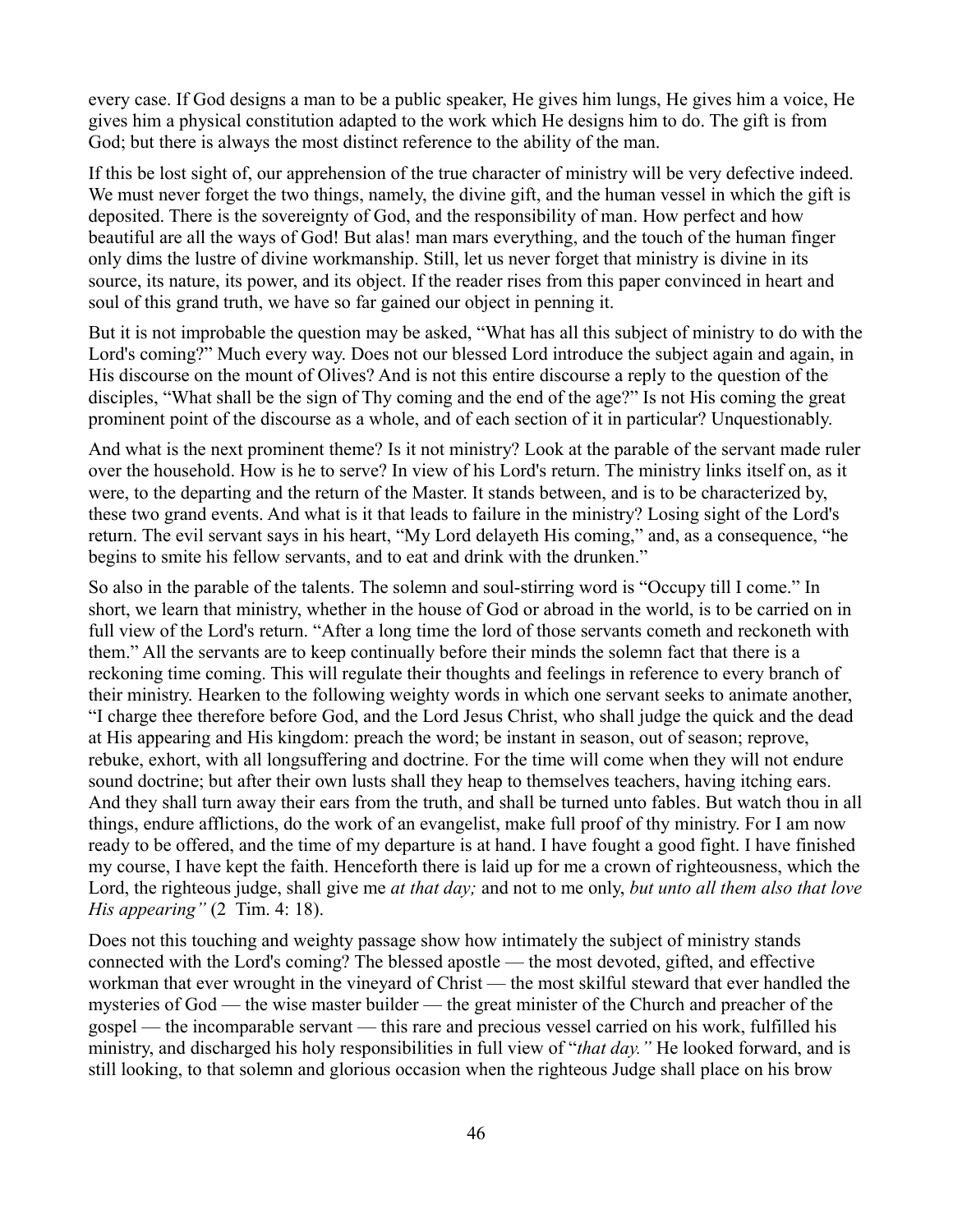every case. If God designs a man to be a public speaker, He gives him lungs, He gives him a voice, He gives him a physical constitution adapted to the work which He designs him to do. The gift is from God; but there is always the most distinct reference to the ability of the man.

If this be lost sight of, our apprehension of the true character of ministry will be very defective indeed. We must never forget the two things, namely, the divine gift, and the human vessel in which the gift is deposited. There is the sovereignty of God, and the responsibility of man. How perfect and how beautiful are all the ways of God! But alas! man mars everything, and the touch of the human finger only dims the lustre of divine workmanship. Still, let us never forget that ministry is divine in its source, its nature, its power, and its object. If the reader rises from this paper convinced in heart and soul of this grand truth, we have so far gained our object in penning it.

But it is not improbable the question may be asked, "What has all this subject of ministry to do with the Lord's coming?" Much every way. Does not our blessed Lord introduce the subject again and again, in His discourse on the mount of Olives? And is not this entire discourse a reply to the question of the disciples, "What shall be the sign of Thy coming and the end of the age?" Is not His coming the great prominent point of the discourse as a whole, and of each section of it in particular? Unquestionably.

And what is the next prominent theme? Is it not ministry? Look at the parable of the servant made ruler over the household. How is he to serve? In view of his Lord's return. The ministry links itself on, as it were, to the departing and the return of the Master. It stands between, and is to be characterized by, these two grand events. And what is it that leads to failure in the ministry? Losing sight of the Lord's return. The evil servant says in his heart, "My Lord delayeth His coming," and, as a consequence, "he begins to smite his fellow servants, and to eat and drink with the drunken."

So also in the parable of the talents. The solemn and soul-stirring word is "Occupy till I come." In short, we learn that ministry, whether in the house of God or abroad in the world, is to be carried on in full view of the Lord's return. "After a long time the lord of those servants cometh and reckoneth with them." All the servants are to keep continually before their minds the solemn fact that there is a reckoning time coming. This will regulate their thoughts and feelings in reference to every branch of their ministry. Hearken to the following weighty words in which one servant seeks to animate another, "I charge thee therefore before God, and the Lord Jesus Christ, who shall judge the quick and the dead at His appearing and His kingdom: preach the word; be instant in season, out of season; reprove, rebuke, exhort, with all longsuffering and doctrine. For the time will come when they will not endure sound doctrine; but after their own lusts shall they heap to themselves teachers, having itching ears. And they shall turn away their ears from the truth, and shall be turned unto fables. But watch thou in all things, endure afflictions, do the work of an evangelist, make full proof of thy ministry. For I am now ready to be offered, and the time of my departure is at hand. I have fought a good fight. I have finished my course, I have kept the faith. Henceforth there is laid up for me a crown of righteousness, which the Lord, the righteous judge, shall give me *at that day;* and not to me only, *but unto all them also that love His appearing"* (2 Tim. 4: 18).

Does not this touching and weighty passage show how intimately the subject of ministry stands connected with the Lord's coming? The blessed apostle — the most devoted, gifted, and effective workman that ever wrought in the vineyard of Christ — the most skilful steward that ever handled the mysteries of God — the wise master builder — the great minister of the Church and preacher of the gospel — the incomparable servant — this rare and precious vessel carried on his work, fulfilled his ministry, and discharged his holy responsibilities in full view of "*that day."* He looked forward, and is still looking, to that solemn and glorious occasion when the righteous Judge shall place on his brow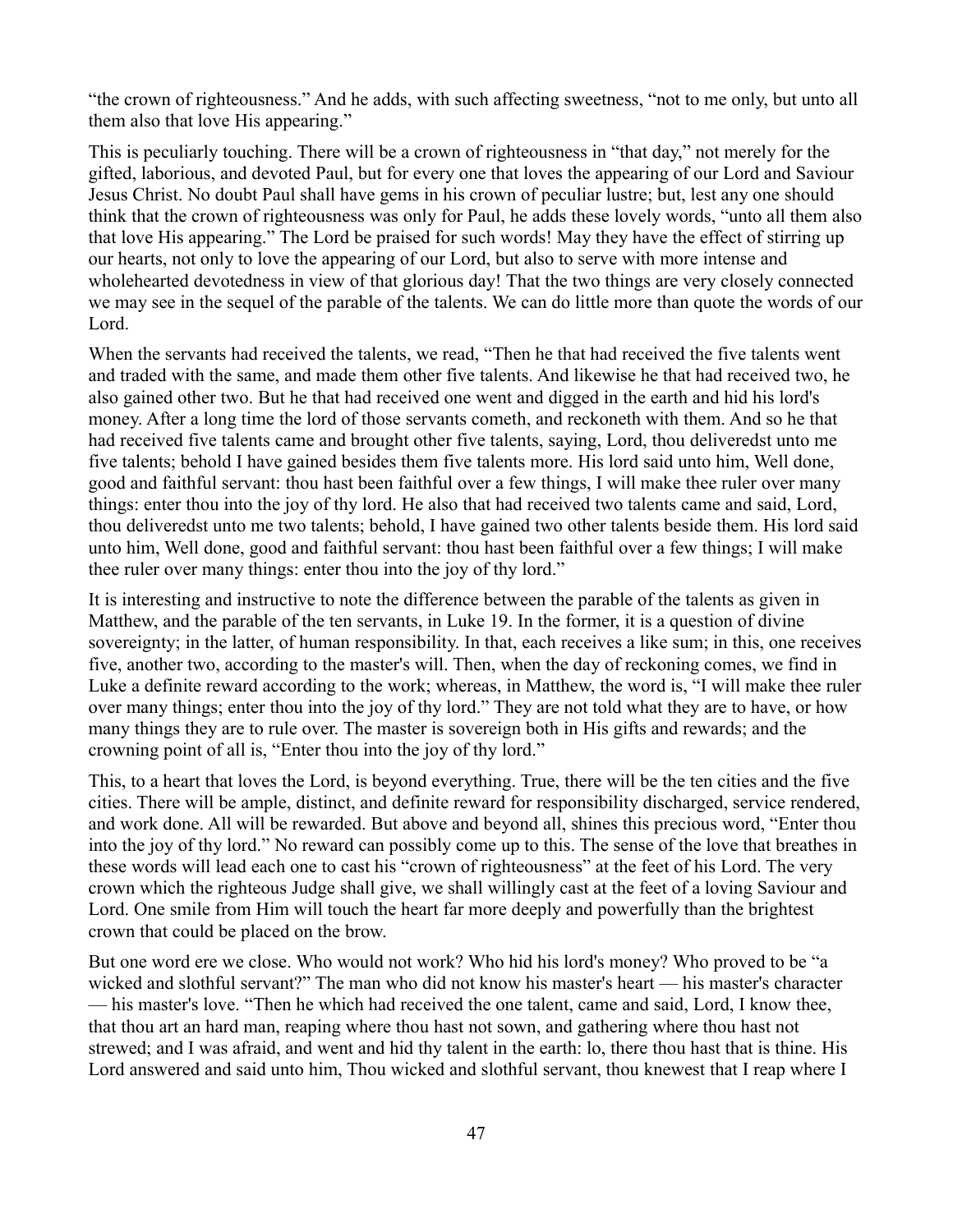"the crown of righteousness." And he adds, with such affecting sweetness, "not to me only, but unto all them also that love His appearing."

This is peculiarly touching. There will be a crown of righteousness in "that day," not merely for the gifted, laborious, and devoted Paul, but for every one that loves the appearing of our Lord and Saviour Jesus Christ. No doubt Paul shall have gems in his crown of peculiar lustre; but, lest any one should think that the crown of righteousness was only for Paul, he adds these lovely words, "unto all them also that love His appearing." The Lord be praised for such words! May they have the effect of stirring up our hearts, not only to love the appearing of our Lord, but also to serve with more intense and wholehearted devotedness in view of that glorious day! That the two things are very closely connected we may see in the sequel of the parable of the talents. We can do little more than quote the words of our Lord.

When the servants had received the talents, we read, "Then he that had received the five talents went and traded with the same, and made them other five talents. And likewise he that had received two, he also gained other two. But he that had received one went and digged in the earth and hid his lord's money. After a long time the lord of those servants cometh, and reckoneth with them. And so he that had received five talents came and brought other five talents, saying, Lord, thou deliveredst unto me five talents; behold I have gained besides them five talents more. His lord said unto him, Well done, good and faithful servant: thou hast been faithful over a few things, I will make thee ruler over many things: enter thou into the joy of thy lord. He also that had received two talents came and said, Lord, thou deliveredst unto me two talents; behold, I have gained two other talents beside them. His lord said unto him, Well done, good and faithful servant: thou hast been faithful over a few things; I will make thee ruler over many things: enter thou into the joy of thy lord."

It is interesting and instructive to note the difference between the parable of the talents as given in Matthew, and the parable of the ten servants, in Luke 19. In the former, it is a question of divine sovereignty; in the latter, of human responsibility. In that, each receives a like sum; in this, one receives five, another two, according to the master's will. Then, when the day of reckoning comes, we find in Luke a definite reward according to the work; whereas, in Matthew, the word is, "I will make thee ruler over many things; enter thou into the joy of thy lord." They are not told what they are to have, or how many things they are to rule over. The master is sovereign both in His gifts and rewards; and the crowning point of all is, "Enter thou into the joy of thy lord."

This, to a heart that loves the Lord, is beyond everything. True, there will be the ten cities and the five cities. There will be ample, distinct, and definite reward for responsibility discharged, service rendered, and work done. All will be rewarded. But above and beyond all, shines this precious word, "Enter thou into the joy of thy lord." No reward can possibly come up to this. The sense of the love that breathes in these words will lead each one to cast his "crown of righteousness" at the feet of his Lord. The very crown which the righteous Judge shall give, we shall willingly cast at the feet of a loving Saviour and Lord. One smile from Him will touch the heart far more deeply and powerfully than the brightest crown that could be placed on the brow.

But one word ere we close. Who would not work? Who hid his lord's money? Who proved to be "a wicked and slothful servant?" The man who did not know his master's heart — his master's character — his master's love. "Then he which had received the one talent, came and said, Lord, I know thee, that thou art an hard man, reaping where thou hast not sown, and gathering where thou hast not strewed; and I was afraid, and went and hid thy talent in the earth: lo, there thou hast that is thine. His Lord answered and said unto him, Thou wicked and slothful servant, thou knewest that I reap where I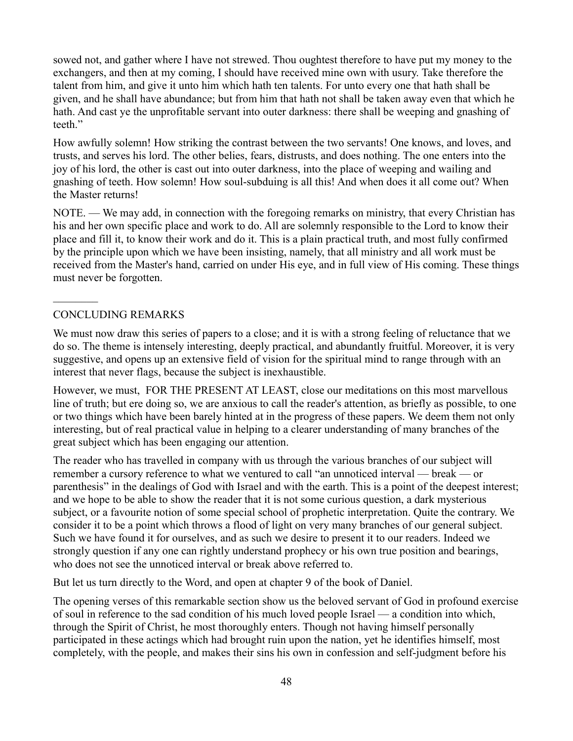sowed not, and gather where I have not strewed. Thou oughtest therefore to have put my money to the exchangers, and then at my coming, I should have received mine own with usury. Take therefore the talent from him, and give it unto him which hath ten talents. For unto every one that hath shall be given, and he shall have abundance; but from him that hath not shall be taken away even that which he hath. And cast ye the unprofitable servant into outer darkness: there shall be weeping and gnashing of teeth."

How awfully solemn! How striking the contrast between the two servants! One knows, and loves, and trusts, and serves his lord. The other belies, fears, distrusts, and does nothing. The one enters into the joy of his lord, the other is cast out into outer darkness, into the place of weeping and wailing and gnashing of teeth. How solemn! How soul-subduing is all this! And when does it all come out? When the Master returns!

NOTE. — We may add, in connection with the foregoing remarks on ministry, that every Christian has his and her own specific place and work to do. All are solemnly responsible to the Lord to know their place and fill it, to know their work and do it. This is a plain practical truth, and most fully confirmed by the principle upon which we have been insisting, namely, that all ministry and all work must be received from the Master's hand, carried on under His eye, and in full view of His coming. These things must never be forgotten.

---

## CONCLUDING REMARKS

We must now draw this series of papers to a close; and it is with a strong feeling of reluctance that we do so. The theme is intensely interesting, deeply practical, and abundantly fruitful. Moreover, it is very suggestive, and opens up an extensive field of vision for the spiritual mind to range through with an interest that never flags, because the subject is inexhaustible.

However, we must, FOR THE PRESENT AT LEAST, close our meditations on this most marvellous line of truth; but ere doing so, we are anxious to call the reader's attention, as briefly as possible, to one or two things which have been barely hinted at in the progress of these papers. We deem them not only interesting, but of real practical value in helping to a clearer understanding of many branches of the great subject which has been engaging our attention.

The reader who has travelled in company with us through the various branches of our subject will remember a cursory reference to what we ventured to call "an unnoticed interval — break — or parenthesis" in the dealings of God with Israel and with the earth. This is a point of the deepest interest; and we hope to be able to show the reader that it is not some curious question, a dark mysterious subject, or a favourite notion of some special school of prophetic interpretation. Quite the contrary. We consider it to be a point which throws a flood of light on very many branches of our general subject. Such we have found it for ourselves, and as such we desire to present it to our readers. Indeed we strongly question if any one can rightly understand prophecy or his own true position and bearings, who does not see the unnoticed interval or break above referred to.

But let us turn directly to the Word, and open at chapter 9 of the book of Daniel.

The opening verses of this remarkable section show us the beloved servant of God in profound exercise of soul in reference to the sad condition of his much loved people Israel — a condition into which, through the Spirit of Christ, he most thoroughly enters. Though not having himself personally participated in these actings which had brought ruin upon the nation, yet he identifies himself, most completely, with the people, and makes their sins his own in confession and self-judgment before his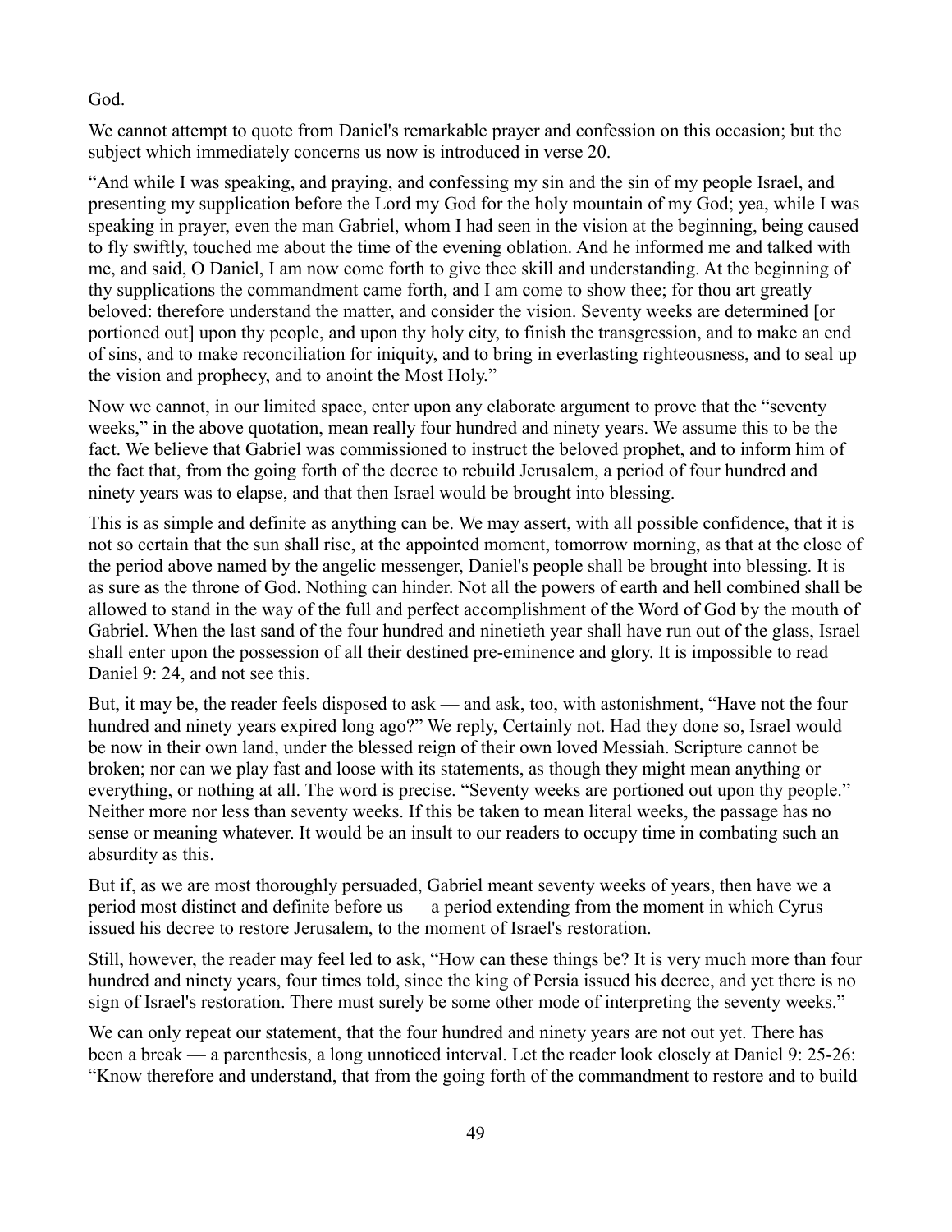God.

We cannot attempt to quote from Daniel's remarkable prayer and confession on this occasion; but the subject which immediately concerns us now is introduced in verse 20.

"And while I was speaking, and praying, and confessing my sin and the sin of my people Israel, and presenting my supplication before the Lord my God for the holy mountain of my God; yea, while I was speaking in prayer, even the man Gabriel, whom I had seen in the vision at the beginning, being caused to fly swiftly, touched me about the time of the evening oblation. And he informed me and talked with me, and said, O Daniel, I am now come forth to give thee skill and understanding. At the beginning of thy supplications the commandment came forth, and I am come to show thee; for thou art greatly beloved: therefore understand the matter, and consider the vision. Seventy weeks are determined [or portioned out] upon thy people, and upon thy holy city, to finish the transgression, and to make an end of sins, and to make reconciliation for iniquity, and to bring in everlasting righteousness, and to seal up the vision and prophecy, and to anoint the Most Holy."

Now we cannot, in our limited space, enter upon any elaborate argument to prove that the "seventy weeks," in the above quotation, mean really four hundred and ninety years. We assume this to be the fact. We believe that Gabriel was commissioned to instruct the beloved prophet, and to inform him of the fact that, from the going forth of the decree to rebuild Jerusalem, a period of four hundred and ninety years was to elapse, and that then Israel would be brought into blessing.

This is as simple and definite as anything can be. We may assert, with all possible confidence, that it is not so certain that the sun shall rise, at the appointed moment, tomorrow morning, as that at the close of the period above named by the angelic messenger, Daniel's people shall be brought into blessing. It is as sure as the throne of God. Nothing can hinder. Not all the powers of earth and hell combined shall be allowed to stand in the way of the full and perfect accomplishment of the Word of God by the mouth of Gabriel. When the last sand of the four hundred and ninetieth year shall have run out of the glass, Israel shall enter upon the possession of all their destined pre-eminence and glory. It is impossible to read Daniel 9: 24, and not see this.

But, it may be, the reader feels disposed to ask — and ask, too, with astonishment, "Have not the four hundred and ninety years expired long ago?" We reply, Certainly not. Had they done so, Israel would be now in their own land, under the blessed reign of their own loved Messiah. Scripture cannot be broken; nor can we play fast and loose with its statements, as though they might mean anything or everything, or nothing at all. The word is precise. "Seventy weeks are portioned out upon thy people." Neither more nor less than seventy weeks. If this be taken to mean literal weeks, the passage has no sense or meaning whatever. It would be an insult to our readers to occupy time in combating such an absurdity as this.

But if, as we are most thoroughly persuaded, Gabriel meant seventy weeks of years, then have we a period most distinct and definite before us — a period extending from the moment in which Cyrus issued his decree to restore Jerusalem, to the moment of Israel's restoration.

Still, however, the reader may feel led to ask, "How can these things be? It is very much more than four hundred and ninety years, four times told, since the king of Persia issued his decree, and yet there is no sign of Israel's restoration. There must surely be some other mode of interpreting the seventy weeks."

We can only repeat our statement, that the four hundred and ninety years are not out yet. There has been a break — a parenthesis, a long unnoticed interval. Let the reader look closely at Daniel 9: 25-26: "Know therefore and understand, that from the going forth of the commandment to restore and to build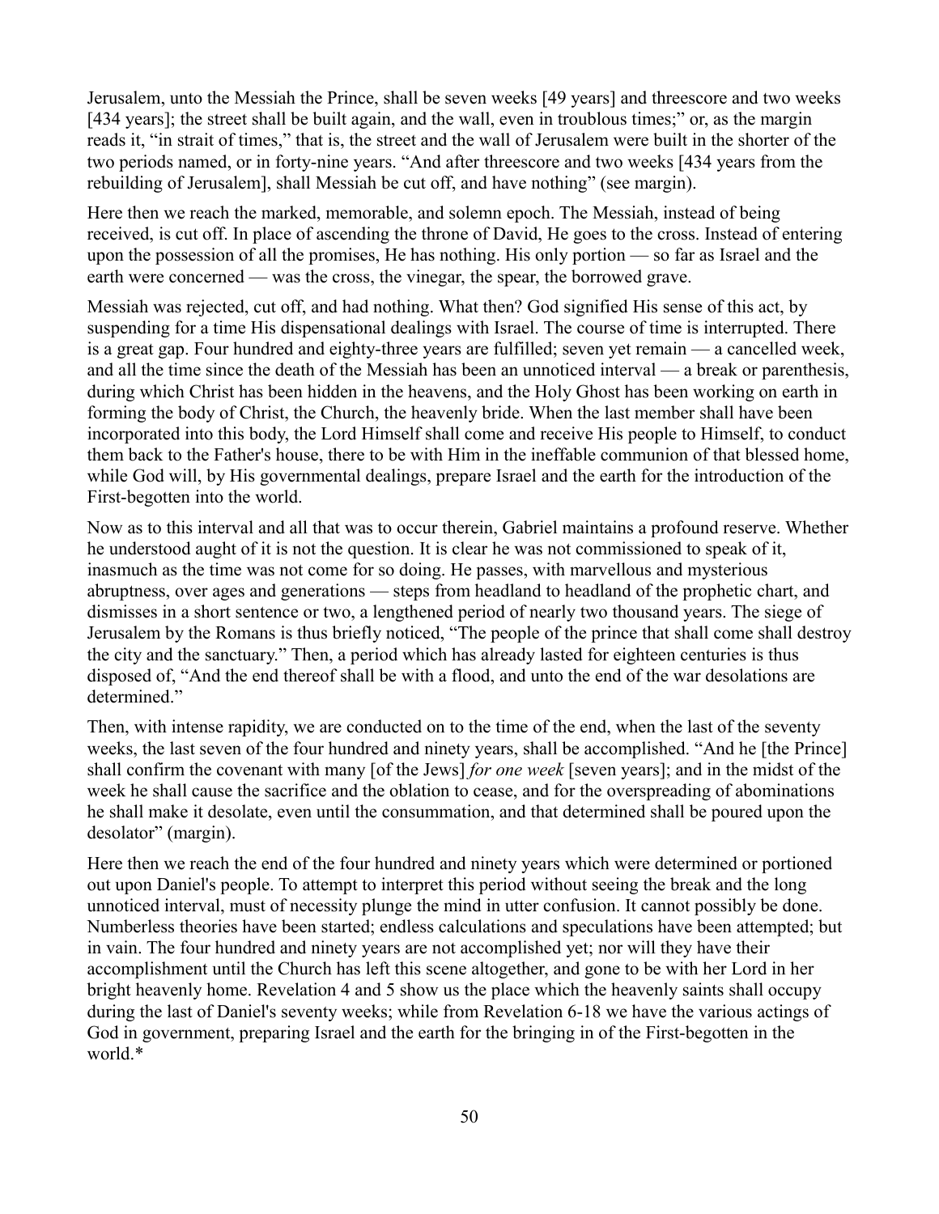Jerusalem, unto the Messiah the Prince, shall be seven weeks [49 years] and threescore and two weeks [434 years]; the street shall be built again, and the wall, even in troublous times;" or, as the margin reads it, "in strait of times," that is, the street and the wall of Jerusalem were built in the shorter of the two periods named, or in forty-nine years. "And after threescore and two weeks [434 years from the rebuilding of Jerusalem], shall Messiah be cut off, and have nothing" (see margin).

Here then we reach the marked, memorable, and solemn epoch. The Messiah, instead of being received, is cut off. In place of ascending the throne of David, He goes to the cross. Instead of entering upon the possession of all the promises, He has nothing. His only portion — so far as Israel and the earth were concerned — was the cross, the vinegar, the spear, the borrowed grave.

Messiah was rejected, cut off, and had nothing. What then? God signified His sense of this act, by suspending for a time His dispensational dealings with Israel. The course of time is interrupted. There is a great gap. Four hundred and eighty-three years are fulfilled; seven yet remain — a cancelled week, and all the time since the death of the Messiah has been an unnoticed interval — a break or parenthesis, during which Christ has been hidden in the heavens, and the Holy Ghost has been working on earth in forming the body of Christ, the Church, the heavenly bride. When the last member shall have been incorporated into this body, the Lord Himself shall come and receive His people to Himself, to conduct them back to the Father's house, there to be with Him in the ineffable communion of that blessed home, while God will, by His governmental dealings, prepare Israel and the earth for the introduction of the First-begotten into the world.

Now as to this interval and all that was to occur therein, Gabriel maintains a profound reserve. Whether he understood aught of it is not the question. It is clear he was not commissioned to speak of it, inasmuch as the time was not come for so doing. He passes, with marvellous and mysterious abruptness, over ages and generations — steps from headland to headland of the prophetic chart, and dismisses in a short sentence or two, a lengthened period of nearly two thousand years. The siege of Jerusalem by the Romans is thus briefly noticed, "The people of the prince that shall come shall destroy the city and the sanctuary." Then, a period which has already lasted for eighteen centuries is thus disposed of, "And the end thereof shall be with a flood, and unto the end of the war desolations are determined."

Then, with intense rapidity, we are conducted on to the time of the end, when the last of the seventy weeks, the last seven of the four hundred and ninety years, shall be accomplished. "And he [the Prince] shall confirm the covenant with many [of the Jews] *for one week* [seven years]; and in the midst of the week he shall cause the sacrifice and the oblation to cease, and for the overspreading of abominations he shall make it desolate, even until the consummation, and that determined shall be poured upon the desolator" (margin).

Here then we reach the end of the four hundred and ninety years which were determined or portioned out upon Daniel's people. To attempt to interpret this period without seeing the break and the long unnoticed interval, must of necessity plunge the mind in utter confusion. It cannot possibly be done. Numberless theories have been started; endless calculations and speculations have been attempted; but in vain. The four hundred and ninety years are not accomplished yet; nor will they have their accomplishment until the Church has left this scene altogether, and gone to be with her Lord in her bright heavenly home. Revelation 4 and 5 show us the place which the heavenly saints shall occupy during the last of Daniel's seventy weeks; while from Revelation 6-18 we have the various actings of God in government, preparing Israel and the earth for the bringing in of the First-begotten in the world.*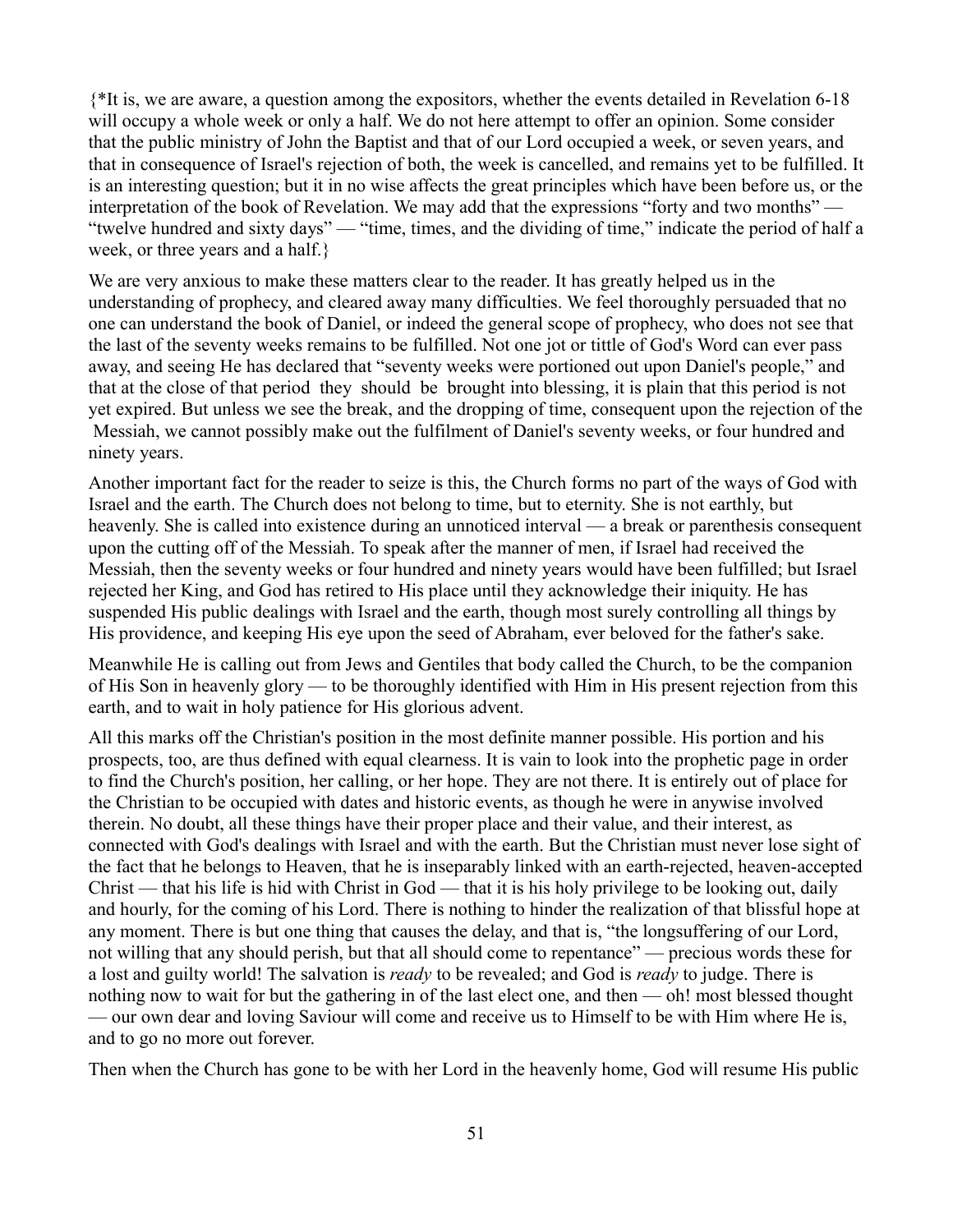{*It is, we are aware, a question among the expositors, whether the events detailed in Revelation 6-18 will occupy a whole week or only a half. We do not here attempt to offer an opinion. Some consider that the public ministry of John the Baptist and that of our Lord occupied a week, or seven years, and that in consequence of Israel's rejection of both, the week is cancelled, and remains yet to be fulfilled. It is an interesting question; but it in no wise affects the great principles which have been before us, or the interpretation of the book of Revelation. We may add that the expressions "forty and two months" — "twelve hundred and sixty days" — "time, times, and the dividing of time," indicate the period of half a week, or three years and a half.}

We are very anxious to make these matters clear to the reader. It has greatly helped us in the understanding of prophecy, and cleared away many difficulties. We feel thoroughly persuaded that no one can understand the book of Daniel, or indeed the general scope of prophecy, who does not see that the last of the seventy weeks remains to be fulfilled. Not one jot or tittle of God's Word can ever pass away, and seeing He has declared that "seventy weeks were portioned out upon Daniel's people," and that at the close of that period they should be brought into blessing, it is plain that this period is not yet expired. But unless we see the break, and the dropping of time, consequent upon the rejection of the Messiah, we cannot possibly make out the fulfilment of Daniel's seventy weeks, or four hundred and ninety years.

Another important fact for the reader to seize is this, the Church forms no part of the ways of God with Israel and the earth. The Church does not belong to time, but to eternity. She is not earthly, but heavenly. She is called into existence during an unnoticed interval — a break or parenthesis consequent upon the cutting off of the Messiah. To speak after the manner of men, if Israel had received the Messiah, then the seventy weeks or four hundred and ninety years would have been fulfilled; but Israel rejected her King, and God has retired to His place until they acknowledge their iniquity. He has suspended His public dealings with Israel and the earth, though most surely controlling all things by His providence, and keeping His eye upon the seed of Abraham, ever beloved for the father's sake.

Meanwhile He is calling out from Jews and Gentiles that body called the Church, to be the companion of His Son in heavenly glory — to be thoroughly identified with Him in His present rejection from this earth, and to wait in holy patience for His glorious advent.

All this marks off the Christian's position in the most definite manner possible. His portion and his prospects, too, are thus defined with equal clearness. It is vain to look into the prophetic page in order to find the Church's position, her calling, or her hope. They are not there. It is entirely out of place for the Christian to be occupied with dates and historic events, as though he were in anywise involved therein. No doubt, all these things have their proper place and their value, and their interest, as connected with God's dealings with Israel and with the earth. But the Christian must never lose sight of the fact that he belongs to Heaven, that he is inseparably linked with an earth-rejected, heaven-accepted Christ — that his life is hid with Christ in God — that it is his holy privilege to be looking out, daily and hourly, for the coming of his Lord. There is nothing to hinder the realization of that blissful hope at any moment. There is but one thing that causes the delay, and that is, "the longsuffering of our Lord, not willing that any should perish, but that all should come to repentance" — precious words these for a lost and guilty world! The salvation is *ready* to be revealed; and God is *ready* to judge. There is nothing now to wait for but the gathering in of the last elect one, and then — oh! most blessed thought — our own dear and loving Saviour will come and receive us to Himself to be with Him where He is, and to go no more out forever.

Then when the Church has gone to be with her Lord in the heavenly home, God will resume His public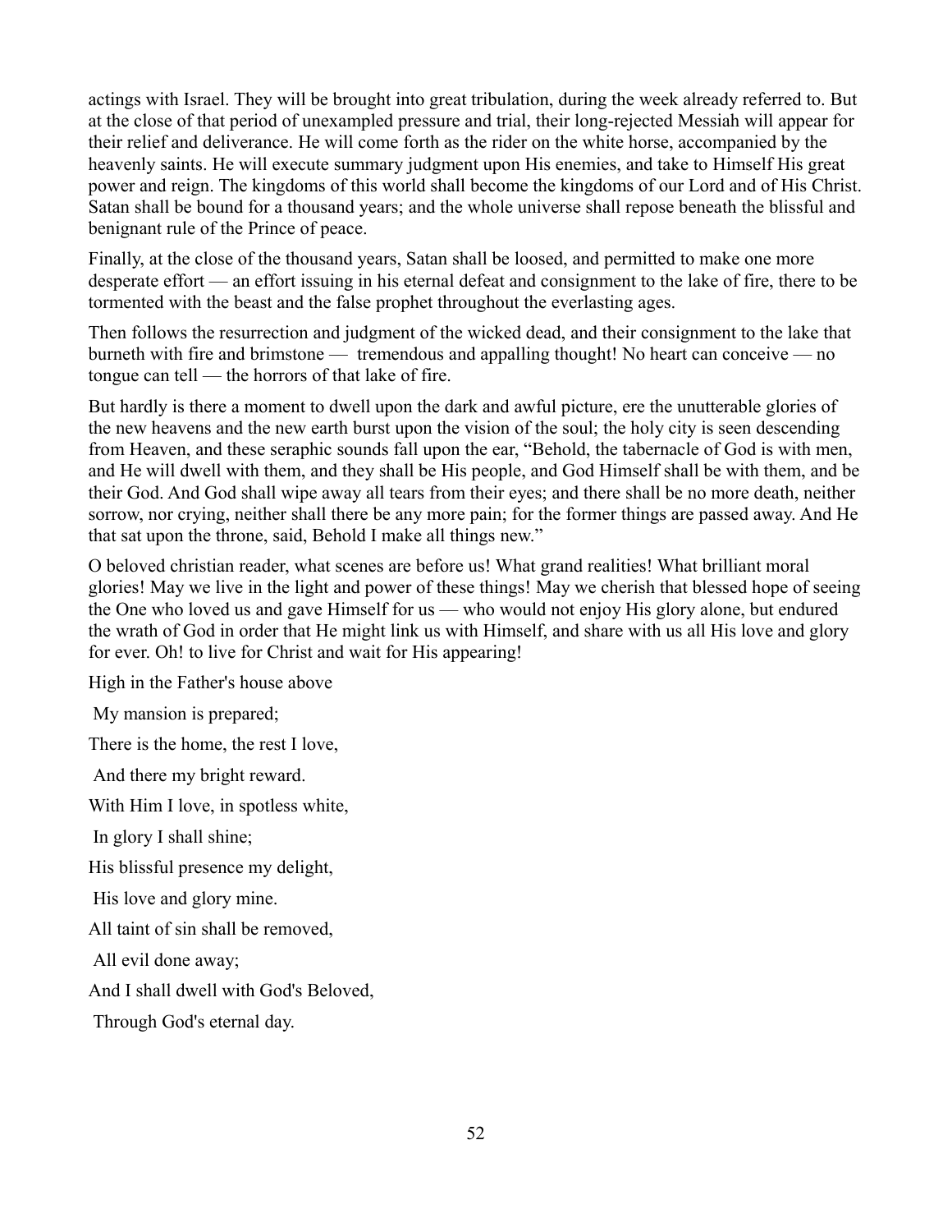actings with Israel. They will be brought into great tribulation, during the week already referred to. But at the close of that period of unexampled pressure and trial, their long-rejected Messiah will appear for their relief and deliverance. He will come forth as the rider on the white horse, accompanied by the heavenly saints. He will execute summary judgment upon His enemies, and take to Himself His great power and reign. The kingdoms of this world shall become the kingdoms of our Lord and of His Christ. Satan shall be bound for a thousand years; and the whole universe shall repose beneath the blissful and benignant rule of the Prince of peace.

Finally, at the close of the thousand years, Satan shall be loosed, and permitted to make one more desperate effort — an effort issuing in his eternal defeat and consignment to the lake of fire, there to be tormented with the beast and the false prophet throughout the everlasting ages.

Then follows the resurrection and judgment of the wicked dead, and their consignment to the lake that burneth with fire and brimstone — tremendous and appalling thought! No heart can conceive — no tongue can tell — the horrors of that lake of fire.

But hardly is there a moment to dwell upon the dark and awful picture, ere the unutterable glories of the new heavens and the new earth burst upon the vision of the soul; the holy city is seen descending from Heaven, and these seraphic sounds fall upon the ear, “Behold, the tabernacle of God is with men, and He will dwell with them, and they shall be His people, and God Himself shall be with them, and be their God. And God shall wipe away all tears from their eyes; and there shall be no more death, neither sorrow, nor crying, neither shall there be any more pain; for the former things are passed away. And He that sat upon the throne, said, Behold I make all things new.”

O beloved christian reader, what scenes are before us! What grand realities! What brilliant moral glories! May we live in the light and power of these things! May we cherish that blessed hope of seeing the One who loved us and gave Himself for us — who would not enjoy His glory alone, but endured the wrath of God in order that He might link us with Himself, and share with us all His love and glory for ever. Oh! to live for Christ and wait for His appearing!

High in the Father's house above

My mansion is prepared;

There is the home, the rest I love,

And there my bright reward.

With Him I love, in spotless white,

In glory I shall shine;

His blissful presence my delight,

His love and glory mine.

All taint of sin shall be removed,

All evil done away;

And I shall dwell with God's Beloved,

Through God's eternal day.